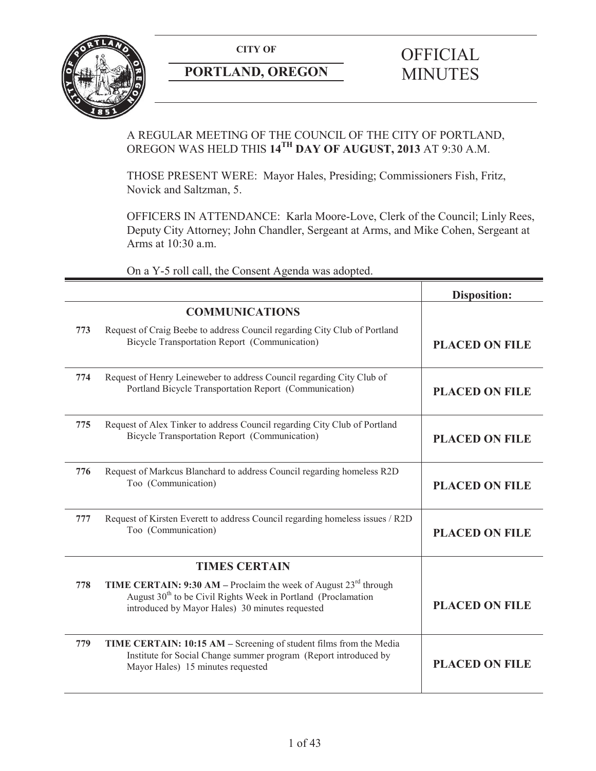**CITY OF**

**PORTLAND, OREGON**

# OFFICIAL MINUTES

A REGULAR MEETING OF THE COUNCIL OF THE CITY OF PORTLAND, OREGON WAS HELD THIS **14TH DAY OF AUGUST, 2013** AT 9:30 A.M.

THOSE PRESENT WERE: Mayor Hales, Presiding; Commissioners Fish, Fritz, Novick and Saltzman, 5.

OFFICERS IN ATTENDANCE: Karla Moore-Love, Clerk of the Council; Linly Rees, Deputy City Attorney; John Chandler, Sergeant at Arms, and Mike Cohen, Sergeant at Arms at 10:30 a.m.

On a Y-5 roll call, the Consent Agenda was adopted.

| | | **Disposition:** |
|---|---|---|
| | **COMMUNICATIONS** | |
| **773** | Request of Craig Beebe to address Council regarding City Club of Portland Bicycle Transportation Report (Communication) | **PLACED ON FILE** |
| **774** | Request of Henry Leineweber to address Council regarding City Club of Portland Bicycle Transportation Report (Communication) | **PLACED ON FILE** |
| **775** | Request of Alex Tinker to address Council regarding City Club of Portland Bicycle Transportation Report (Communication) | **PLACED ON FILE** |
| **776** | Request of Markcus Blanchard to address Council regarding homeless R2D Too (Communication) | **PLACED ON FILE** |
| **777** | Request of Kirsten Everett to address Council regarding homeless issues / R2D Too (Communication) | **PLACED ON FILE** |
| | **TIMES CERTAIN** | |
| **778** | **TIME CERTAIN: 9:30 AM –** Proclaim the week of August 23rd through August 30th to be Civil Rights Week in Portland (Proclamation introduced by Mayor Hales) 30 minutes requested | **PLACED ON FILE** |
| **779** | **TIME CERTAIN: 10:15 AM –** Screening of student films from the Media Institute for Social Change summer program (Report introduced by Mayor Hales) 15 minutes requested | **PLACED ON FILE** |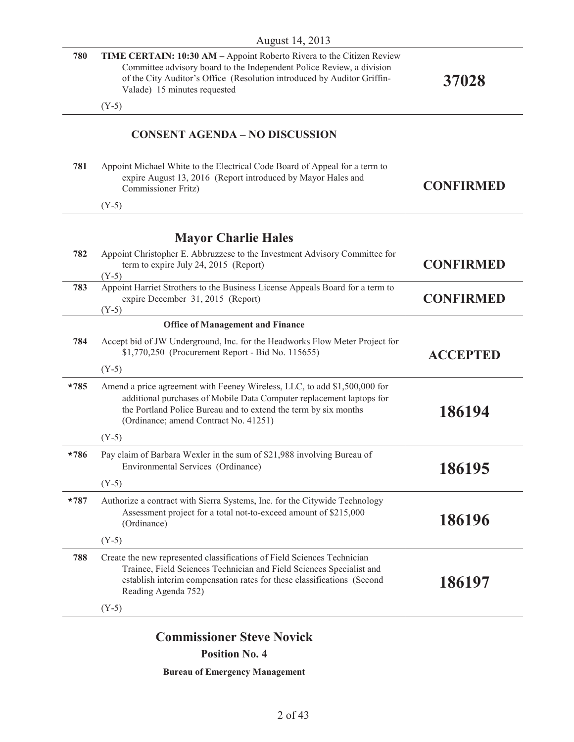August 14, 2013

| | | |
|---|---|---|
| 780 | **TIME CERTAIN: 10:30 AM –** Appoint Roberto Rivera to the Citizen Review Committee advisory board to the Independent Police Review, a division of the City Auditor's Office (Resolution introduced by Auditor Griffin-Valade) 15 minutes requested<br><br>(Y-5) | **37028** |
| | **CONSENT AGENDA – NO DISCUSSION** | |
| 781 | Appoint Michael White to the Electrical Code Board of Appeal for a term to expire August 13, 2016 (Report introduced by Mayor Hales and Commissioner Fritz)<br><br>(Y-5) | **CONFIRMED** |
| | **Mayor Charlie Hales** | |
| 782 | Appoint Christopher E. Abbruzzese to the Investment Advisory Committee for term to expire July 24, 2015 (Report)<br>(Y-5) | **CONFIRMED** |
| 783 | Appoint Harriet Strothers to the Business License Appeals Board for a term to expire December 31, 2015 (Report)<br>(Y-5) | **CONFIRMED** |
| | **Office of Management and Finance** | |
| 784 | Accept bid of JW Underground, Inc. for the Headworks Flow Meter Project for $1,770,250 (Procurement Report - Bid No. 115655)<br><br>(Y-5) | **ACCEPTED** |
| *785 | Amend a price agreement with Feeney Wireless, LLC, to add $1,500,000 for additional purchases of Mobile Data Computer replacement laptops for the Portland Police Bureau and to extend the term by six months (Ordinance; amend Contract No. 41251)<br><br>(Y-5) | **186194** |
| *786 | Pay claim of Barbara Wexler in the sum of $21,988 involving Bureau of Environmental Services (Ordinance)<br><br>(Y-5) | **186195** |
| *787 | Authorize a contract with Sierra Systems, Inc. for the Citywide Technology Assessment project for a total not-to-exceed amount of $215,000 (Ordinance)<br><br>(Y-5) | **186196** |
| 788 | Create the new represented classifications of Field Sciences Technician Trainee, Field Sciences Technician and Field Sciences Specialist and establish interim compensation rates for these classifications (Second Reading Agenda 752)<br><br>(Y-5) | **186197** |
| | **Commissioner Steve Novick**<br>**Position No. 4**<br>**Bureau of Emergency Management** | |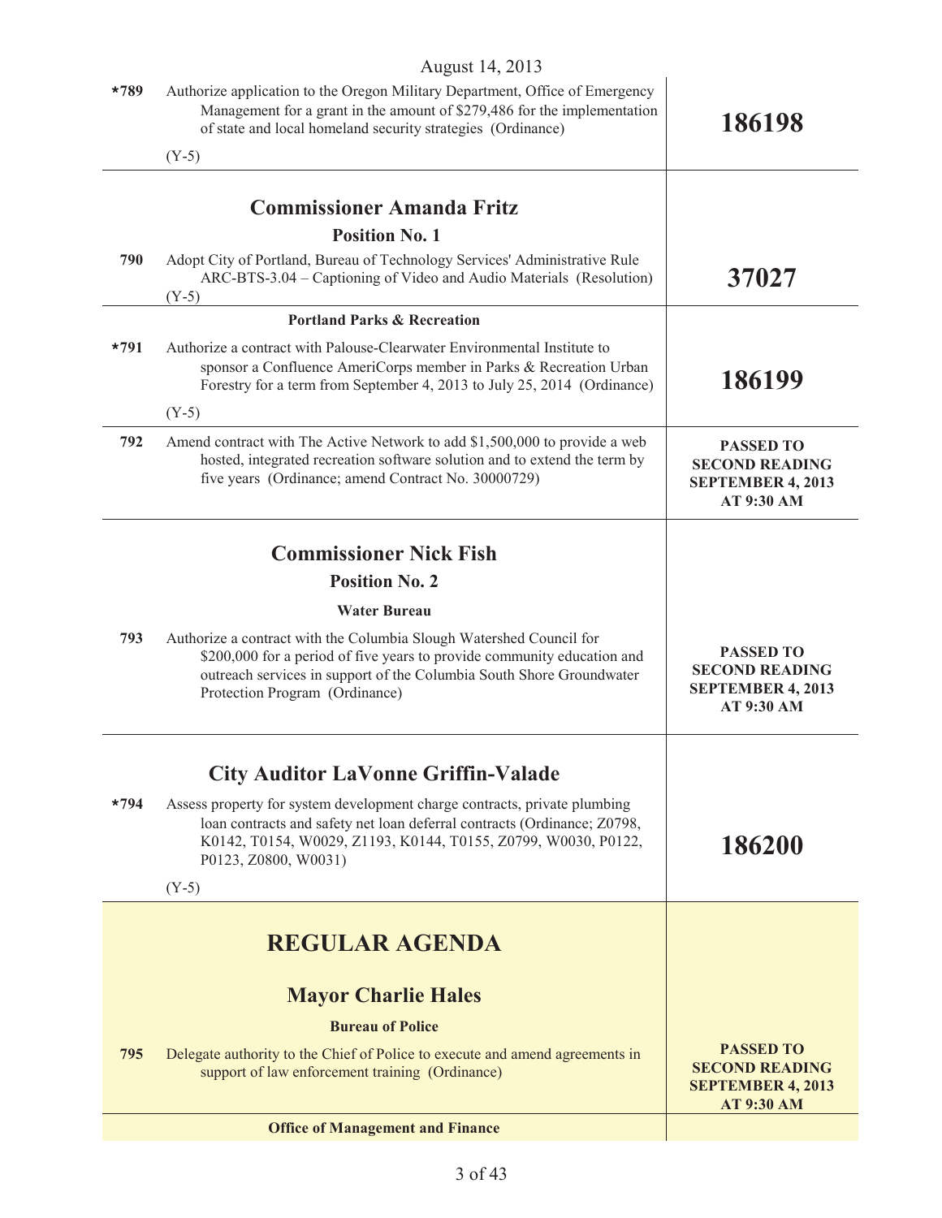August 14, 2013

| | | |
|---|---|---|
| *789 | Authorize application to the Oregon Military Department, Office of Emergency Management for a grant in the amount of $279,486 for the implementation of state and local homeland security strategies (Ordinance)<br><br>(Y-5) | **186198** |

## Commissioner Amanda Fritz

### Position No. 1

| | | |
|---|---|---|
| 790 | Adopt City of Portland, Bureau of Technology Services' Administrative Rule ARC-BTS-3.04 – Captioning of Video and Audio Materials (Resolution)<br>(Y-5) | **37027** |

**Portland Parks & Recreation**

| | | |
|---|---|---|
| *791 | Authorize a contract with Palouse-Clearwater Environmental Institute to sponsor a Confluence AmeriCorps member in Parks & Recreation Urban Forestry for a term from September 4, 2013 to July 25, 2014 (Ordinance)<br><br>(Y-5) | **186199** |
| 792 | Amend contract with The Active Network to add $1,500,000 to provide a web hosted, integrated recreation software solution and to extend the term by five years (Ordinance; amend Contract No. 30000729) | **PASSED TO SECOND READING SEPTEMBER 4, 2013 AT 9:30 AM** |

## Commissioner Nick Fish

### Position No. 2

**Water Bureau**

| | | |
|---|---|---|
| 793 | Authorize a contract with the Columbia Slough Watershed Council for $200,000 for a period of five years to provide community education and outreach services in support of the Columbia South Shore Groundwater Protection Program (Ordinance) | **PASSED TO SECOND READING SEPTEMBER 4, 2013 AT 9:30 AM** |

## City Auditor LaVonne Griffin-Valade

| | | |
|---|---|---|
| *794 | Assess property for system development charge contracts, private plumbing loan contracts and safety net loan deferral contracts (Ordinance; Z0798, K0142, T0154, W0029, Z1193, K0144, T0155, Z0799, W0030, P0122, P0123, Z0800, W0031)<br><br>(Y-5) | **186200** |

# REGULAR AGENDA

## Mayor Charlie Hales

**Bureau of Police**

| | | |
|---|---|---|
| 795 | Delegate authority to the Chief of Police to execute and amend agreements in support of law enforcement training (Ordinance) | **PASSED TO SECOND READING SEPTEMBER 4, 2013 AT 9:30 AM** |

**Office of Management and Finance**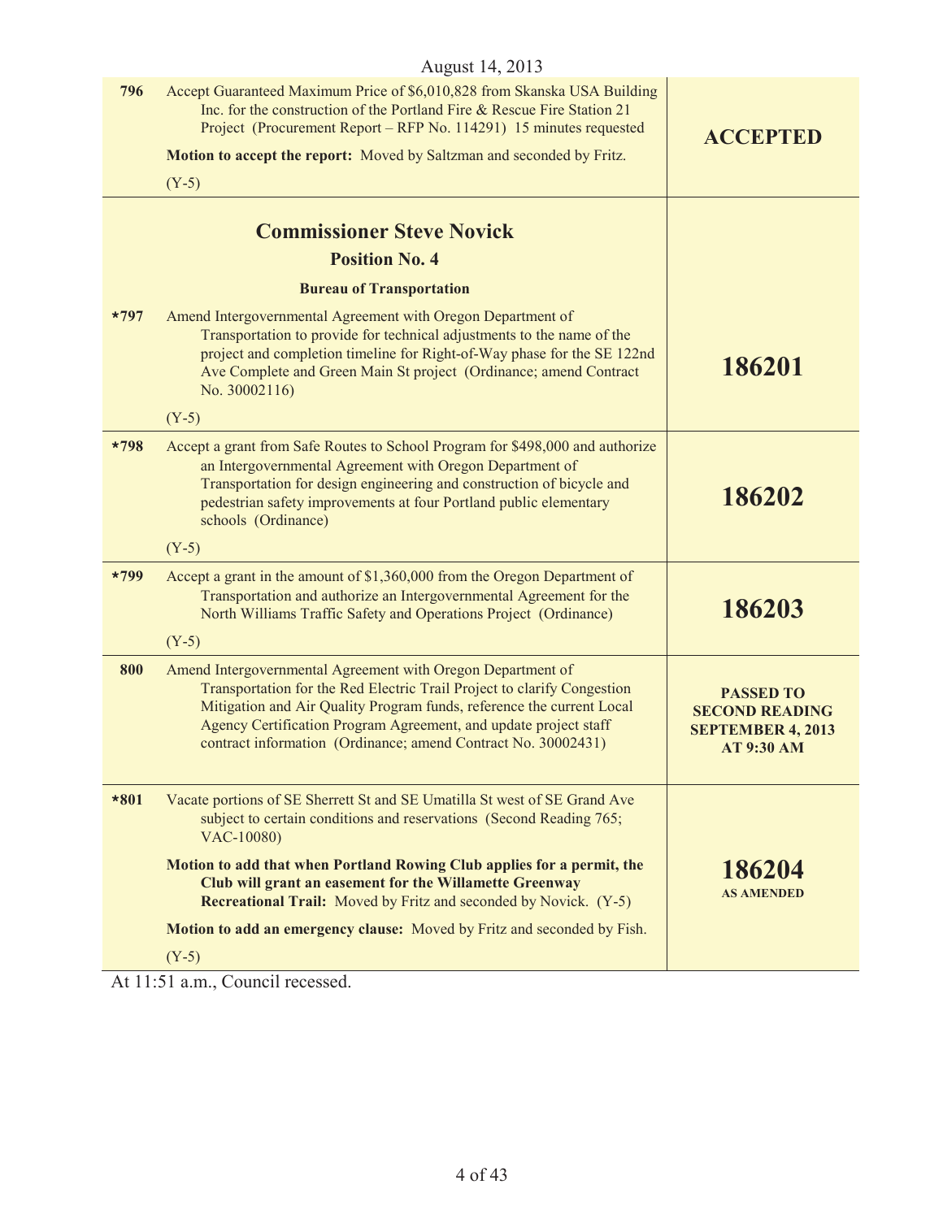August 14, 2013

| | | |
|---|---|---|
| 796 | Accept Guaranteed Maximum Price of $6,010,828 from Skanska USA Building Inc. for the construction of the Portland Fire & Rescue Fire Station 21 Project (Procurement Report – RFP No. 114291) 15 minutes requested<br><br>**Motion to accept the report:** Moved by Saltzman and seconded by Fritz.<br><br>(Y-5) | **ACCEPTED** |
| | **Commissioner Steve Novick**<br>**Position No. 4**<br>**Bureau of Transportation** | |
| *797 | Amend Intergovernmental Agreement with Oregon Department of Transportation to provide for technical adjustments to the name of the project and completion timeline for Right-of-Way phase for the SE 122nd Ave Complete and Green Main St project (Ordinance; amend Contract No. 30002116)<br><br>(Y-5) | **186201** |
| *798 | Accept a grant from Safe Routes to School Program for $498,000 and authorize an Intergovernmental Agreement with Oregon Department of Transportation for design engineering and construction of bicycle and pedestrian safety improvements at four Portland public elementary schools (Ordinance)<br><br>(Y-5) | **186202** |
| *799 | Accept a grant in the amount of $1,360,000 from the Oregon Department of Transportation and authorize an Intergovernmental Agreement for the North Williams Traffic Safety and Operations Project (Ordinance)<br><br>(Y-5) | **186203** |
| 800 | Amend Intergovernmental Agreement with Oregon Department of Transportation for the Red Electric Trail Project to clarify Congestion Mitigation and Air Quality Program funds, reference the current Local Agency Certification Program Agreement, and update project staff contract information (Ordinance; amend Contract No. 30002431) | **PASSED TO SECOND READING SEPTEMBER 4, 2013 AT 9:30 AM** |
| *801 | Vacate portions of SE Sherrett St and SE Umatilla St west of SE Grand Ave subject to certain conditions and reservations (Second Reading 765; VAC-10080)<br><br>**Motion to add that when Portland Rowing Club applies for a permit, the Club will grant an easement for the Willamette Greenway Recreational Trail:** Moved by Fritz and seconded by Novick. (Y-5)<br><br>**Motion to add an emergency clause:** Moved by Fritz and seconded by Fish.<br><br>(Y-5) | **186204**<br>**AS AMENDED** |

At 11:51 a.m., Council recessed.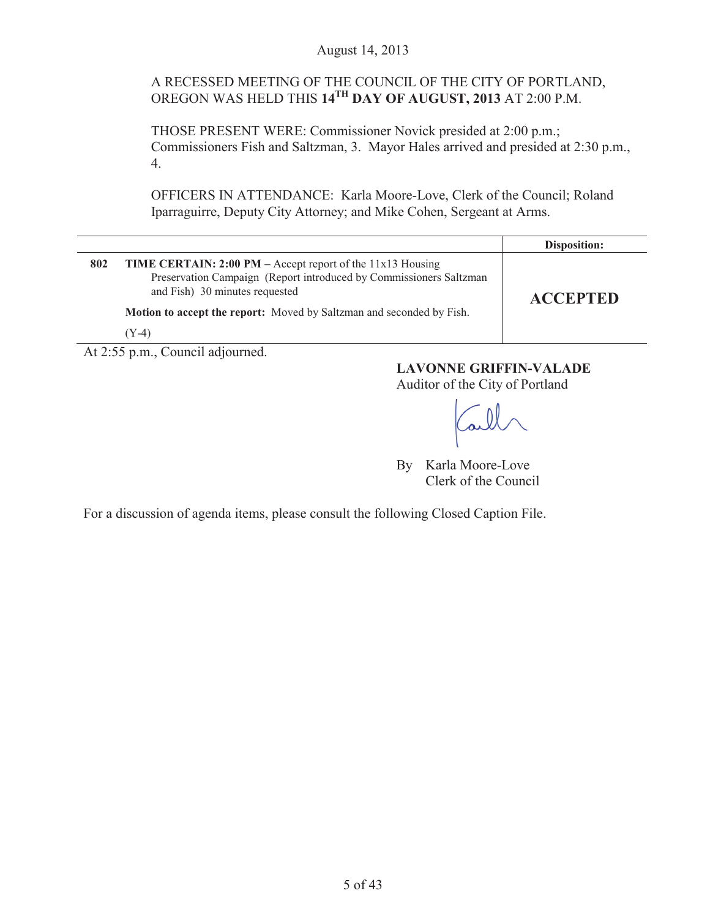August 14, 2013

A RECESSED MEETING OF THE COUNCIL OF THE CITY OF PORTLAND, OREGON WAS HELD THIS **14TH DAY OF AUGUST, 2013** AT 2:00 P.M.

THOSE PRESENT WERE: Commissioner Novick presided at 2:00 p.m.; Commissioners Fish and Saltzman, 3. Mayor Hales arrived and presided at 2:30 p.m., 4.

OFFICERS IN ATTENDANCE: Karla Moore-Love, Clerk of the Council; Roland Iparraguirre, Deputy City Attorney; and Mike Cohen, Sergeant at Arms.

| | | Disposition: |
|---|---|---|
| **802** | **TIME CERTAIN: 2:00 PM –** Accept report of the 11x13 Housing Preservation Campaign (Report introduced by Commissioners Saltzman and Fish) 30 minutes requested<br><br>**Motion to accept the report:** Moved by Saltzman and seconded by Fish.<br><br>(Y-4) | **ACCEPTED** |

At 2:55 p.m., Council adjourned.

**LAVONNE GRIFFIN-VALADE**
Auditor of the City of Portland

By Karla Moore-Love
Clerk of the Council

For a discussion of agenda items, please consult the following Closed Caption File.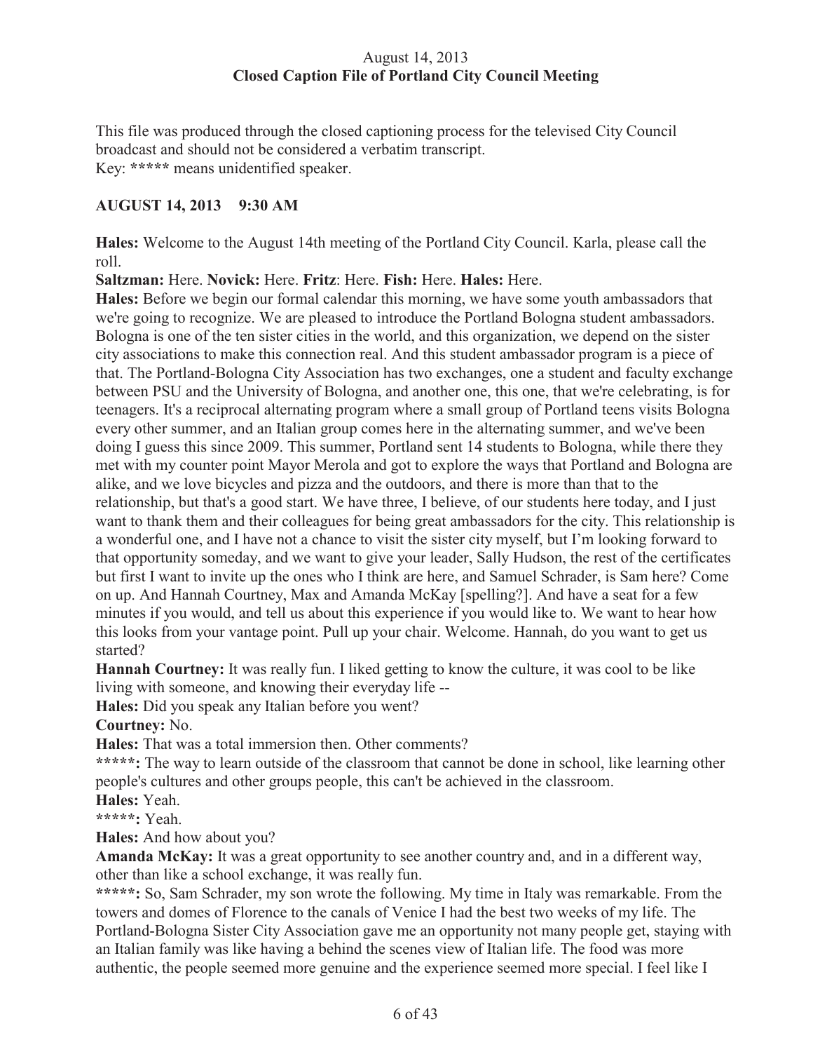August 14, 2013
**Closed Caption File of Portland City Council Meeting**

This file was produced through the closed captioning process for the televised City Council broadcast and should not be considered a verbatim transcript.
Key: ***** means unidentified speaker.

**AUGUST 14, 2013 9:30 AM**

**Hales:** Welcome to the August 14th meeting of the Portland City Council. Karla, please call the roll.

**Saltzman:** Here. **Novick:** Here. **Fritz**: Here. **Fish:** Here. **Hales:** Here.

**Hales:** Before we begin our formal calendar this morning, we have some youth ambassadors that we're going to recognize. We are pleased to introduce the Portland Bologna student ambassadors. Bologna is one of the ten sister cities in the world, and this organization, we depend on the sister city associations to make this connection real. And this student ambassador program is a piece of that. The Portland-Bologna City Association has two exchanges, one a student and faculty exchange between PSU and the University of Bologna, and another one, this one, that we're celebrating, is for teenagers. It's a reciprocal alternating program where a small group of Portland teens visits Bologna every other summer, and an Italian group comes here in the alternating summer, and we've been doing I guess this since 2009. This summer, Portland sent 14 students to Bologna, while there they met with my counter point Mayor Merola and got to explore the ways that Portland and Bologna are alike, and we love bicycles and pizza and the outdoors, and there is more than that to the relationship, but that's a good start. We have three, I believe, of our students here today, and I just want to thank them and their colleagues for being great ambassadors for the city. This relationship is a wonderful one, and I have not a chance to visit the sister city myself, but I'm looking forward to that opportunity someday, and we want to give your leader, Sally Hudson, the rest of the certificates but first I want to invite up the ones who I think are here, and Samuel Schrader, is Sam here? Come on up. And Hannah Courtney, Max and Amanda McKay [spelling?]. And have a seat for a few minutes if you would, and tell us about this experience if you would like to. We want to hear how this looks from your vantage point. Pull up your chair. Welcome. Hannah, do you want to get us started?

**Hannah Courtney:** It was really fun. I liked getting to know the culture, it was cool to be like living with someone, and knowing their everyday life --

**Hales:** Did you speak any Italian before you went?

**Courtney:** No.

**Hales:** That was a total immersion then. Other comments?

*****: The way to learn outside of the classroom that cannot be done in school, like learning other people's cultures and other groups people, this can't be achieved in the classroom.

**Hales:** Yeah.

*****: Yeah.

**Hales:** And how about you?

**Amanda McKay:** It was a great opportunity to see another country and, and in a different way, other than like a school exchange, it was really fun.

*****: So, Sam Schrader, my son wrote the following. My time in Italy was remarkable. From the towers and domes of Florence to the canals of Venice I had the best two weeks of my life. The Portland-Bologna Sister City Association gave me an opportunity not many people get, staying with an Italian family was like having a behind the scenes view of Italian life. The food was more authentic, the people seemed more genuine and the experience seemed more special. I feel like I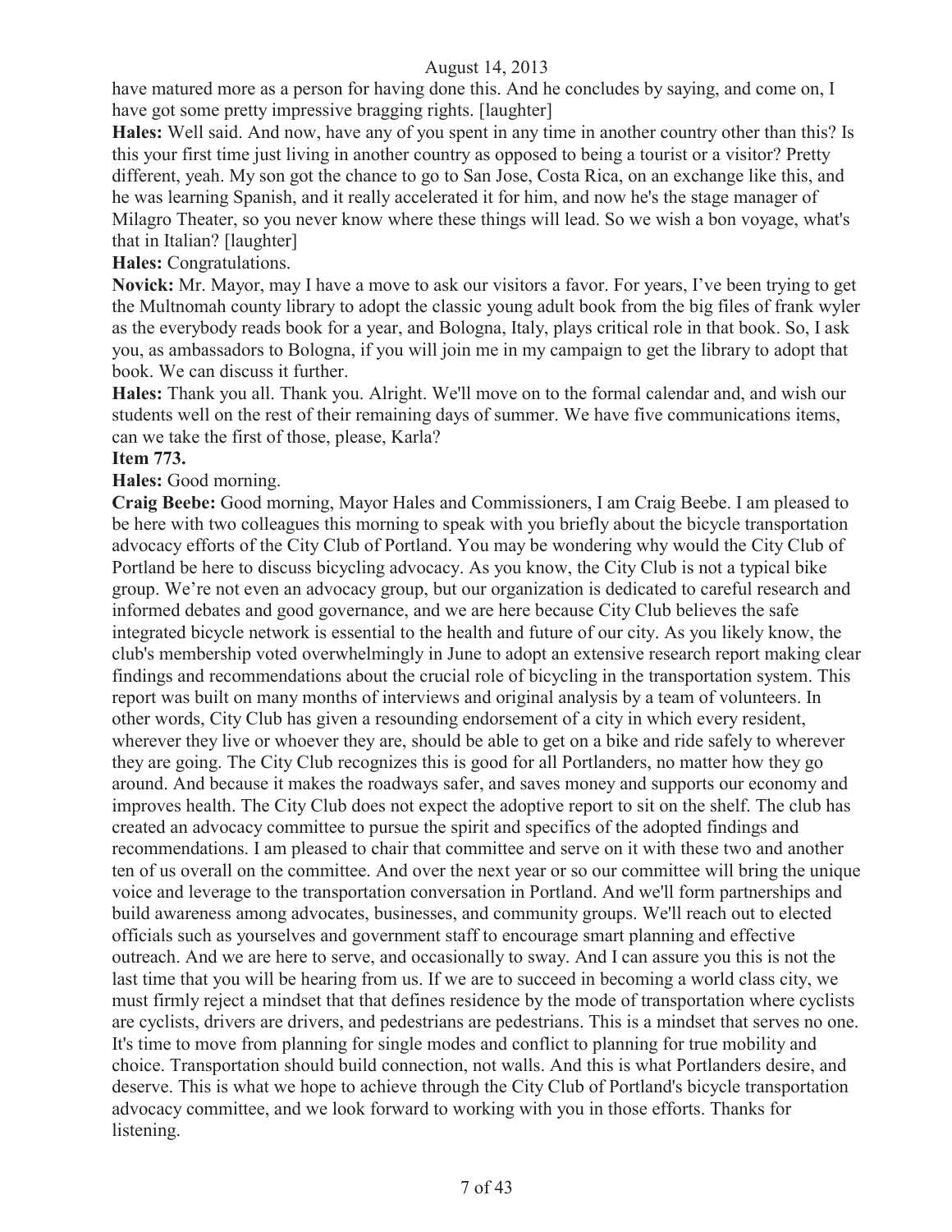have matured more as a person for having done this. And he concludes by saying, and come on, I have got some pretty impressive bragging rights. [laughter]

**Hales:** Well said. And now, have any of you spent in any time in another country other than this? Is this your first time just living in another country as opposed to being a tourist or a visitor? Pretty different, yeah. My son got the chance to go to San Jose, Costa Rica, on an exchange like this, and he was learning Spanish, and it really accelerated it for him, and now he's the stage manager of Milagro Theater, so you never know where these things will lead. So we wish a bon voyage, what's that in Italian? [laughter]

**Hales:** Congratulations.

**Novick:** Mr. Mayor, may I have a move to ask our visitors a favor. For years, I've been trying to get the Multnomah county library to adopt the classic young adult book from the big files of frank wyler as the everybody reads book for a year, and Bologna, Italy, plays critical role in that book. So, I ask you, as ambassadors to Bologna, if you will join me in my campaign to get the library to adopt that book. We can discuss it further.

**Hales:** Thank you all. Thank you. Alright. We'll move on to the formal calendar and, and wish our students well on the rest of their remaining days of summer. We have five communications items, can we take the first of those, please, Karla?

**Item 773.**

**Hales:** Good morning.

**Craig Beebe:** Good morning, Mayor Hales and Commissioners, I am Craig Beebe. I am pleased to be here with two colleagues this morning to speak with you briefly about the bicycle transportation advocacy efforts of the City Club of Portland. You may be wondering why would the City Club of Portland be here to discuss bicycling advocacy. As you know, the City Club is not a typical bike group. We're not even an advocacy group, but our organization is dedicated to careful research and informed debates and good governance, and we are here because City Club believes the safe integrated bicycle network is essential to the health and future of our city. As you likely know, the club's membership voted overwhelmingly in June to adopt an extensive research report making clear findings and recommendations about the crucial role of bicycling in the transportation system. This report was built on many months of interviews and original analysis by a team of volunteers. In other words, City Club has given a resounding endorsement of a city in which every resident, wherever they live or whoever they are, should be able to get on a bike and ride safely to wherever they are going. The City Club recognizes this is good for all Portlanders, no matter how they go around. And because it makes the roadways safer, and saves money and supports our economy and improves health. The City Club does not expect the adoptive report to sit on the shelf. The club has created an advocacy committee to pursue the spirit and specifics of the adopted findings and recommendations. I am pleased to chair that committee and serve on it with these two and another ten of us overall on the committee. And over the next year or so our committee will bring the unique voice and leverage to the transportation conversation in Portland. And we'll form partnerships and build awareness among advocates, businesses, and community groups. We'll reach out to elected officials such as yourselves and government staff to encourage smart planning and effective outreach. And we are here to serve, and occasionally to sway. And I can assure you this is not the last time that you will be hearing from us. If we are to succeed in becoming a world class city, we must firmly reject a mindset that that defines residence by the mode of transportation where cyclists are cyclists, drivers are drivers, and pedestrians are pedestrians. This is a mindset that serves no one. It's time to move from planning for single modes and conflict to planning for true mobility and choice. Transportation should build connection, not walls. And this is what Portlanders desire, and deserve. This is what we hope to achieve through the City Club of Portland's bicycle transportation advocacy committee, and we look forward to working with you in those efforts. Thanks for listening.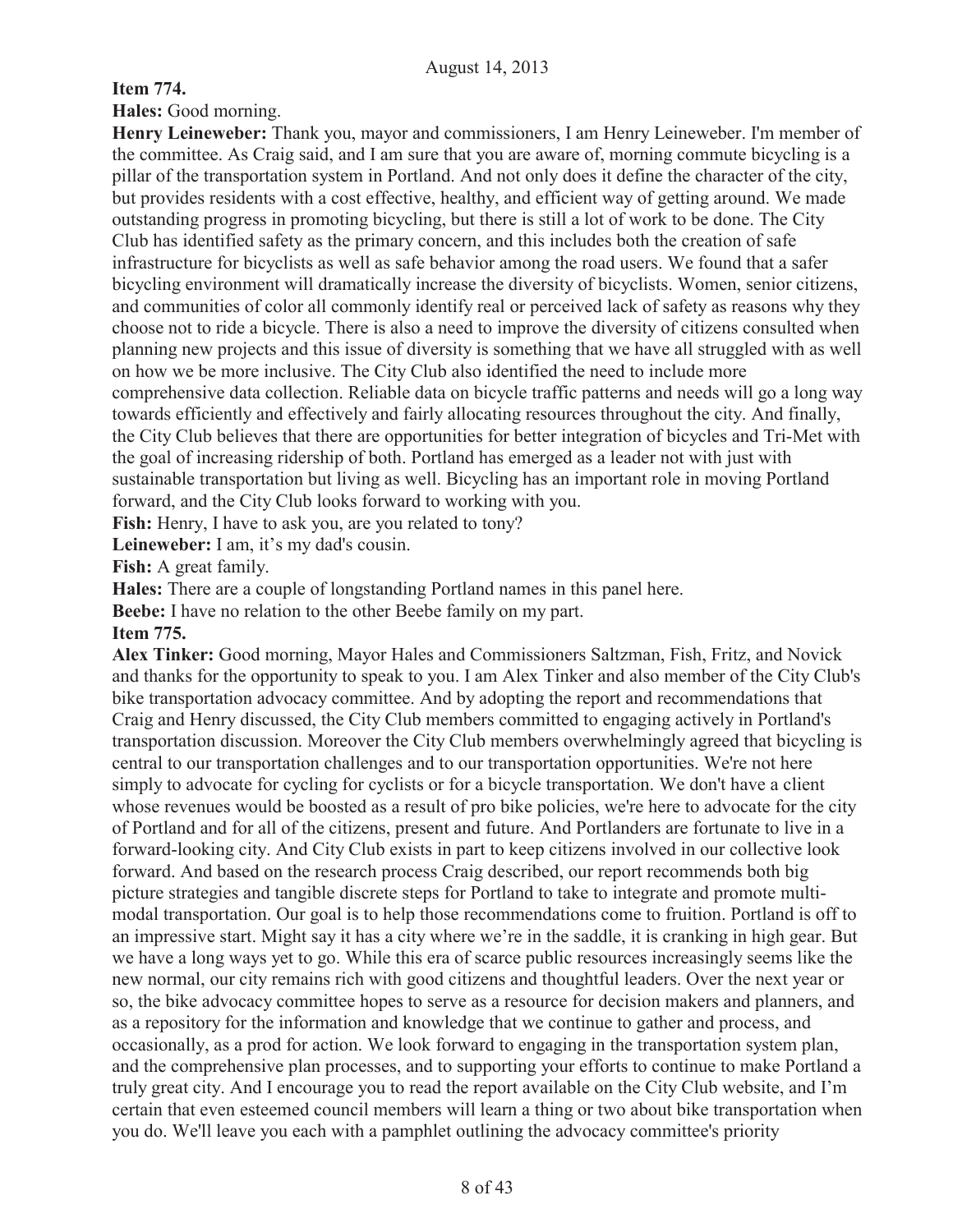**Item 774.**

**Hales:** Good morning.

**Henry Leineweber:** Thank you, mayor and commissioners, I am Henry Leineweber. I'm member of the committee. As Craig said, and I am sure that you are aware of, morning commute bicycling is a pillar of the transportation system in Portland. And not only does it define the character of the city, but provides residents with a cost effective, healthy, and efficient way of getting around. We made outstanding progress in promoting bicycling, but there is still a lot of work to be done. The City Club has identified safety as the primary concern, and this includes both the creation of safe infrastructure for bicyclists as well as safe behavior among the road users. We found that a safer bicycling environment will dramatically increase the diversity of bicyclists. Women, senior citizens, and communities of color all commonly identify real or perceived lack of safety as reasons why they choose not to ride a bicycle. There is also a need to improve the diversity of citizens consulted when planning new projects and this issue of diversity is something that we have all struggled with as well on how we be more inclusive. The City Club also identified the need to include more comprehensive data collection. Reliable data on bicycle traffic patterns and needs will go a long way towards efficiently and effectively and fairly allocating resources throughout the city. And finally, the City Club believes that there are opportunities for better integration of bicycles and Tri-Met with the goal of increasing ridership of both. Portland has emerged as a leader not with just with sustainable transportation but living as well. Bicycling has an important role in moving Portland forward, and the City Club looks forward to working with you.

**Fish:** Henry, I have to ask you, are you related to tony?

**Leineweber:** I am, it's my dad's cousin.

**Fish:** A great family.

**Hales:** There are a couple of longstanding Portland names in this panel here.

**Beebe:** I have no relation to the other Beebe family on my part.

**Item 775.**

**Alex Tinker:** Good morning, Mayor Hales and Commissioners Saltzman, Fish, Fritz, and Novick and thanks for the opportunity to speak to you. I am Alex Tinker and also member of the City Club's bike transportation advocacy committee. And by adopting the report and recommendations that Craig and Henry discussed, the City Club members committed to engaging actively in Portland's transportation discussion. Moreover the City Club members overwhelmingly agreed that bicycling is central to our transportation challenges and to our transportation opportunities. We're not here simply to advocate for cycling for cyclists or for a bicycle transportation. We don't have a client whose revenues would be boosted as a result of pro bike policies, we're here to advocate for the city of Portland and for all of the citizens, present and future. And Portlanders are fortunate to live in a forward-looking city. And City Club exists in part to keep citizens involved in our collective look forward. And based on the research process Craig described, our report recommends both big picture strategies and tangible discrete steps for Portland to take to integrate and promote multi-modal transportation. Our goal is to help those recommendations come to fruition. Portland is off to an impressive start. Might say it has a city where we're in the saddle, it is cranking in high gear. But we have a long ways yet to go. While this era of scarce public resources increasingly seems like the new normal, our city remains rich with good citizens and thoughtful leaders. Over the next year or so, the bike advocacy committee hopes to serve as a resource for decision makers and planners, and as a repository for the information and knowledge that we continue to gather and process, and occasionally, as a prod for action. We look forward to engaging in the transportation system plan, and the comprehensive plan processes, and to supporting your efforts to continue to make Portland a truly great city. And I encourage you to read the report available on the City Club website, and I'm certain that even esteemed council members will learn a thing or two about bike transportation when you do. We'll leave you each with a pamphlet outlining the advocacy committee's priority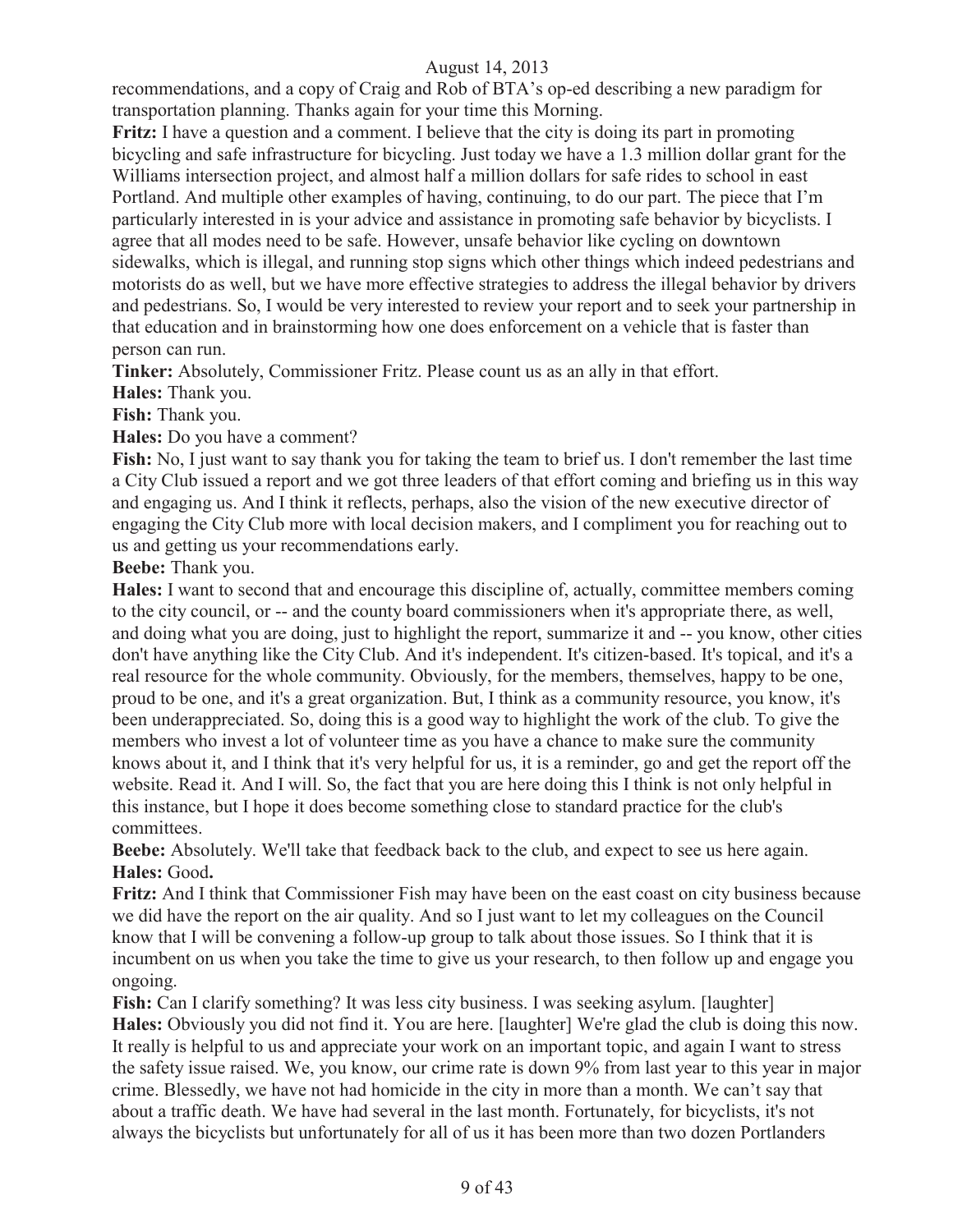recommendations, and a copy of Craig and Rob of BTA's op-ed describing a new paradigm for transportation planning. Thanks again for your time this Morning.

**Fritz:** I have a question and a comment. I believe that the city is doing its part in promoting bicycling and safe infrastructure for bicycling. Just today we have a 1.3 million dollar grant for the Williams intersection project, and almost half a million dollars for safe rides to school in east Portland. And multiple other examples of having, continuing, to do our part. The piece that I'm particularly interested in is your advice and assistance in promoting safe behavior by bicyclists. I agree that all modes need to be safe. However, unsafe behavior like cycling on downtown sidewalks, which is illegal, and running stop signs which other things which indeed pedestrians and motorists do as well, but we have more effective strategies to address the illegal behavior by drivers and pedestrians. So, I would be very interested to review your report and to seek your partnership in that education and in brainstorming how one does enforcement on a vehicle that is faster than person can run.

**Tinker:** Absolutely, Commissioner Fritz. Please count us as an ally in that effort.

**Hales:** Thank you.

**Fish:** Thank you.

**Hales:** Do you have a comment?

**Fish:** No, I just want to say thank you for taking the team to brief us. I don't remember the last time a City Club issued a report and we got three leaders of that effort coming and briefing us in this way and engaging us. And I think it reflects, perhaps, also the vision of the new executive director of engaging the City Club more with local decision makers, and I compliment you for reaching out to us and getting us your recommendations early.

**Beebe:** Thank you.

**Hales:** I want to second that and encourage this discipline of, actually, committee members coming to the city council, or -- and the county board commissioners when it's appropriate there, as well, and doing what you are doing, just to highlight the report, summarize it and -- you know, other cities don't have anything like the City Club. And it's independent. It's citizen-based. It's topical, and it's a real resource for the whole community. Obviously, for the members, themselves, happy to be one, proud to be one, and it's a great organization. But, I think as a community resource, you know, it's been underappreciated. So, doing this is a good way to highlight the work of the club. To give the members who invest a lot of volunteer time as you have a chance to make sure the community knows about it, and I think that it's very helpful for us, it is a reminder, go and get the report off the website. Read it. And I will. So, the fact that you are here doing this I think is not only helpful in this instance, but I hope it does become something close to standard practice for the club's committees.

**Beebe:** Absolutely. We'll take that feedback back to the club, and expect to see us here again.

**Hales:** Good**.**

**Fritz:** And I think that Commissioner Fish may have been on the east coast on city business because we did have the report on the air quality. And so I just want to let my colleagues on the Council know that I will be convening a follow-up group to talk about those issues. So I think that it is incumbent on us when you take the time to give us your research, to then follow up and engage you ongoing.

**Fish:** Can I clarify something? It was less city business. I was seeking asylum. [laughter]

**Hales:** Obviously you did not find it. You are here. [laughter] We're glad the club is doing this now. It really is helpful to us and appreciate your work on an important topic, and again I want to stress the safety issue raised. We, you know, our crime rate is down 9% from last year to this year in major crime. Blessedly, we have not had homicide in the city in more than a month. We can't say that about a traffic death. We have had several in the last month. Fortunately, for bicyclists, it's not always the bicyclists but unfortunately for all of us it has been more than two dozen Portlanders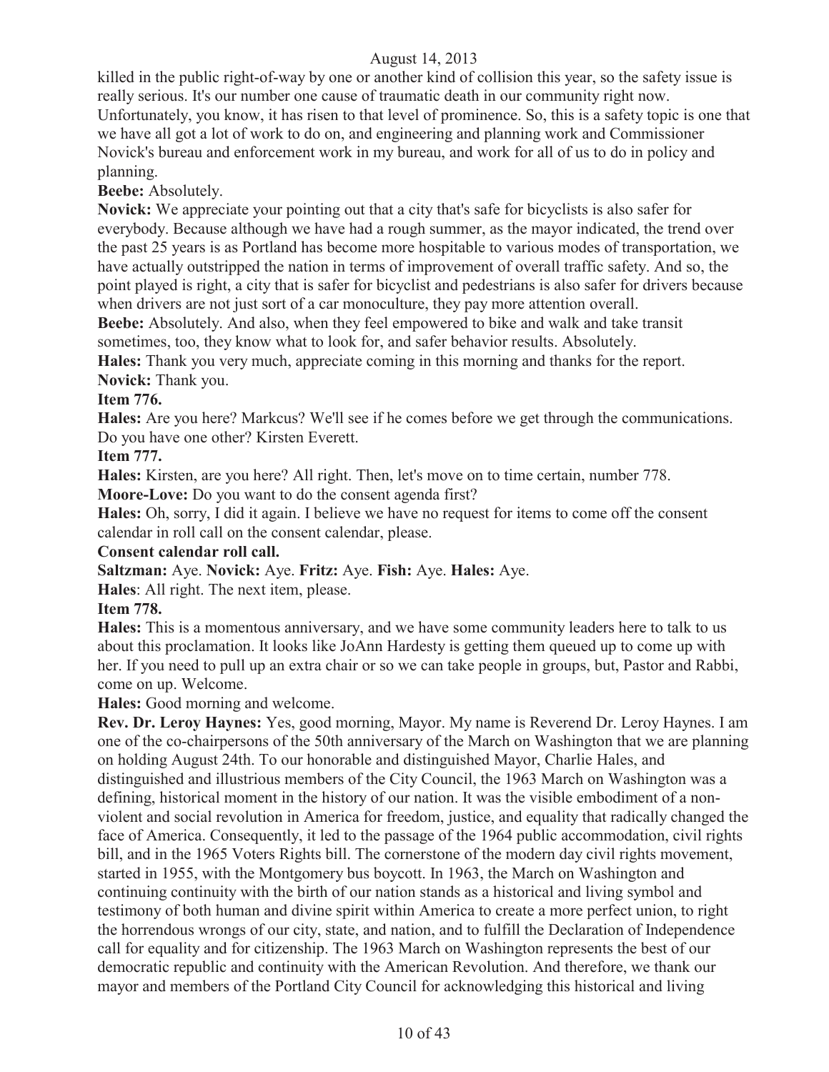killed in the public right-of-way by one or another kind of collision this year, so the safety issue is really serious. It's our number one cause of traumatic death in our community right now. Unfortunately, you know, it has risen to that level of prominence. So, this is a safety topic is one that we have all got a lot of work to do on, and engineering and planning work and Commissioner Novick's bureau and enforcement work in my bureau, and work for all of us to do in policy and planning.

**Beebe:** Absolutely.

**Novick:** We appreciate your pointing out that a city that's safe for bicyclists is also safer for everybody. Because although we have had a rough summer, as the mayor indicated, the trend over the past 25 years is as Portland has become more hospitable to various modes of transportation, we have actually outstripped the nation in terms of improvement of overall traffic safety. And so, the point played is right, a city that is safer for bicyclist and pedestrians is also safer for drivers because when drivers are not just sort of a car monoculture, they pay more attention overall.

**Beebe:** Absolutely. And also, when they feel empowered to bike and walk and take transit sometimes, too, they know what to look for, and safer behavior results. Absolutely.

**Hales:** Thank you very much, appreciate coming in this morning and thanks for the report.

**Novick:** Thank you.

**Item 776.**

**Hales:** Are you here? Markcus? We'll see if he comes before we get through the communications. Do you have one other? Kirsten Everett.

**Item 777.**

**Hales:** Kirsten, are you here? All right. Then, let's move on to time certain, number 778.

**Moore-Love:** Do you want to do the consent agenda first?

**Hales:** Oh, sorry, I did it again. I believe we have no request for items to come off the consent calendar in roll call on the consent calendar, please.

**Consent calendar roll call.**

**Saltzman:** Aye. **Novick:** Aye. **Fritz:** Aye. **Fish:** Aye. **Hales:** Aye.

**Hales**: All right. The next item, please.

**Item 778.**

**Hales:** This is a momentous anniversary, and we have some community leaders here to talk to us about this proclamation. It looks like JoAnn Hardesty is getting them queued up to come up with her. If you need to pull up an extra chair or so we can take people in groups, but, Pastor and Rabbi, come on up. Welcome.

**Hales:** Good morning and welcome.

**Rev. Dr. Leroy Haynes:** Yes, good morning, Mayor. My name is Reverend Dr. Leroy Haynes. I am one of the co-chairpersons of the 50th anniversary of the March on Washington that we are planning on holding August 24th. To our honorable and distinguished Mayor, Charlie Hales, and distinguished and illustrious members of the City Council, the 1963 March on Washington was a defining, historical moment in the history of our nation. It was the visible embodiment of a non-violent and social revolution in America for freedom, justice, and equality that radically changed the face of America. Consequently, it led to the passage of the 1964 public accommodation, civil rights bill, and in the 1965 Voters Rights bill. The cornerstone of the modern day civil rights movement, started in 1955, with the Montgomery bus boycott. In 1963, the March on Washington and continuing continuity with the birth of our nation stands as a historical and living symbol and testimony of both human and divine spirit within America to create a more perfect union, to right the horrendous wrongs of our city, state, and nation, and to fulfill the Declaration of Independence call for equality and for citizenship. The 1963 March on Washington represents the best of our democratic republic and continuity with the American Revolution. And therefore, we thank our mayor and members of the Portland City Council for acknowledging this historical and living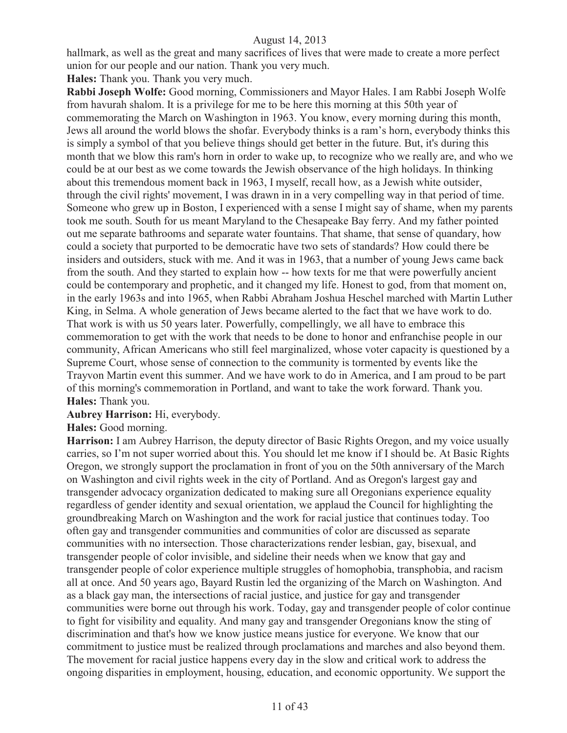hallmark, as well as the great and many sacrifices of lives that were made to create a more perfect union for our people and our nation. Thank you very much.

**Hales:** Thank you. Thank you very much.

**Rabbi Joseph Wolfe:** Good morning, Commissioners and Mayor Hales. I am Rabbi Joseph Wolfe from havurah shalom. It is a privilege for me to be here this morning at this 50th year of commemorating the March on Washington in 1963. You know, every morning during this month, Jews all around the world blows the shofar. Everybody thinks is a ram's horn, everybody thinks this is simply a symbol of that you believe things should get better in the future. But, it's during this month that we blow this ram's horn in order to wake up, to recognize who we really are, and who we could be at our best as we come towards the Jewish observance of the high holidays. In thinking about this tremendous moment back in 1963, I myself, recall how, as a Jewish white outsider, through the civil rights' movement, I was drawn in in a very compelling way in that period of time. Someone who grew up in Boston, I experienced with a sense I might say of shame, when my parents took me south. South for us meant Maryland to the Chesapeake Bay ferry. And my father pointed out me separate bathrooms and separate water fountains. That shame, that sense of quandary, how could a society that purported to be democratic have two sets of standards? How could there be insiders and outsiders, stuck with me. And it was in 1963, that a number of young Jews came back from the south. And they started to explain how -- how texts for me that were powerfully ancient could be contemporary and prophetic, and it changed my life. Honest to god, from that moment on, in the early 1963s and into 1965, when Rabbi Abraham Joshua Heschel marched with Martin Luther King, in Selma. A whole generation of Jews became alerted to the fact that we have work to do. That work is with us 50 years later. Powerfully, compellingly, we all have to embrace this commemoration to get with the work that needs to be done to honor and enfranchise people in our community, African Americans who still feel marginalized, whose voter capacity is questioned by a Supreme Court, whose sense of connection to the community is tormented by events like the Trayvon Martin event this summer. And we have work to do in America, and I am proud to be part of this morning's commemoration in Portland, and want to take the work forward. Thank you.

**Hales:** Thank you.

**Aubrey Harrison:** Hi, everybody.

**Hales:** Good morning.

**Harrison:** I am Aubrey Harrison, the deputy director of Basic Rights Oregon, and my voice usually carries, so I'm not super worried about this. You should let me know if I should be. At Basic Rights Oregon, we strongly support the proclamation in front of you on the 50th anniversary of the March on Washington and civil rights week in the city of Portland. And as Oregon's largest gay and transgender advocacy organization dedicated to making sure all Oregonians experience equality regardless of gender identity and sexual orientation, we applaud the Council for highlighting the groundbreaking March on Washington and the work for racial justice that continues today. Too often gay and transgender communities and communities of color are discussed as separate communities with no intersection. Those characterizations render lesbian, gay, bisexual, and transgender people of color invisible, and sideline their needs when we know that gay and transgender people of color experience multiple struggles of homophobia, transphobia, and racism all at once. And 50 years ago, Bayard Rustin led the organizing of the March on Washington. And as a black gay man, the intersections of racial justice, and justice for gay and transgender communities were borne out through his work. Today, gay and transgender people of color continue to fight for visibility and equality. And many gay and transgender Oregonians know the sting of discrimination and that's how we know justice means justice for everyone. We know that our commitment to justice must be realized through proclamations and marches and also beyond them. The movement for racial justice happens every day in the slow and critical work to address the ongoing disparities in employment, housing, education, and economic opportunity. We support the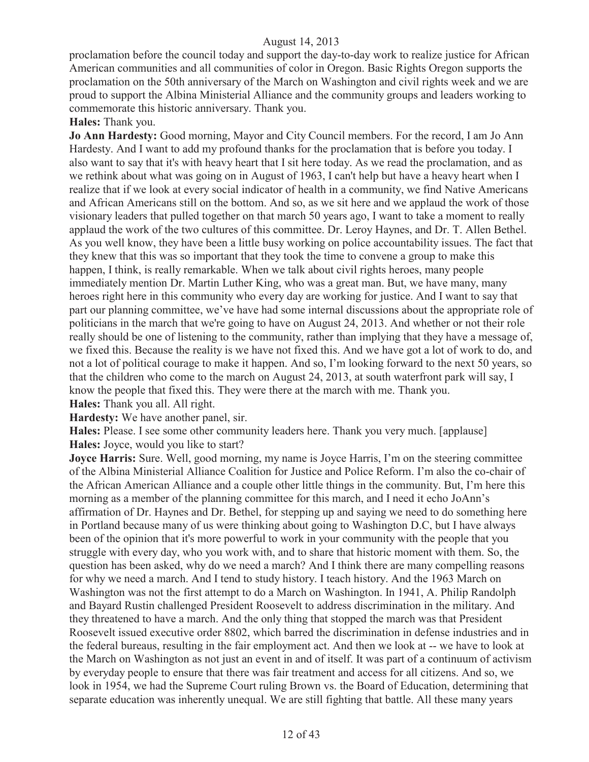proclamation before the council today and support the day-to-day work to realize justice for African American communities and all communities of color in Oregon. Basic Rights Oregon supports the proclamation on the 50th anniversary of the March on Washington and civil rights week and we are proud to support the Albina Ministerial Alliance and the community groups and leaders working to commemorate this historic anniversary. Thank you.

**Hales:** Thank you.

**Jo Ann Hardesty:** Good morning, Mayor and City Council members. For the record, I am Jo Ann Hardesty. And I want to add my profound thanks for the proclamation that is before you today. I also want to say that it's with heavy heart that I sit here today. As we read the proclamation, and as we rethink about what was going on in August of 1963, I can't help but have a heavy heart when I realize that if we look at every social indicator of health in a community, we find Native Americans and African Americans still on the bottom. And so, as we sit here and we applaud the work of those visionary leaders that pulled together on that march 50 years ago, I want to take a moment to really applaud the work of the two cultures of this committee. Dr. Leroy Haynes, and Dr. T. Allen Bethel. As you well know, they have been a little busy working on police accountability issues. The fact that they knew that this was so important that they took the time to convene a group to make this happen, I think, is really remarkable. When we talk about civil rights heroes, many people immediately mention Dr. Martin Luther King, who was a great man. But, we have many, many heroes right here in this community who every day are working for justice. And I want to say that part our planning committee, we've have had some internal discussions about the appropriate role of politicians in the march that we're going to have on August 24, 2013. And whether or not their role really should be one of listening to the community, rather than implying that they have a message of, we fixed this. Because the reality is we have not fixed this. And we have got a lot of work to do, and not a lot of political courage to make it happen. And so, I'm looking forward to the next 50 years, so that the children who come to the march on August 24, 2013, at south waterfront park will say, I know the people that fixed this. They were there at the march with me. Thank you.

**Hales:** Thank you all. All right.

**Hardesty:** We have another panel, sir.

**Hales:** Please. I see some other community leaders here. Thank you very much. [applause]

**Hales:** Joyce, would you like to start?

**Joyce Harris:** Sure. Well, good morning, my name is Joyce Harris, I'm on the steering committee of the Albina Ministerial Alliance Coalition for Justice and Police Reform. I'm also the co-chair of the African American Alliance and a couple other little things in the community. But, I'm here this morning as a member of the planning committee for this march, and I need it echo JoAnn's affirmation of Dr. Haynes and Dr. Bethel, for stepping up and saying we need to do something here in Portland because many of us were thinking about going to Washington D.C, but I have always been of the opinion that it's more powerful to work in your community with the people that you struggle with every day, who you work with, and to share that historic moment with them. So, the question has been asked, why do we need a march? And I think there are many compelling reasons for why we need a march. And I tend to study history. I teach history. And the 1963 March on Washington was not the first attempt to do a March on Washington. In 1941, A. Philip Randolph and Bayard Rustin challenged President Roosevelt to address discrimination in the military. And they threatened to have a march. And the only thing that stopped the march was that President Roosevelt issued executive order 8802, which barred the discrimination in defense industries and in the federal bureaus, resulting in the fair employment act. And then we look at -- we have to look at the March on Washington as not just an event in and of itself. It was part of a continuum of activism by everyday people to ensure that there was fair treatment and access for all citizens. And so, we look in 1954, we had the Supreme Court ruling Brown vs. the Board of Education, determining that separate education was inherently unequal. We are still fighting that battle. All these many years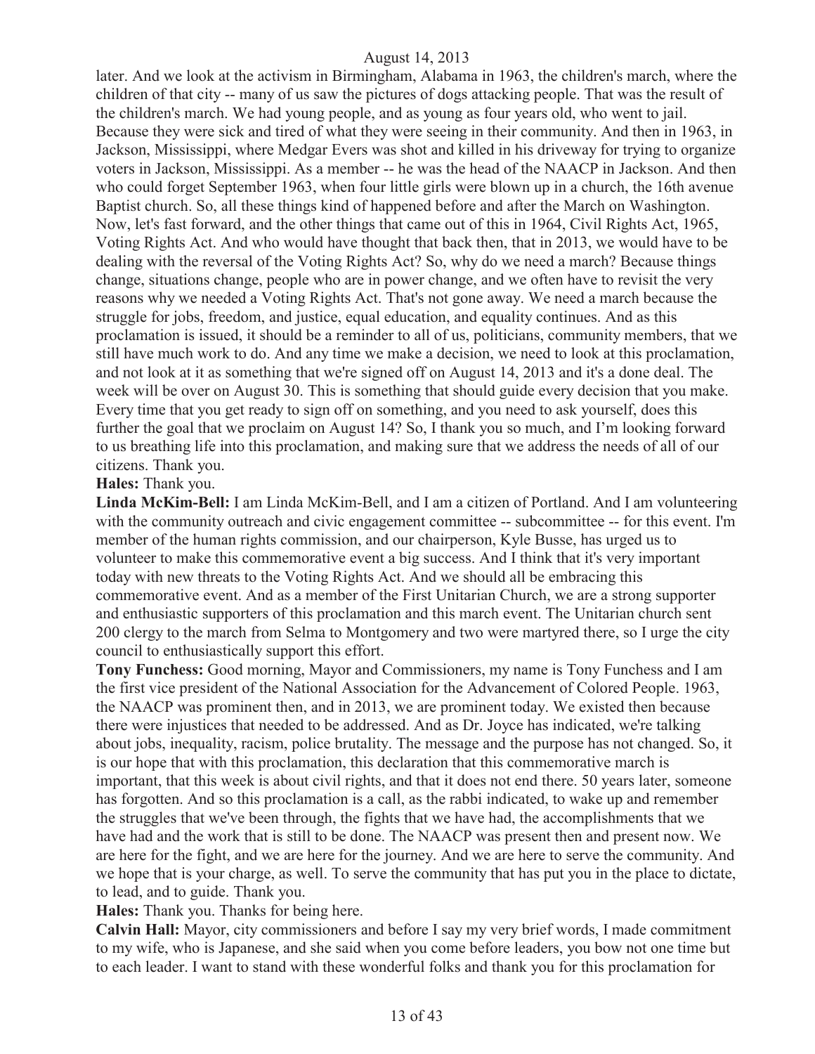later. And we look at the activism in Birmingham, Alabama in 1963, the children's march, where the children of that city -- many of us saw the pictures of dogs attacking people. That was the result of the children's march. We had young people, and as young as four years old, who went to jail. Because they were sick and tired of what they were seeing in their community. And then in 1963, in Jackson, Mississippi, where Medgar Evers was shot and killed in his driveway for trying to organize voters in Jackson, Mississippi. As a member -- he was the head of the NAACP in Jackson. And then who could forget September 1963, when four little girls were blown up in a church, the 16th avenue Baptist church. So, all these things kind of happened before and after the March on Washington. Now, let's fast forward, and the other things that came out of this in 1964, Civil Rights Act, 1965, Voting Rights Act. And who would have thought that back then, that in 2013, we would have to be dealing with the reversal of the Voting Rights Act? So, why do we need a march? Because things change, situations change, people who are in power change, and we often have to revisit the very reasons why we needed a Voting Rights Act. That's not gone away. We need a march because the struggle for jobs, freedom, and justice, equal education, and equality continues. And as this proclamation is issued, it should be a reminder to all of us, politicians, community members, that we still have much work to do. And any time we make a decision, we need to look at this proclamation, and not look at it as something that we're signed off on August 14, 2013 and it's a done deal. The week will be over on August 30. This is something that should guide every decision that you make. Every time that you get ready to sign off on something, and you need to ask yourself, does this further the goal that we proclaim on August 14? So, I thank you so much, and I'm looking forward to us breathing life into this proclamation, and making sure that we address the needs of all of our citizens. Thank you.

**Hales:** Thank you.

**Linda McKim-Bell:** I am Linda McKim-Bell, and I am a citizen of Portland. And I am volunteering with the community outreach and civic engagement committee -- subcommittee -- for this event. I'm member of the human rights commission, and our chairperson, Kyle Busse, has urged us to volunteer to make this commemorative event a big success. And I think that it's very important today with new threats to the Voting Rights Act. And we should all be embracing this commemorative event. And as a member of the First Unitarian Church, we are a strong supporter and enthusiastic supporters of this proclamation and this march event. The Unitarian church sent 200 clergy to the march from Selma to Montgomery and two were martyred there, so I urge the city council to enthusiastically support this effort.

**Tony Funchess:** Good morning, Mayor and Commissioners, my name is Tony Funchess and I am the first vice president of the National Association for the Advancement of Colored People. 1963, the NAACP was prominent then, and in 2013, we are prominent today. We existed then because there were injustices that needed to be addressed. And as Dr. Joyce has indicated, we're talking about jobs, inequality, racism, police brutality. The message and the purpose has not changed. So, it is our hope that with this proclamation, this declaration that this commemorative march is important, that this week is about civil rights, and that it does not end there. 50 years later, someone has forgotten. And so this proclamation is a call, as the rabbi indicated, to wake up and remember the struggles that we've been through, the fights that we have had, the accomplishments that we have had and the work that is still to be done. The NAACP was present then and present now. We are here for the fight, and we are here for the journey. And we are here to serve the community. And we hope that is your charge, as well. To serve the community that has put you in the place to dictate, to lead, and to guide. Thank you.

**Hales:** Thank you. Thanks for being here.

**Calvin Hall:** Mayor, city commissioners and before I say my very brief words, I made commitment to my wife, who is Japanese, and she said when you come before leaders, you bow not one time but to each leader. I want to stand with these wonderful folks and thank you for this proclamation for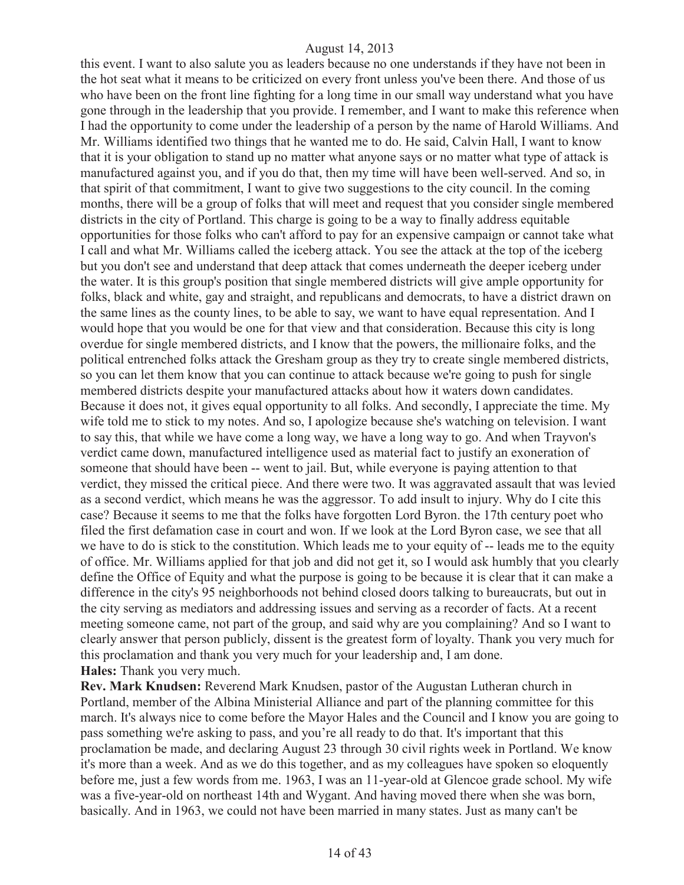this event. I want to also salute you as leaders because no one understands if they have not been in the hot seat what it means to be criticized on every front unless you've been there. And those of us who have been on the front line fighting for a long time in our small way understand what you have gone through in the leadership that you provide. I remember, and I want to make this reference when I had the opportunity to come under the leadership of a person by the name of Harold Williams. And Mr. Williams identified two things that he wanted me to do. He said, Calvin Hall, I want to know that it is your obligation to stand up no matter what anyone says or no matter what type of attack is manufactured against you, and if you do that, then my time will have been well-served. And so, in that spirit of that commitment, I want to give two suggestions to the city council. In the coming months, there will be a group of folks that will meet and request that you consider single membered districts in the city of Portland. This charge is going to be a way to finally address equitable opportunities for those folks who can't afford to pay for an expensive campaign or cannot take what I call and what Mr. Williams called the iceberg attack. You see the attack at the top of the iceberg but you don't see and understand that deep attack that comes underneath the deeper iceberg under the water. It is this group's position that single membered districts will give ample opportunity for folks, black and white, gay and straight, and republicans and democrats, to have a district drawn on the same lines as the county lines, to be able to say, we want to have equal representation. And I would hope that you would be one for that view and that consideration. Because this city is long overdue for single membered districts, and I know that the powers, the millionaire folks, and the political entrenched folks attack the Gresham group as they try to create single membered districts, so you can let them know that you can continue to attack because we're going to push for single membered districts despite your manufactured attacks about how it waters down candidates. Because it does not, it gives equal opportunity to all folks. And secondly, I appreciate the time. My wife told me to stick to my notes. And so, I apologize because she's watching on television. I want to say this, that while we have come a long way, we have a long way to go. And when Trayvon's verdict came down, manufactured intelligence used as material fact to justify an exoneration of someone that should have been -- went to jail. But, while everyone is paying attention to that verdict, they missed the critical piece. And there were two. It was aggravated assault that was levied as a second verdict, which means he was the aggressor. To add insult to injury. Why do I cite this case? Because it seems to me that the folks have forgotten Lord Byron. the 17th century poet who filed the first defamation case in court and won. If we look at the Lord Byron case, we see that all we have to do is stick to the constitution. Which leads me to your equity of -- leads me to the equity of office. Mr. Williams applied for that job and did not get it, so I would ask humbly that you clearly define the Office of Equity and what the purpose is going to be because it is clear that it can make a difference in the city's 95 neighborhoods not behind closed doors talking to bureaucrats, but out in the city serving as mediators and addressing issues and serving as a recorder of facts. At a recent meeting someone came, not part of the group, and said why are you complaining? And so I want to clearly answer that person publicly, dissent is the greatest form of loyalty. Thank you very much for this proclamation and thank you very much for your leadership and, I am done.

**Hales:** Thank you very much.

**Rev. Mark Knudsen:** Reverend Mark Knudsen, pastor of the Augustan Lutheran church in Portland, member of the Albina Ministerial Alliance and part of the planning committee for this march. It's always nice to come before the Mayor Hales and the Council and I know you are going to pass something we're asking to pass, and you're all ready to do that. It's important that this proclamation be made, and declaring August 23 through 30 civil rights week in Portland. We know it's more than a week. And as we do this together, and as my colleagues have spoken so eloquently before me, just a few words from me. 1963, I was an 11-year-old at Glencoe grade school. My wife was a five-year-old on northeast 14th and Wygant. And having moved there when she was born, basically. And in 1963, we could not have been married in many states. Just as many can't be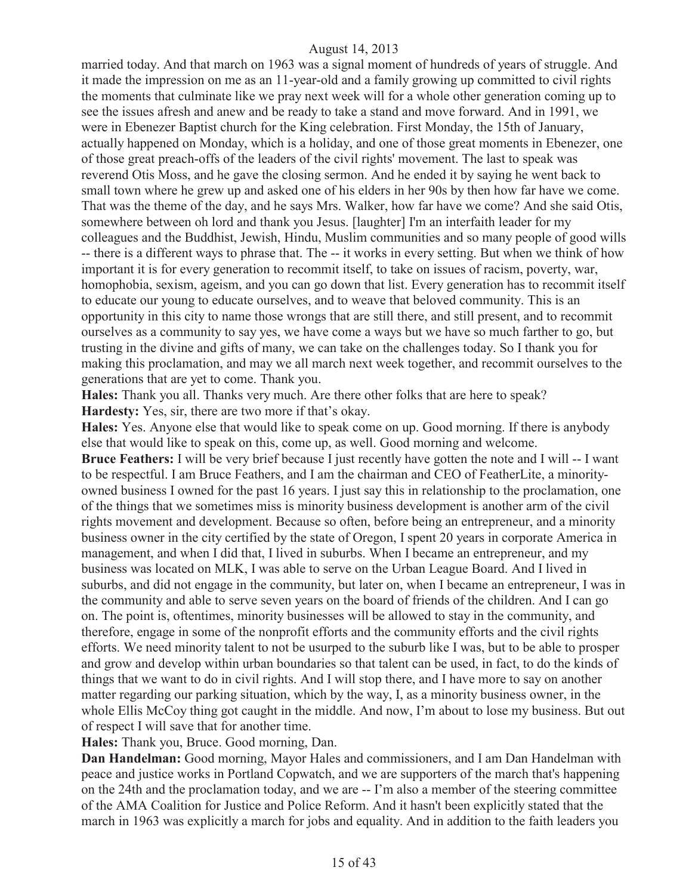married today. And that march on 1963 was a signal moment of hundreds of years of struggle. And it made the impression on me as an 11-year-old and a family growing up committed to civil rights the moments that culminate like we pray next week will for a whole other generation coming up to see the issues afresh and anew and be ready to take a stand and move forward. And in 1991, we were in Ebenezer Baptist church for the King celebration. First Monday, the 15th of January, actually happened on Monday, which is a holiday, and one of those great moments in Ebenezer, one of those great preach-offs of the leaders of the civil rights' movement. The last to speak was reverend Otis Moss, and he gave the closing sermon. And he ended it by saying he went back to small town where he grew up and asked one of his elders in her 90s by then how far have we come. That was the theme of the day, and he says Mrs. Walker, how far have we come? And she said Otis, somewhere between oh lord and thank you Jesus. [laughter] I'm an interfaith leader for my colleagues and the Buddhist, Jewish, Hindu, Muslim communities and so many people of good wills -- there is a different ways to phrase that. The -- it works in every setting. But when we think of how important it is for every generation to recommit itself, to take on issues of racism, poverty, war, homophobia, sexism, ageism, and you can go down that list. Every generation has to recommit itself to educate our young to educate ourselves, and to weave that beloved community. This is an opportunity in this city to name those wrongs that are still there, and still present, and to recommit ourselves as a community to say yes, we have come a ways but we have so much farther to go, but trusting in the divine and gifts of many, we can take on the challenges today. So I thank you for making this proclamation, and may we all march next week together, and recommit ourselves to the generations that are yet to come. Thank you.

**Hales:** Thank you all. Thanks very much. Are there other folks that are here to speak?

**Hardesty:** Yes, sir, there are two more if that's okay.

**Hales:** Yes. Anyone else that would like to speak come on up. Good morning. If there is anybody else that would like to speak on this, come up, as well. Good morning and welcome.

**Bruce Feathers:** I will be very brief because I just recently have gotten the note and I will -- I want to be respectful. I am Bruce Feathers, and I am the chairman and CEO of FeatherLite, a minority-owned business I owned for the past 16 years. I just say this in relationship to the proclamation, one of the things that we sometimes miss is minority business development is another arm of the civil rights movement and development. Because so often, before being an entrepreneur, and a minority business owner in the city certified by the state of Oregon, I spent 20 years in corporate America in management, and when I did that, I lived in suburbs. When I became an entrepreneur, and my business was located on MLK, I was able to serve on the Urban League Board. And I lived in suburbs, and did not engage in the community, but later on, when I became an entrepreneur, I was in the community and able to serve seven years on the board of friends of the children. And I can go on. The point is, oftentimes, minority businesses will be allowed to stay in the community, and therefore, engage in some of the nonprofit efforts and the community efforts and the civil rights efforts. We need minority talent to not be usurped to the suburb like I was, but to be able to prosper and grow and develop within urban boundaries so that talent can be used, in fact, to do the kinds of things that we want to do in civil rights. And I will stop there, and I have more to say on another matter regarding our parking situation, which by the way, I, as a minority business owner, in the whole Ellis McCoy thing got caught in the middle. And now, I'm about to lose my business. But out of respect I will save that for another time.

**Hales:** Thank you, Bruce. Good morning, Dan.

**Dan Handelman:** Good morning, Mayor Hales and commissioners, and I am Dan Handelman with peace and justice works in Portland Copwatch, and we are supporters of the march that's happening on the 24th and the proclamation today, and we are -- I'm also a member of the steering committee of the AMA Coalition for Justice and Police Reform. And it hasn't been explicitly stated that the march in 1963 was explicitly a march for jobs and equality. And in addition to the faith leaders you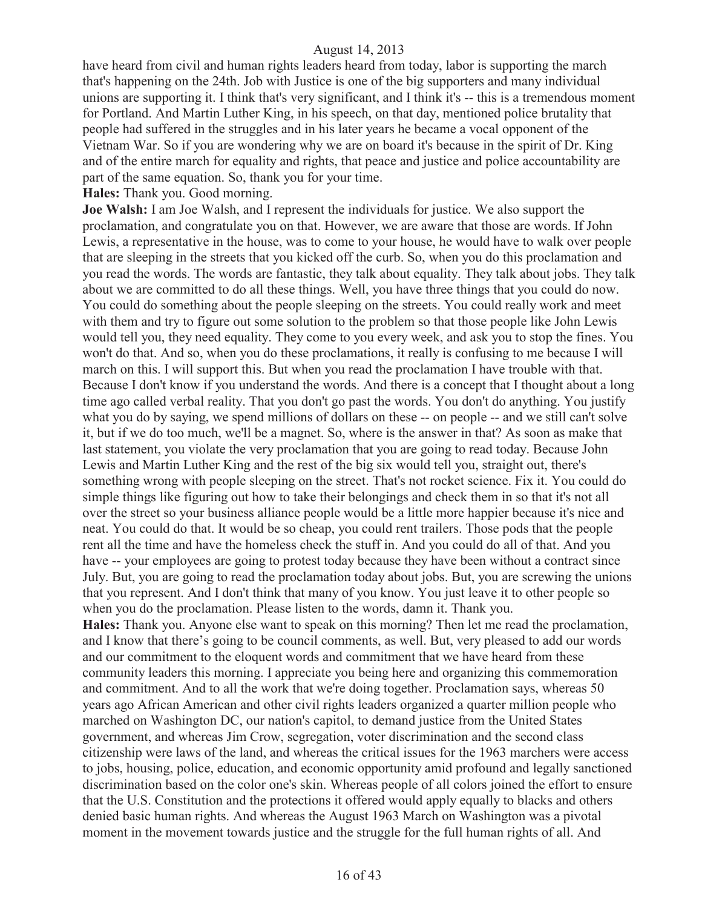have heard from civil and human rights leaders heard from today, labor is supporting the march that's happening on the 24th. Job with Justice is one of the big supporters and many individual unions are supporting it. I think that's very significant, and I think it's -- this is a tremendous moment for Portland. And Martin Luther King, in his speech, on that day, mentioned police brutality that people had suffered in the struggles and in his later years he became a vocal opponent of the Vietnam War. So if you are wondering why we are on board it's because in the spirit of Dr. King and of the entire march for equality and rights, that peace and justice and police accountability are part of the same equation. So, thank you for your time.

**Hales:** Thank you. Good morning.

**Joe Walsh:** I am Joe Walsh, and I represent the individuals for justice. We also support the proclamation, and congratulate you on that. However, we are aware that those are words. If John Lewis, a representative in the house, was to come to your house, he would have to walk over people that are sleeping in the streets that you kicked off the curb. So, when you do this proclamation and you read the words. The words are fantastic, they talk about equality. They talk about jobs. They talk about we are committed to do all these things. Well, you have three things that you could do now. You could do something about the people sleeping on the streets. You could really work and meet with them and try to figure out some solution to the problem so that those people like John Lewis would tell you, they need equality. They come to you every week, and ask you to stop the fines. You won't do that. And so, when you do these proclamations, it really is confusing to me because I will march on this. I will support this. But when you read the proclamation I have trouble with that. Because I don't know if you understand the words. And there is a concept that I thought about a long time ago called verbal reality. That you don't go past the words. You don't do anything. You justify what you do by saying, we spend millions of dollars on these -- on people -- and we still can't solve it, but if we do too much, we'll be a magnet. So, where is the answer in that? As soon as make that last statement, you violate the very proclamation that you are going to read today. Because John Lewis and Martin Luther King and the rest of the big six would tell you, straight out, there's something wrong with people sleeping on the street. That's not rocket science. Fix it. You could do simple things like figuring out how to take their belongings and check them in so that it's not all over the street so your business alliance people would be a little more happier because it's nice and neat. You could do that. It would be so cheap, you could rent trailers. Those pods that the people rent all the time and have the homeless check the stuff in. And you could do all of that. And you have -- your employees are going to protest today because they have been without a contract since July. But, you are going to read the proclamation today about jobs. But, you are screwing the unions that you represent. And I don't think that many of you know. You just leave it to other people so when you do the proclamation. Please listen to the words, damn it. Thank you.

**Hales:** Thank you. Anyone else want to speak on this morning? Then let me read the proclamation, and I know that there's going to be council comments, as well. But, very pleased to add our words and our commitment to the eloquent words and commitment that we have heard from these community leaders this morning. I appreciate you being here and organizing this commemoration and commitment. And to all the work that we're doing together. Proclamation says, whereas 50 years ago African American and other civil rights leaders organized a quarter million people who marched on Washington DC, our nation's capitol, to demand justice from the United States government, and whereas Jim Crow, segregation, voter discrimination and the second class citizenship were laws of the land, and whereas the critical issues for the 1963 marchers were access to jobs, housing, police, education, and economic opportunity amid profound and legally sanctioned discrimination based on the color one's skin. Whereas people of all colors joined the effort to ensure that the U.S. Constitution and the protections it offered would apply equally to blacks and others denied basic human rights. And whereas the August 1963 March on Washington was a pivotal moment in the movement towards justice and the struggle for the full human rights of all. And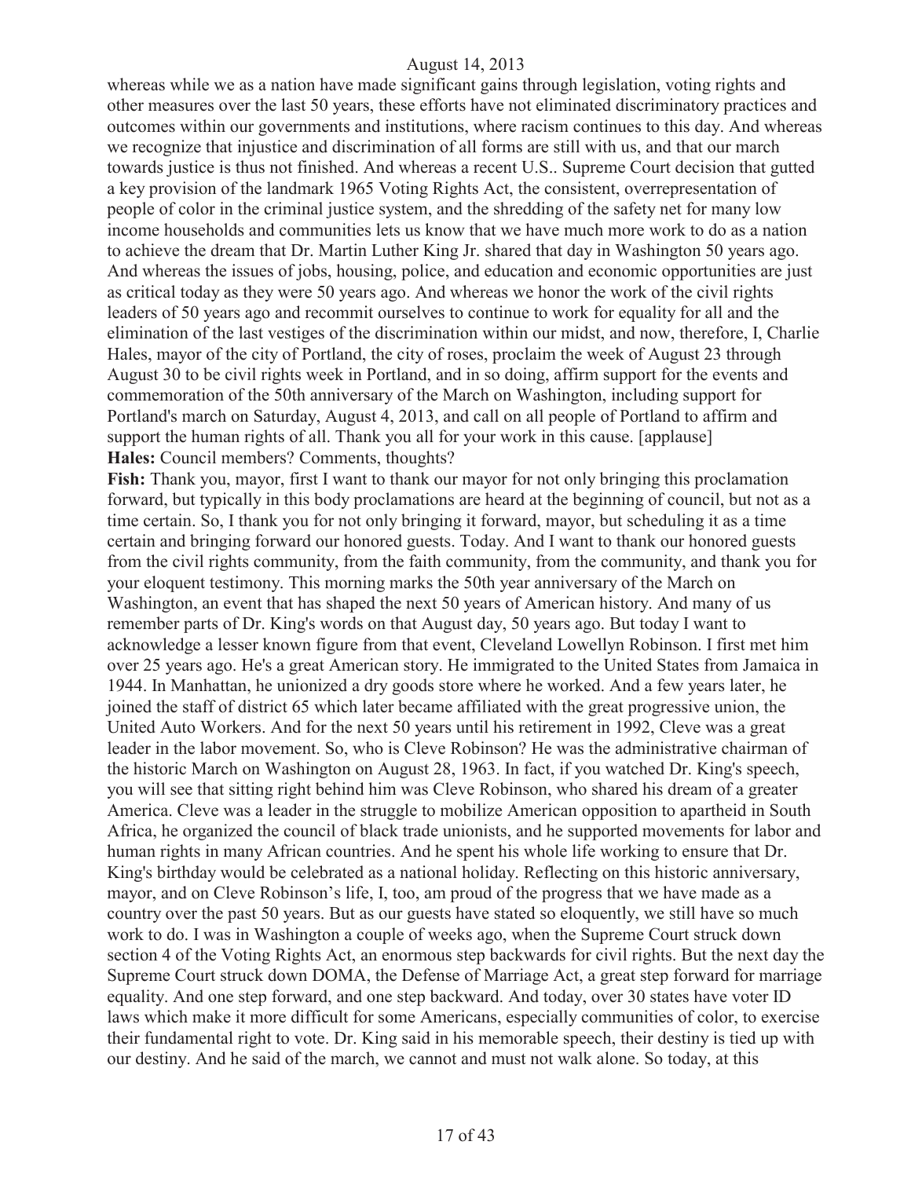whereas while we as a nation have made significant gains through legislation, voting rights and other measures over the last 50 years, these efforts have not eliminated discriminatory practices and outcomes within our governments and institutions, where racism continues to this day. And whereas we recognize that injustice and discrimination of all forms are still with us, and that our march towards justice is thus not finished. And whereas a recent U.S.. Supreme Court decision that gutted a key provision of the landmark 1965 Voting Rights Act, the consistent, overrepresentation of people of color in the criminal justice system, and the shredding of the safety net for many low income households and communities lets us know that we have much more work to do as a nation to achieve the dream that Dr. Martin Luther King Jr. shared that day in Washington 50 years ago. And whereas the issues of jobs, housing, police, and education and economic opportunities are just as critical today as they were 50 years ago. And whereas we honor the work of the civil rights leaders of 50 years ago and recommit ourselves to continue to work for equality for all and the elimination of the last vestiges of the discrimination within our midst, and now, therefore, I, Charlie Hales, mayor of the city of Portland, the city of roses, proclaim the week of August 23 through August 30 to be civil rights week in Portland, and in so doing, affirm support for the events and commemoration of the 50th anniversary of the March on Washington, including support for Portland's march on Saturday, August 4, 2013, and call on all people of Portland to affirm and support the human rights of all. Thank you all for your work in this cause. [applause]

**Hales:** Council members? Comments, thoughts?

**Fish:** Thank you, mayor, first I want to thank our mayor for not only bringing this proclamation forward, but typically in this body proclamations are heard at the beginning of council, but not as a time certain. So, I thank you for not only bringing it forward, mayor, but scheduling it as a time certain and bringing forward our honored guests. Today. And I want to thank our honored guests from the civil rights community, from the faith community, from the community, and thank you for your eloquent testimony. This morning marks the 50th year anniversary of the March on Washington, an event that has shaped the next 50 years of American history. And many of us remember parts of Dr. King's words on that August day, 50 years ago. But today I want to acknowledge a lesser known figure from that event, Cleveland Lowellyn Robinson. I first met him over 25 years ago. He's a great American story. He immigrated to the United States from Jamaica in 1944. In Manhattan, he unionized a dry goods store where he worked. And a few years later, he joined the staff of district 65 which later became affiliated with the great progressive union, the United Auto Workers. And for the next 50 years until his retirement in 1992, Cleve was a great leader in the labor movement. So, who is Cleve Robinson? He was the administrative chairman of the historic March on Washington on August 28, 1963. In fact, if you watched Dr. King's speech, you will see that sitting right behind him was Cleve Robinson, who shared his dream of a greater America. Cleve was a leader in the struggle to mobilize American opposition to apartheid in South Africa, he organized the council of black trade unionists, and he supported movements for labor and human rights in many African countries. And he spent his whole life working to ensure that Dr. King's birthday would be celebrated as a national holiday. Reflecting on this historic anniversary, mayor, and on Cleve Robinson's life, I, too, am proud of the progress that we have made as a country over the past 50 years. But as our guests have stated so eloquently, we still have so much work to do. I was in Washington a couple of weeks ago, when the Supreme Court struck down section 4 of the Voting Rights Act, an enormous step backwards for civil rights. But the next day the Supreme Court struck down DOMA, the Defense of Marriage Act, a great step forward for marriage equality. And one step forward, and one step backward. And today, over 30 states have voter ID laws which make it more difficult for some Americans, especially communities of color, to exercise their fundamental right to vote. Dr. King said in his memorable speech, their destiny is tied up with our destiny. And he said of the march, we cannot and must not walk alone. So today, at this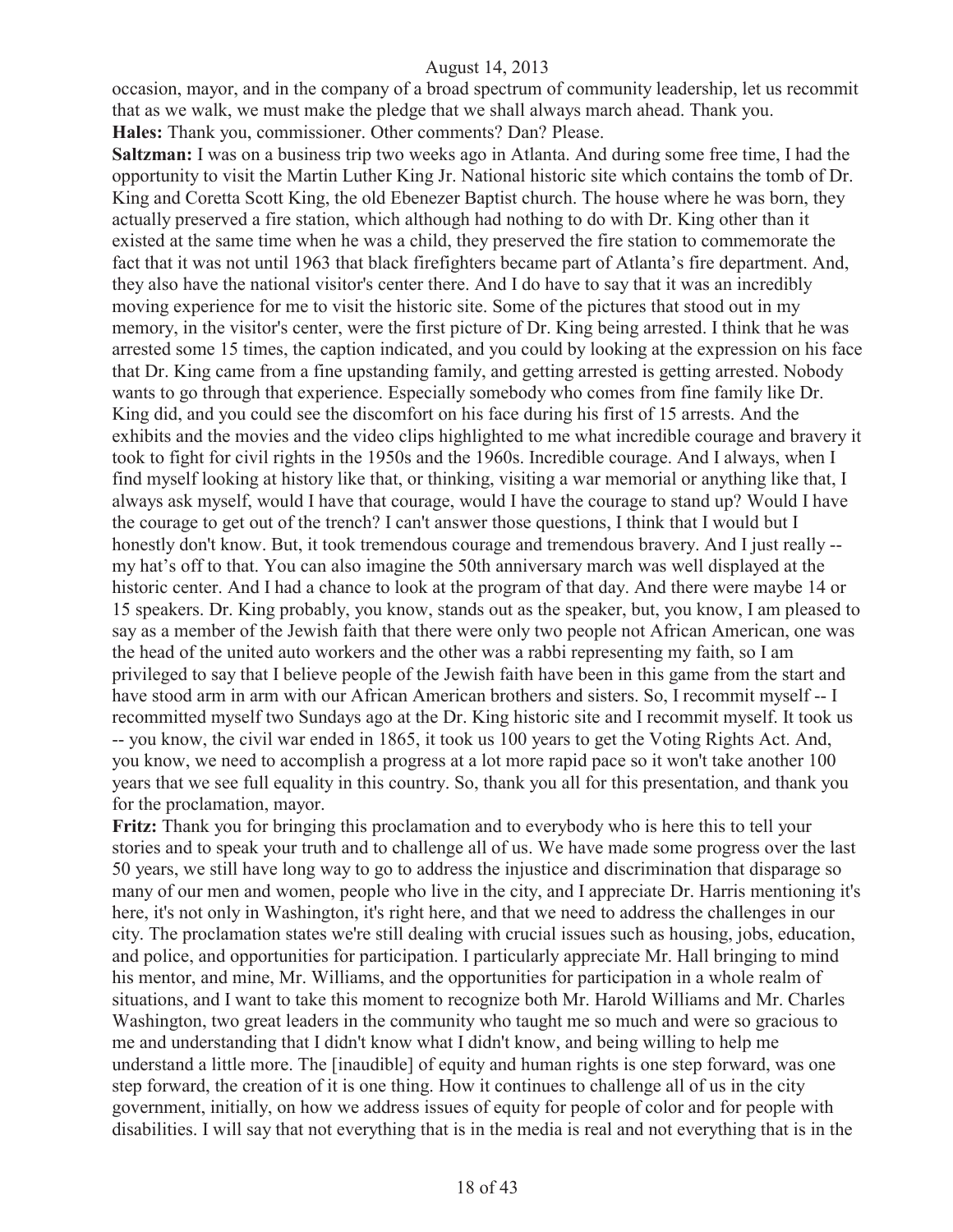occasion, mayor, and in the company of a broad spectrum of community leadership, let us recommit that as we walk, we must make the pledge that we shall always march ahead. Thank you.

**Hales:** Thank you, commissioner. Other comments? Dan? Please.

**Saltzman:** I was on a business trip two weeks ago in Atlanta. And during some free time, I had the opportunity to visit the Martin Luther King Jr. National historic site which contains the tomb of Dr. King and Coretta Scott King, the old Ebenezer Baptist church. The house where he was born, they actually preserved a fire station, which although had nothing to do with Dr. King other than it existed at the same time when he was a child, they preserved the fire station to commemorate the fact that it was not until 1963 that black firefighters became part of Atlanta's fire department. And, they also have the national visitor's center there. And I do have to say that it was an incredibly moving experience for me to visit the historic site. Some of the pictures that stood out in my memory, in the visitor's center, were the first picture of Dr. King being arrested. I think that he was arrested some 15 times, the caption indicated, and you could by looking at the expression on his face that Dr. King came from a fine upstanding family, and getting arrested is getting arrested. Nobody wants to go through that experience. Especially somebody who comes from fine family like Dr. King did, and you could see the discomfort on his face during his first of 15 arrests. And the exhibits and the movies and the video clips highlighted to me what incredible courage and bravery it took to fight for civil rights in the 1950s and the 1960s. Incredible courage. And I always, when I find myself looking at history like that, or thinking, visiting a war memorial or anything like that, I always ask myself, would I have that courage, would I have the courage to stand up? Would I have the courage to get out of the trench? I can't answer those questions, I think that I would but I honestly don't know. But, it took tremendous courage and tremendous bravery. And I just really -- my hat's off to that. You can also imagine the 50th anniversary march was well displayed at the historic center. And I had a chance to look at the program of that day. And there were maybe 14 or 15 speakers. Dr. King probably, you know, stands out as the speaker, but, you know, I am pleased to say as a member of the Jewish faith that there were only two people not African American, one was the head of the united auto workers and the other was a rabbi representing my faith, so I am privileged to say that I believe people of the Jewish faith have been in this game from the start and have stood arm in arm with our African American brothers and sisters. So, I recommit myself -- I recommitted myself two Sundays ago at the Dr. King historic site and I recommit myself. It took us -- you know, the civil war ended in 1865, it took us 100 years to get the Voting Rights Act. And, you know, we need to accomplish a progress at a lot more rapid pace so it won't take another 100 years that we see full equality in this country. So, thank you all for this presentation, and thank you for the proclamation, mayor.

**Fritz:** Thank you for bringing this proclamation and to everybody who is here this to tell your stories and to speak your truth and to challenge all of us. We have made some progress over the last 50 years, we still have long way to go to address the injustice and discrimination that disparage so many of our men and women, people who live in the city, and I appreciate Dr. Harris mentioning it's here, it's not only in Washington, it's right here, and that we need to address the challenges in our city. The proclamation states we're still dealing with crucial issues such as housing, jobs, education, and police, and opportunities for participation. I particularly appreciate Mr. Hall bringing to mind his mentor, and mine, Mr. Williams, and the opportunities for participation in a whole realm of situations, and I want to take this moment to recognize both Mr. Harold Williams and Mr. Charles Washington, two great leaders in the community who taught me so much and were so gracious to me and understanding that I didn't know what I didn't know, and being willing to help me understand a little more. The [inaudible] of equity and human rights is one step forward, was one step forward, the creation of it is one thing. How it continues to challenge all of us in the city government, initially, on how we address issues of equity for people of color and for people with disabilities. I will say that not everything that is in the media is real and not everything that is in the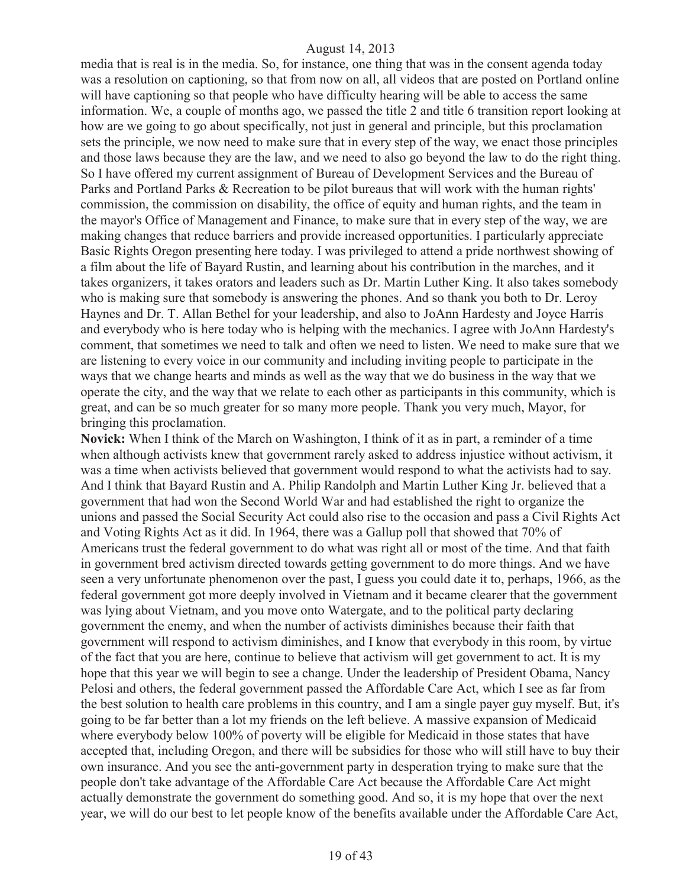media that is real is in the media. So, for instance, one thing that was in the consent agenda today was a resolution on captioning, so that from now on all, all videos that are posted on Portland online will have captioning so that people who have difficulty hearing will be able to access the same information. We, a couple of months ago, we passed the title 2 and title 6 transition report looking at how are we going to go about specifically, not just in general and principle, but this proclamation sets the principle, we now need to make sure that in every step of the way, we enact those principles and those laws because they are the law, and we need to also go beyond the law to do the right thing. So I have offered my current assignment of Bureau of Development Services and the Bureau of Parks and Portland Parks & Recreation to be pilot bureaus that will work with the human rights' commission, the commission on disability, the office of equity and human rights, and the team in the mayor's Office of Management and Finance, to make sure that in every step of the way, we are making changes that reduce barriers and provide increased opportunities. I particularly appreciate Basic Rights Oregon presenting here today. I was privileged to attend a pride northwest showing of a film about the life of Bayard Rustin, and learning about his contribution in the marches, and it takes organizers, it takes orators and leaders such as Dr. Martin Luther King. It also takes somebody who is making sure that somebody is answering the phones. And so thank you both to Dr. Leroy Haynes and Dr. T. Allan Bethel for your leadership, and also to JoAnn Hardesty and Joyce Harris and everybody who is here today who is helping with the mechanics. I agree with JoAnn Hardesty's comment, that sometimes we need to talk and often we need to listen. We need to make sure that we are listening to every voice in our community and including inviting people to participate in the ways that we change hearts and minds as well as the way that we do business in the way that we operate the city, and the way that we relate to each other as participants in this community, which is great, and can be so much greater for so many more people. Thank you very much, Mayor, for bringing this proclamation.

**Novick:** When I think of the March on Washington, I think of it as in part, a reminder of a time when although activists knew that government rarely asked to address injustice without activism, it was a time when activists believed that government would respond to what the activists had to say. And I think that Bayard Rustin and A. Philip Randolph and Martin Luther King Jr. believed that a government that had won the Second World War and had established the right to organize the unions and passed the Social Security Act could also rise to the occasion and pass a Civil Rights Act and Voting Rights Act as it did. In 1964, there was a Gallup poll that showed that 70% of Americans trust the federal government to do what was right all or most of the time. And that faith in government bred activism directed towards getting government to do more things. And we have seen a very unfortunate phenomenon over the past, I guess you could date it to, perhaps, 1966, as the federal government got more deeply involved in Vietnam and it became clearer that the government was lying about Vietnam, and you move onto Watergate, and to the political party declaring government the enemy, and when the number of activists diminishes because their faith that government will respond to activism diminishes, and I know that everybody in this room, by virtue of the fact that you are here, continue to believe that activism will get government to act. It is my hope that this year we will begin to see a change. Under the leadership of President Obama, Nancy Pelosi and others, the federal government passed the Affordable Care Act, which I see as far from the best solution to health care problems in this country, and I am a single payer guy myself. But, it's going to be far better than a lot my friends on the left believe. A massive expansion of Medicaid where everybody below 100% of poverty will be eligible for Medicaid in those states that have accepted that, including Oregon, and there will be subsidies for those who will still have to buy their own insurance. And you see the anti-government party in desperation trying to make sure that the people don't take advantage of the Affordable Care Act because the Affordable Care Act might actually demonstrate the government do something good. And so, it is my hope that over the next year, we will do our best to let people know of the benefits available under the Affordable Care Act,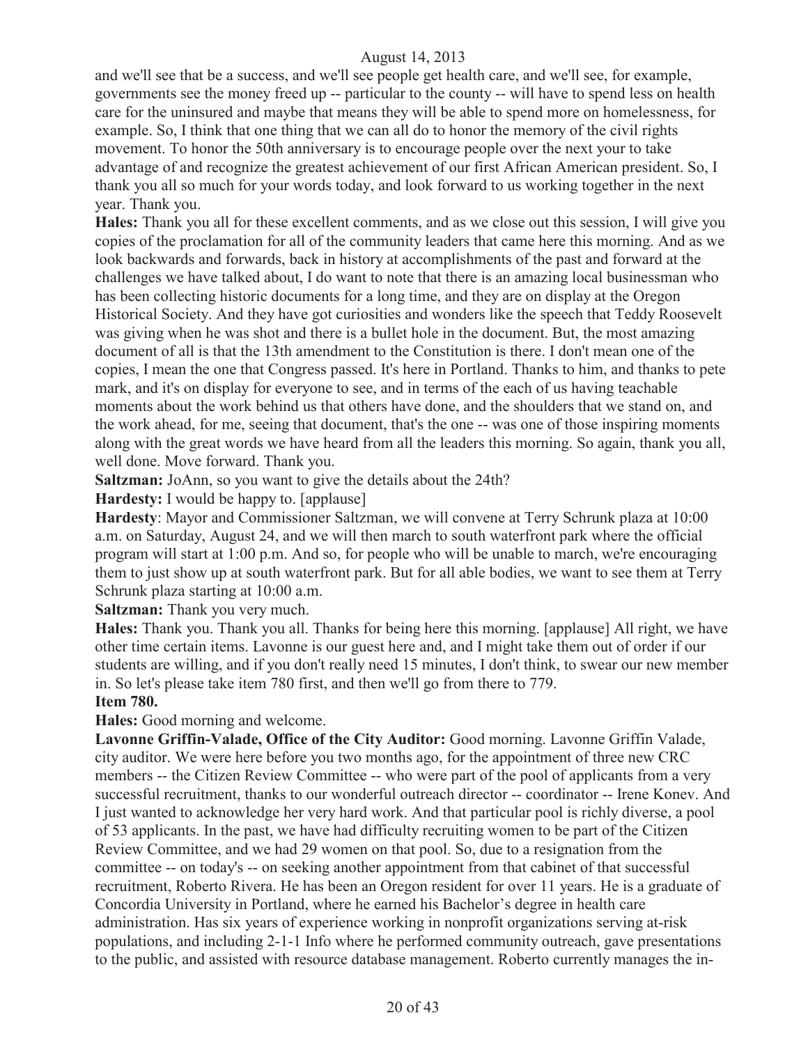and we'll see that be a success, and we'll see people get health care, and we'll see, for example, governments see the money freed up -- particular to the county -- will have to spend less on health care for the uninsured and maybe that means they will be able to spend more on homelessness, for example. So, I think that one thing that we can all do to honor the memory of the civil rights movement. To honor the 50th anniversary is to encourage people over the next your to take advantage of and recognize the greatest achievement of our first African American president. So, I thank you all so much for your words today, and look forward to us working together in the next year. Thank you.

**Hales:** Thank you all for these excellent comments, and as we close out this session, I will give you copies of the proclamation for all of the community leaders that came here this morning. And as we look backwards and forwards, back in history at accomplishments of the past and forward at the challenges we have talked about, I do want to note that there is an amazing local businessman who has been collecting historic documents for a long time, and they are on display at the Oregon Historical Society. And they have got curiosities and wonders like the speech that Teddy Roosevelt was giving when he was shot and there is a bullet hole in the document. But, the most amazing document of all is that the 13th amendment to the Constitution is there. I don't mean one of the copies, I mean the one that Congress passed. It's here in Portland. Thanks to him, and thanks to pete mark, and it's on display for everyone to see, and in terms of the each of us having teachable moments about the work behind us that others have done, and the shoulders that we stand on, and the work ahead, for me, seeing that document, that's the one -- was one of those inspiring moments along with the great words we have heard from all the leaders this morning. So again, thank you all, well done. Move forward. Thank you.

**Saltzman:** JoAnn, so you want to give the details about the 24th?

**Hardesty:** I would be happy to. [applause]

**Hardesty**: Mayor and Commissioner Saltzman, we will convene at Terry Schrunk plaza at 10:00 a.m. on Saturday, August 24, and we will then march to south waterfront park where the official program will start at 1:00 p.m. And so, for people who will be unable to march, we're encouraging them to just show up at south waterfront park. But for all able bodies, we want to see them at Terry Schrunk plaza starting at 10:00 a.m.

**Saltzman:** Thank you very much.

**Hales:** Thank you. Thank you all. Thanks for being here this morning. [applause] All right, we have other time certain items. Lavonne is our guest here and, and I might take them out of order if our students are willing, and if you don't really need 15 minutes, I don't think, to swear our new member in. So let's please take item 780 first, and then we'll go from there to 779.

**Item 780.**

**Hales:** Good morning and welcome.

**Lavonne Griffin-Valade, Office of the City Auditor:** Good morning. Lavonne Griffin Valade, city auditor. We were here before you two months ago, for the appointment of three new CRC members -- the Citizen Review Committee -- who were part of the pool of applicants from a very successful recruitment, thanks to our wonderful outreach director -- coordinator -- Irene Konev. And I just wanted to acknowledge her very hard work. And that particular pool is richly diverse, a pool of 53 applicants. In the past, we have had difficulty recruiting women to be part of the Citizen Review Committee, and we had 29 women on that pool. So, due to a resignation from the committee -- on today's -- on seeking another appointment from that cabinet of that successful recruitment, Roberto Rivera. He has been an Oregon resident for over 11 years. He is a graduate of Concordia University in Portland, where he earned his Bachelor's degree in health care administration. Has six years of experience working in nonprofit organizations serving at-risk populations, and including 2-1-1 Info where he performed community outreach, gave presentations to the public, and assisted with resource database management. Roberto currently manages the in-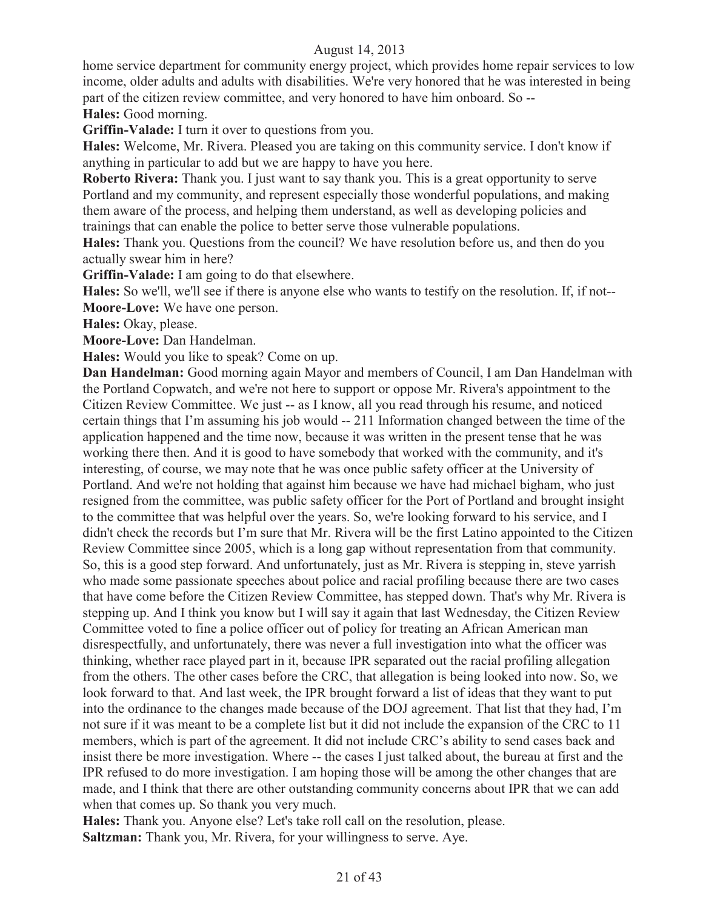home service department for community energy project, which provides home repair services to low income, older adults and adults with disabilities. We're very honored that he was interested in being part of the citizen review committee, and very honored to have him onboard. So --

**Hales:** Good morning.

**Griffin-Valade:** I turn it over to questions from you.

**Hales:** Welcome, Mr. Rivera. Pleased you are taking on this community service. I don't know if anything in particular to add but we are happy to have you here.

**Roberto Rivera:** Thank you. I just want to say thank you. This is a great opportunity to serve Portland and my community, and represent especially those wonderful populations, and making them aware of the process, and helping them understand, as well as developing policies and trainings that can enable the police to better serve those vulnerable populations.

**Hales:** Thank you. Questions from the council? We have resolution before us, and then do you actually swear him in here?

**Griffin-Valade:** I am going to do that elsewhere.

**Hales:** So we'll, we'll see if there is anyone else who wants to testify on the resolution. If, if not--

**Moore-Love:** We have one person.

**Hales:** Okay, please.

**Moore-Love:** Dan Handelman.

**Hales:** Would you like to speak? Come on up.

**Dan Handelman:** Good morning again Mayor and members of Council, I am Dan Handelman with the Portland Copwatch, and we're not here to support or oppose Mr. Rivera's appointment to the Citizen Review Committee. We just -- as I know, all you read through his resume, and noticed certain things that I'm assuming his job would -- 211 Information changed between the time of the application happened and the time now, because it was written in the present tense that he was working there then. And it is good to have somebody that worked with the community, and it's interesting, of course, we may note that he was once public safety officer at the University of Portland. And we're not holding that against him because we have had michael bigham, who just resigned from the committee, was public safety officer for the Port of Portland and brought insight to the committee that was helpful over the years. So, we're looking forward to his service, and I didn't check the records but I'm sure that Mr. Rivera will be the first Latino appointed to the Citizen Review Committee since 2005, which is a long gap without representation from that community. So, this is a good step forward. And unfortunately, just as Mr. Rivera is stepping in, steve yarrish who made some passionate speeches about police and racial profiling because there are two cases that have come before the Citizen Review Committee, has stepped down. That's why Mr. Rivera is stepping up. And I think you know but I will say it again that last Wednesday, the Citizen Review Committee voted to fine a police officer out of policy for treating an African American man disrespectfully, and unfortunately, there was never a full investigation into what the officer was thinking, whether race played part in it, because IPR separated out the racial profiling allegation from the others. The other cases before the CRC, that allegation is being looked into now. So, we look forward to that. And last week, the IPR brought forward a list of ideas that they want to put into the ordinance to the changes made because of the DOJ agreement. That list that they had, I'm not sure if it was meant to be a complete list but it did not include the expansion of the CRC to 11 members, which is part of the agreement. It did not include CRC's ability to send cases back and insist there be more investigation. Where -- the cases I just talked about, the bureau at first and the IPR refused to do more investigation. I am hoping those will be among the other changes that are made, and I think that there are other outstanding community concerns about IPR that we can add when that comes up. So thank you very much.

**Hales:** Thank you. Anyone else? Let's take roll call on the resolution, please.

**Saltzman:** Thank you, Mr. Rivera, for your willingness to serve. Aye.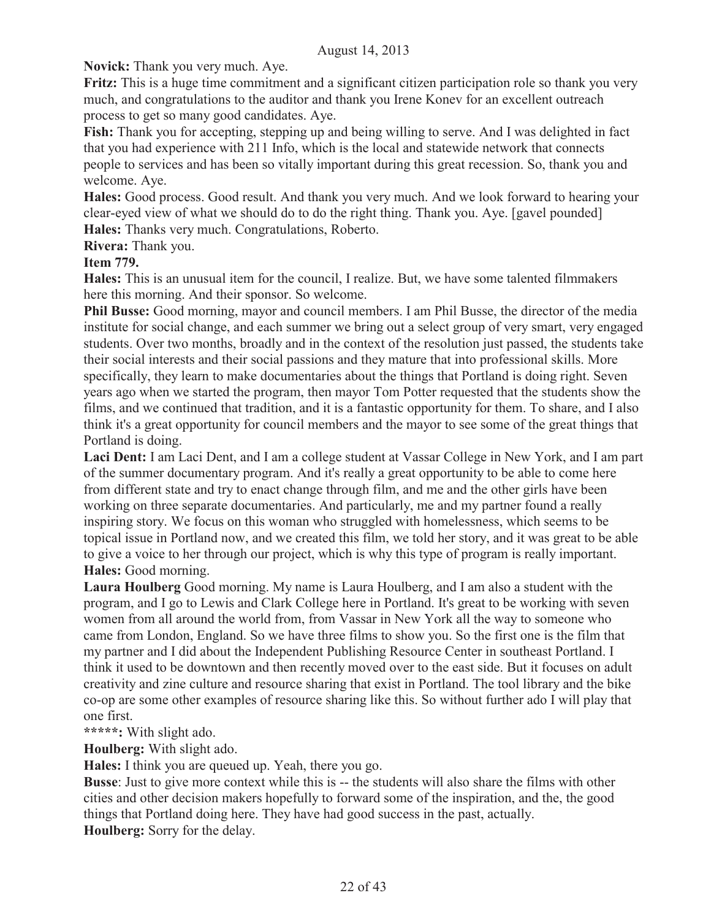**Novick:** Thank you very much. Aye.

**Fritz:** This is a huge time commitment and a significant citizen participation role so thank you very much, and congratulations to the auditor and thank you Irene Konev for an excellent outreach process to get so many good candidates. Aye.

**Fish:** Thank you for accepting, stepping up and being willing to serve. And I was delighted in fact that you had experience with 211 Info, which is the local and statewide network that connects people to services and has been so vitally important during this great recession. So, thank you and welcome. Aye.

**Hales:** Good process. Good result. And thank you very much. And we look forward to hearing your clear-eyed view of what we should do to do the right thing. Thank you. Aye. [gavel pounded]

**Hales:** Thanks very much. Congratulations, Roberto.

**Rivera:** Thank you.

**Item 779.**

**Hales:** This is an unusual item for the council, I realize. But, we have some talented filmmakers here this morning. And their sponsor. So welcome.

**Phil Busse:** Good morning, mayor and council members. I am Phil Busse, the director of the media institute for social change, and each summer we bring out a select group of very smart, very engaged students. Over two months, broadly and in the context of the resolution just passed, the students take their social interests and their social passions and they mature that into professional skills. More specifically, they learn to make documentaries about the things that Portland is doing right. Seven years ago when we started the program, then mayor Tom Potter requested that the students show the films, and we continued that tradition, and it is a fantastic opportunity for them. To share, and I also think it's a great opportunity for council members and the mayor to see some of the great things that Portland is doing.

**Laci Dent:** I am Laci Dent, and I am a college student at Vassar College in New York, and I am part of the summer documentary program. And it's really a great opportunity to be able to come here from different state and try to enact change through film, and me and the other girls have been working on three separate documentaries. And particularly, me and my partner found a really inspiring story. We focus on this woman who struggled with homelessness, which seems to be topical issue in Portland now, and we created this film, we told her story, and it was great to be able to give a voice to her through our project, which is why this type of program is really important.

**Hales:** Good morning.

**Laura Houlberg** Good morning. My name is Laura Houlberg, and I am also a student with the program, and I go to Lewis and Clark College here in Portland. It's great to be working with seven women from all around the world from, from Vassar in New York all the way to someone who came from London, England. So we have three films to show you. So the first one is the film that my partner and I did about the Independent Publishing Resource Center in southeast Portland. I think it used to be downtown and then recently moved over to the east side. But it focuses on adult creativity and zine culture and resource sharing that exist in Portland. The tool library and the bike co-op are some other examples of resource sharing like this. So without further ado I will play that one first.

*****: With slight ado.

**Houlberg:** With slight ado.

**Hales:** I think you are queued up. Yeah, there you go.

**Busse**: Just to give more context while this is -- the students will also share the films with other cities and other decision makers hopefully to forward some of the inspiration, and the, the good things that Portland doing here. They have had good success in the past, actually.

**Houlberg:** Sorry for the delay.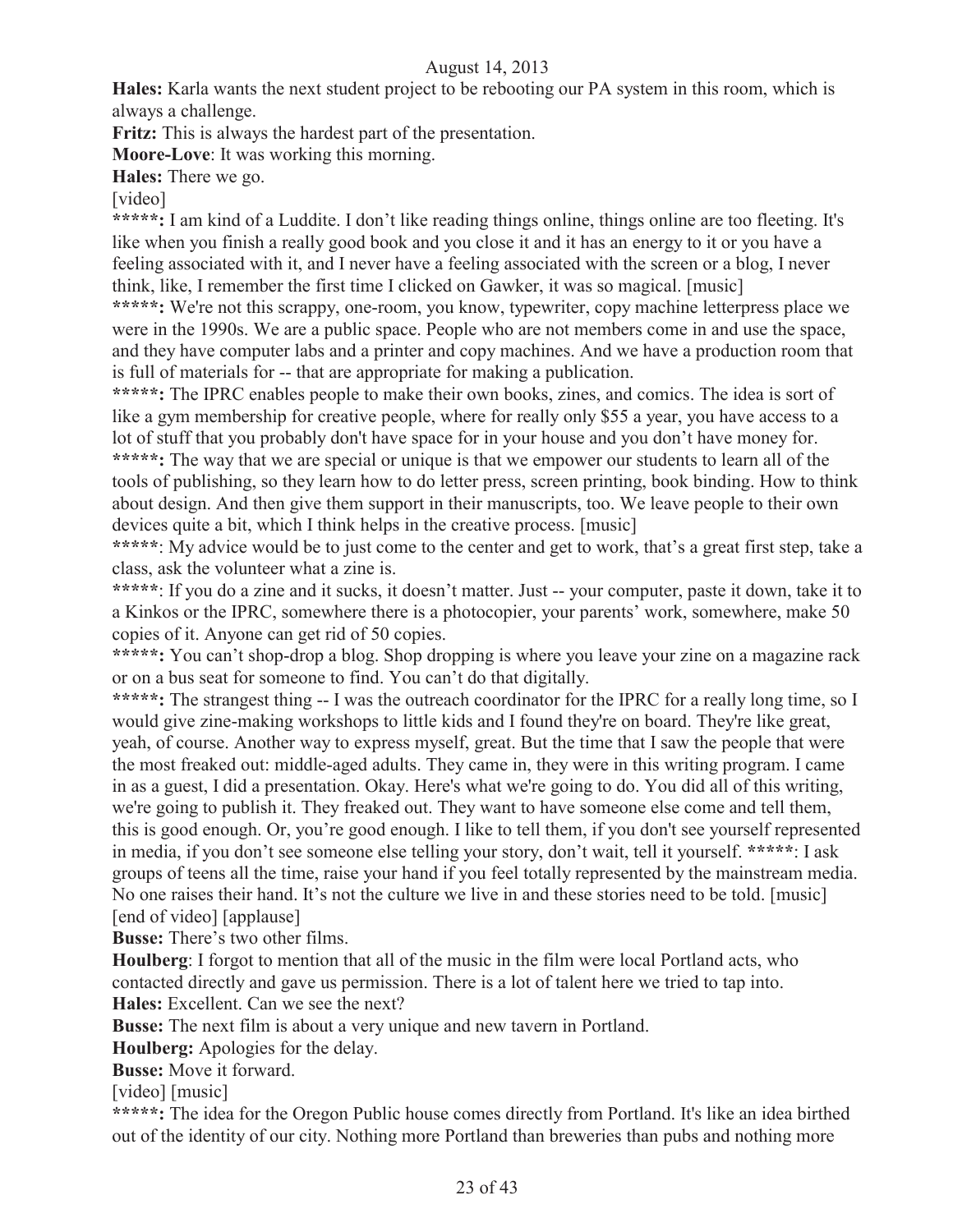**Hales:** Karla wants the next student project to be rebooting our PA system in this room, which is always a challenge.

**Fritz:** This is always the hardest part of the presentation.

**Moore-Love**: It was working this morning.

**Hales:** There we go.

[video]

*****: I am kind of a Luddite. I don't like reading things online, things online are too fleeting. It's like when you finish a really good book and you close it and it has an energy to it or you have a feeling associated with it, and I never have a feeling associated with the screen or a blog, I never think, like, I remember the first time I clicked on Gawker, it was so magical. [music]

*****: We're not this scrappy, one-room, you know, typewriter, copy machine letterpress place we were in the 1990s. We are a public space. People who are not members come in and use the space, and they have computer labs and a printer and copy machines. And we have a production room that is full of materials for -- that are appropriate for making a publication.

*****: The IPRC enables people to make their own books, zines, and comics. The idea is sort of like a gym membership for creative people, where for really only $55 a year, you have access to a lot of stuff that you probably don't have space for in your house and you don't have money for.

*****: The way that we are special or unique is that we empower our students to learn all of the tools of publishing, so they learn how to do letter press, screen printing, book binding. How to think about design. And then give them support in their manuscripts, too. We leave people to their own devices quite a bit, which I think helps in the creative process. [music]

*****: My advice would be to just come to the center and get to work, that's a great first step, take a class, ask the volunteer what a zine is.

*****: If you do a zine and it sucks, it doesn't matter. Just -- your computer, paste it down, take it to a Kinkos or the IPRC, somewhere there is a photocopier, your parents' work, somewhere, make 50 copies of it. Anyone can get rid of 50 copies.

*****: You can't shop-drop a blog. Shop dropping is where you leave your zine on a magazine rack or on a bus seat for someone to find. You can't do that digitally.

*****: The strangest thing -- I was the outreach coordinator for the IPRC for a really long time, so I would give zine-making workshops to little kids and I found they're on board. They're like great, yeah, of course. Another way to express myself, great. But the time that I saw the people that were the most freaked out: middle-aged adults. They came in, they were in this writing program. I came in as a guest, I did a presentation. Okay. Here's what we're going to do. You did all of this writing, we're going to publish it. They freaked out. They want to have someone else come and tell them, this is good enough. Or, you're good enough. I like to tell them, if you don't see yourself represented in media, if you don't see someone else telling your story, don't wait, tell it yourself. *****: I ask groups of teens all the time, raise your hand if you feel totally represented by the mainstream media. No one raises their hand. It's not the culture we live in and these stories need to be told. [music] [end of video] [applause]

**Busse:** There's two other films.

**Houlberg**: I forgot to mention that all of the music in the film were local Portland acts, who contacted directly and gave us permission. There is a lot of talent here we tried to tap into.

**Hales:** Excellent. Can we see the next?

**Busse:** The next film is about a very unique and new tavern in Portland.

**Houlberg:** Apologies for the delay.

**Busse:** Move it forward.

[video] [music]

*****: The idea for the Oregon Public house comes directly from Portland. It's like an idea birthed out of the identity of our city. Nothing more Portland than breweries than pubs and nothing more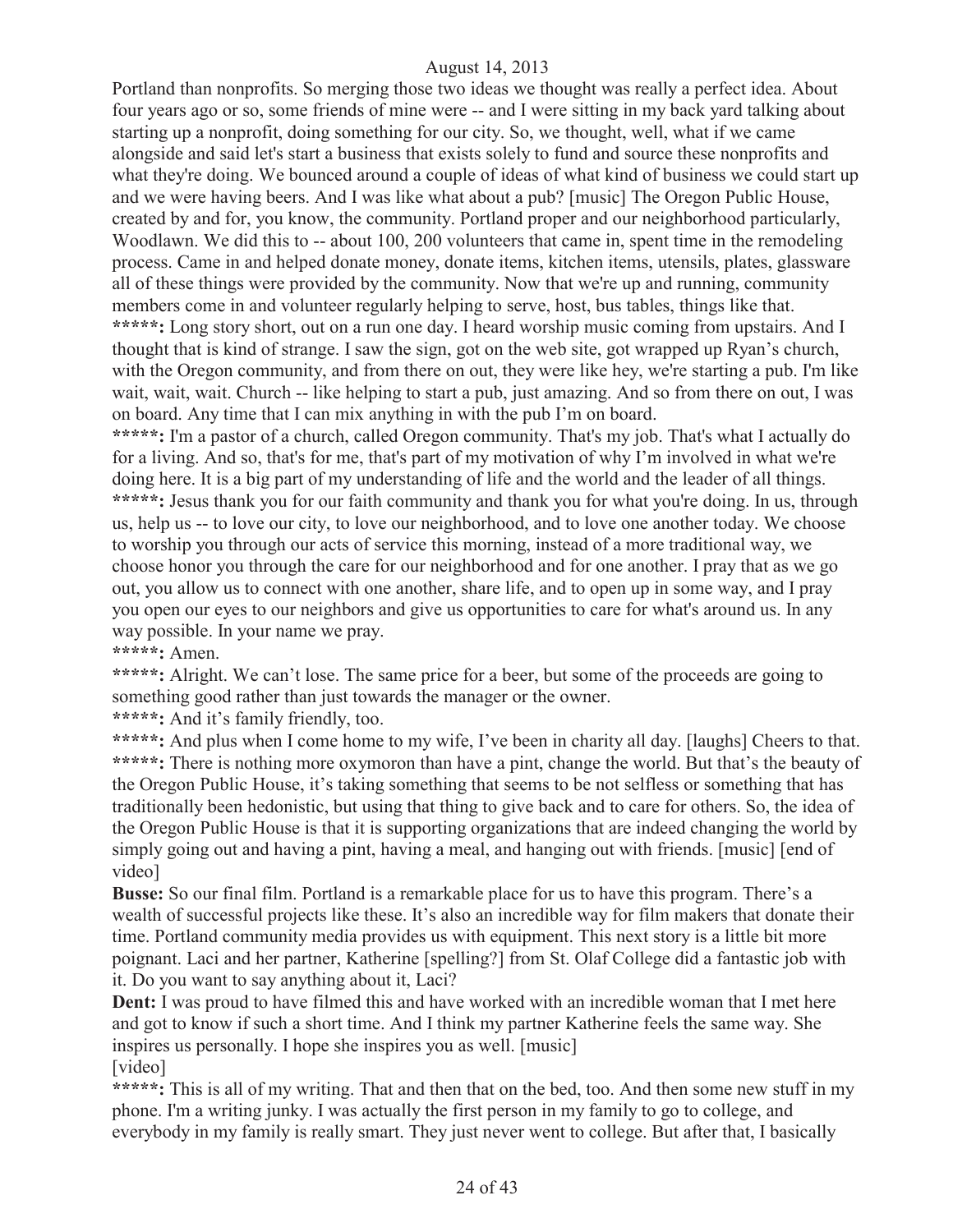Portland than nonprofits. So merging those two ideas we thought was really a perfect idea. About four years ago or so, some friends of mine were -- and I were sitting in my back yard talking about starting up a nonprofit, doing something for our city. So, we thought, well, what if we came alongside and said let's start a business that exists solely to fund and source these nonprofits and what they're doing. We bounced around a couple of ideas of what kind of business we could start up and we were having beers. And I was like what about a pub? [music] The Oregon Public House, created by and for, you know, the community. Portland proper and our neighborhood particularly, Woodlawn. We did this to -- about 100, 200 volunteers that came in, spent time in the remodeling process. Came in and helped donate money, donate items, kitchen items, utensils, plates, glassware all of these things were provided by the community. Now that we're up and running, community members come in and volunteer regularly helping to serve, host, bus tables, things like that.

**\*\*\*\*\*:** Long story short, out on a run one day. I heard worship music coming from upstairs. And I thought that is kind of strange. I saw the sign, got on the web site, got wrapped up Ryan's church, with the Oregon community, and from there on out, they were like hey, we're starting a pub. I'm like wait, wait, wait. Church -- like helping to start a pub, just amazing. And so from there on out, I was on board. Any time that I can mix anything in with the pub I'm on board.

**\*\*\*\*\*:** I'm a pastor of a church, called Oregon community. That's my job. That's what I actually do for a living. And so, that's for me, that's part of my motivation of why I'm involved in what we're doing here. It is a big part of my understanding of life and the world and the leader of all things.

**\*\*\*\*\*:** Jesus thank you for our faith community and thank you for what you're doing. In us, through us, help us -- to love our city, to love our neighborhood, and to love one another today. We choose to worship you through our acts of service this morning, instead of a more traditional way, we choose honor you through the care for our neighborhood and for one another. I pray that as we go out, you allow us to connect with one another, share life, and to open up in some way, and I pray you open our eyes to our neighbors and give us opportunities to care for what's around us. In any way possible. In your name we pray.

**\*\*\*\*\*:** Amen.

**\*\*\*\*\*:** Alright. We can't lose. The same price for a beer, but some of the proceeds are going to something good rather than just towards the manager or the owner.

**\*\*\*\*\*:** And it's family friendly, too.

**\*\*\*\*\*:** And plus when I come home to my wife, I've been in charity all day. [laughs] Cheers to that.

**\*\*\*\*\*:** There is nothing more oxymoron than have a pint, change the world. But that's the beauty of the Oregon Public House, it's taking something that seems to be not selfless or something that has traditionally been hedonistic, but using that thing to give back and to care for others. So, the idea of the Oregon Public House is that it is supporting organizations that are indeed changing the world by simply going out and having a pint, having a meal, and hanging out with friends. [music] [end of video]

**Busse:** So our final film. Portland is a remarkable place for us to have this program. There's a wealth of successful projects like these. It's also an incredible way for film makers that donate their time. Portland community media provides us with equipment. This next story is a little bit more poignant. Laci and her partner, Katherine [spelling?] from St. Olaf College did a fantastic job with it. Do you want to say anything about it, Laci?

**Dent:** I was proud to have filmed this and have worked with an incredible woman that I met here and got to know if such a short time. And I think my partner Katherine feels the same way. She inspires us personally. I hope she inspires you as well. [music]

[video]

**\*\*\*\*\*:** This is all of my writing. That and then that on the bed, too. And then some new stuff in my phone. I'm a writing junky. I was actually the first person in my family to go to college, and everybody in my family is really smart. They just never went to college. But after that, I basically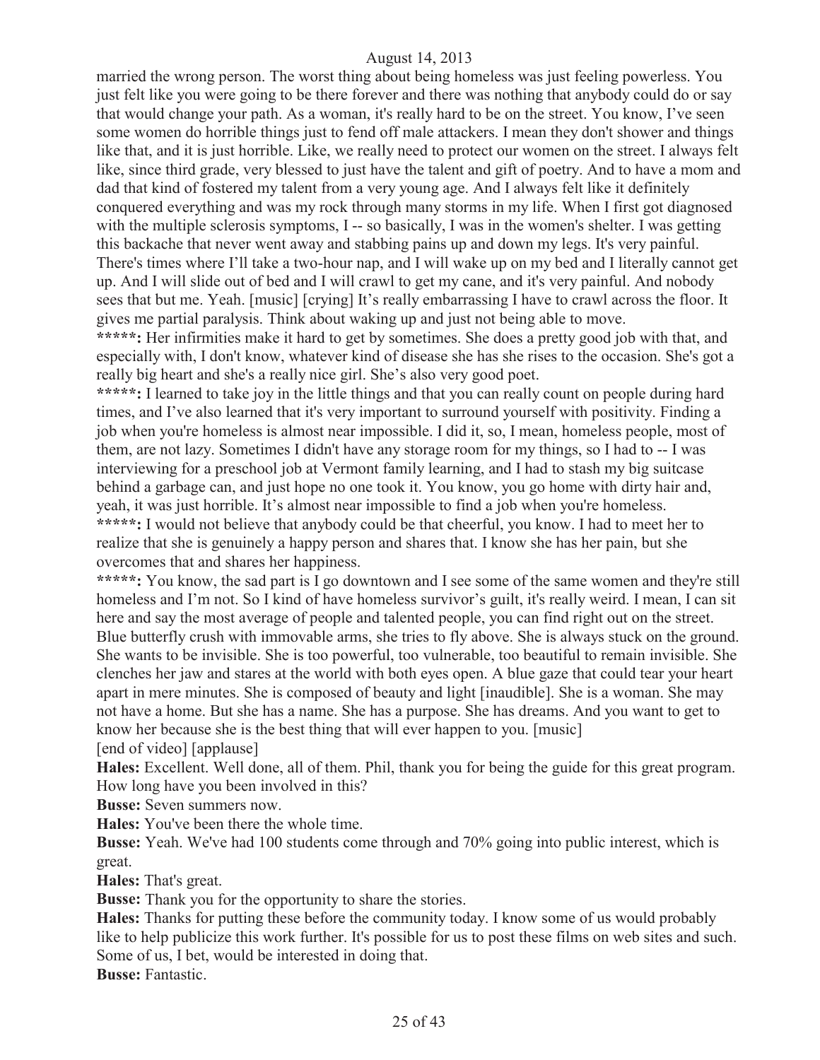married the wrong person. The worst thing about being homeless was just feeling powerless. You just felt like you were going to be there forever and there was nothing that anybody could do or say that would change your path. As a woman, it's really hard to be on the street. You know, I've seen some women do horrible things just to fend off male attackers. I mean they don't shower and things like that, and it is just horrible. Like, we really need to protect our women on the street. I always felt like, since third grade, very blessed to just have the talent and gift of poetry. And to have a mom and dad that kind of fostered my talent from a very young age. And I always felt like it definitely conquered everything and was my rock through many storms in my life. When I first got diagnosed with the multiple sclerosis symptoms, I -- so basically, I was in the women's shelter. I was getting this backache that never went away and stabbing pains up and down my legs. It's very painful. There's times where I'll take a two-hour nap, and I will wake up on my bed and I literally cannot get up. And I will slide out of bed and I will crawl to get my cane, and it's very painful. And nobody sees that but me. Yeah. [music] [crying] It's really embarrassing I have to crawl across the floor. It gives me partial paralysis. Think about waking up and just not being able to move.

**\*\*\*\*\*:** Her infirmities make it hard to get by sometimes. She does a pretty good job with that, and especially with, I don't know, whatever kind of disease she has she rises to the occasion. She's got a really big heart and she's a really nice girl. She's also very good poet.

**\*\*\*\*\*:** I learned to take joy in the little things and that you can really count on people during hard times, and I've also learned that it's very important to surround yourself with positivity. Finding a job when you're homeless is almost near impossible. I did it, so, I mean, homeless people, most of them, are not lazy. Sometimes I didn't have any storage room for my things, so I had to -- I was interviewing for a preschool job at Vermont family learning, and I had to stash my big suitcase behind a garbage can, and just hope no one took it. You know, you go home with dirty hair and, yeah, it was just horrible. It's almost near impossible to find a job when you're homeless.

**\*\*\*\*\*:** I would not believe that anybody could be that cheerful, you know. I had to meet her to realize that she is genuinely a happy person and shares that. I know she has her pain, but she overcomes that and shares her happiness.

**\*\*\*\*\*:** You know, the sad part is I go downtown and I see some of the same women and they're still homeless and I'm not. So I kind of have homeless survivor's guilt, it's really weird. I mean, I can sit here and say the most average of people and talented people, you can find right out on the street. Blue butterfly crush with immovable arms, she tries to fly above. She is always stuck on the ground. She wants to be invisible. She is too powerful, too vulnerable, too beautiful to remain invisible. She clenches her jaw and stares at the world with both eyes open. A blue gaze that could tear your heart apart in mere minutes. She is composed of beauty and light [inaudible]. She is a woman. She may not have a home. But she has a name. She has a purpose. She has dreams. And you want to get to know her because she is the best thing that will ever happen to you. [music]

[end of video] [applause]

**Hales:** Excellent. Well done, all of them. Phil, thank you for being the guide for this great program. How long have you been involved in this?

**Busse:** Seven summers now.

**Hales:** You've been there the whole time.

**Busse:** Yeah. We've had 100 students come through and 70% going into public interest, which is great.

**Hales:** That's great.

**Busse:** Thank you for the opportunity to share the stories.

**Hales:** Thanks for putting these before the community today. I know some of us would probably like to help publicize this work further. It's possible for us to post these films on web sites and such. Some of us, I bet, would be interested in doing that.

**Busse:** Fantastic.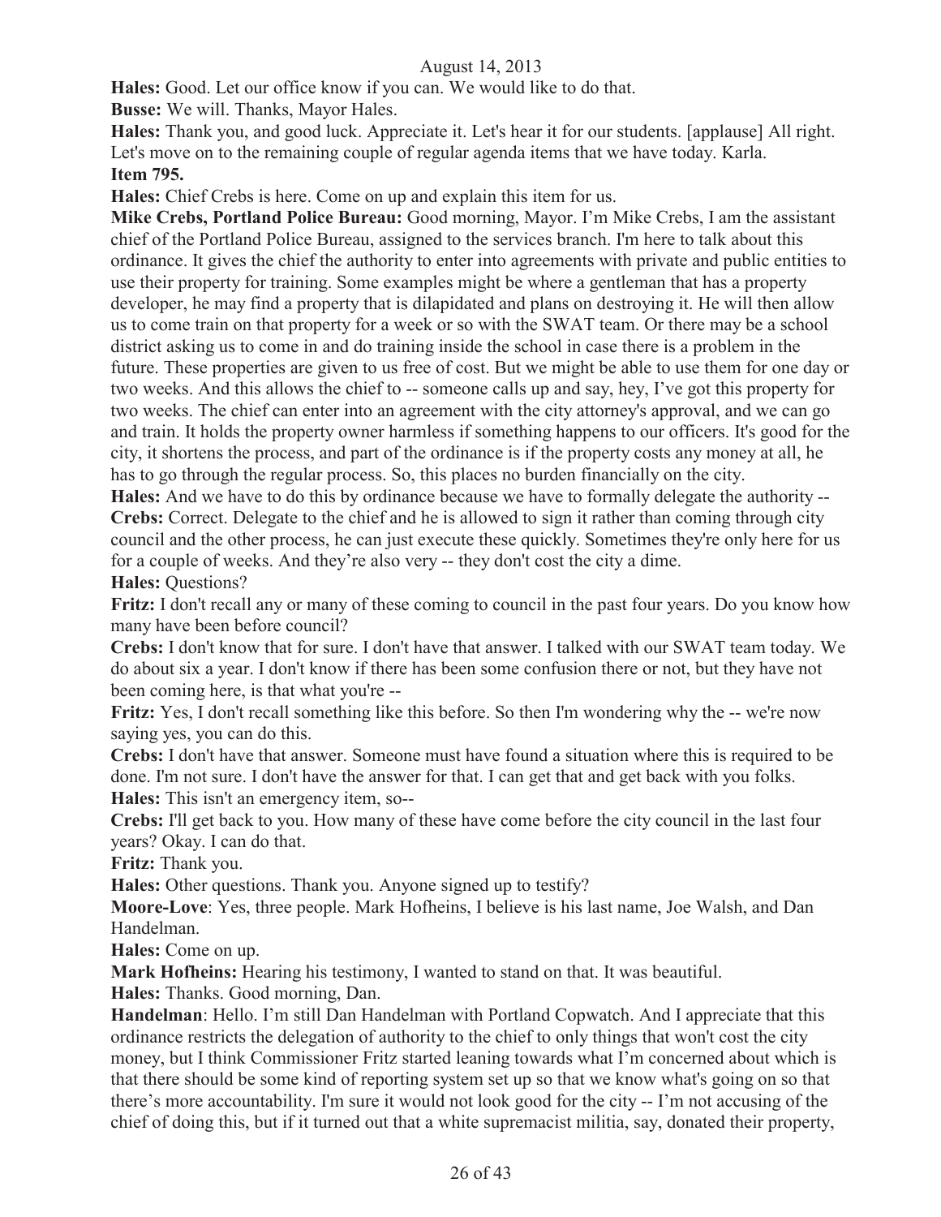**Hales:** Good. Let our office know if you can. We would like to do that.

**Busse:** We will. Thanks, Mayor Hales.

**Hales:** Thank you, and good luck. Appreciate it. Let's hear it for our students. [applause] All right. Let's move on to the remaining couple of regular agenda items that we have today. Karla.

**Item 795.**

**Hales:** Chief Crebs is here. Come on up and explain this item for us.

**Mike Crebs, Portland Police Bureau:** Good morning, Mayor. I'm Mike Crebs, I am the assistant chief of the Portland Police Bureau, assigned to the services branch. I'm here to talk about this ordinance. It gives the chief the authority to enter into agreements with private and public entities to use their property for training. Some examples might be where a gentleman that has a property developer, he may find a property that is dilapidated and plans on destroying it. He will then allow us to come train on that property for a week or so with the SWAT team. Or there may be a school district asking us to come in and do training inside the school in case there is a problem in the future. These properties are given to us free of cost. But we might be able to use them for one day or two weeks. And this allows the chief to -- someone calls up and say, hey, I've got this property for two weeks. The chief can enter into an agreement with the city attorney's approval, and we can go and train. It holds the property owner harmless if something happens to our officers. It's good for the city, it shortens the process, and part of the ordinance is if the property costs any money at all, he has to go through the regular process. So, this places no burden financially on the city.

**Hales:** And we have to do this by ordinance because we have to formally delegate the authority --

**Crebs:** Correct. Delegate to the chief and he is allowed to sign it rather than coming through city council and the other process, he can just execute these quickly. Sometimes they're only here for us for a couple of weeks. And they're also very -- they don't cost the city a dime.

**Hales:** Questions?

**Fritz:** I don't recall any or many of these coming to council in the past four years. Do you know how many have been before council?

**Crebs:** I don't know that for sure. I don't have that answer. I talked with our SWAT team today. We do about six a year. I don't know if there has been some confusion there or not, but they have not been coming here, is that what you're --

**Fritz:** Yes, I don't recall something like this before. So then I'm wondering why the -- we're now saying yes, you can do this.

**Crebs:** I don't have that answer. Someone must have found a situation where this is required to be done. I'm not sure. I don't have the answer for that. I can get that and get back with you folks.

**Hales:** This isn't an emergency item, so--

**Crebs:** I'll get back to you. How many of these have come before the city council in the last four years? Okay. I can do that.

**Fritz:** Thank you.

**Hales:** Other questions. Thank you. Anyone signed up to testify?

**Moore-Love**: Yes, three people. Mark Hofheins, I believe is his last name, Joe Walsh, and Dan Handelman.

**Hales:** Come on up.

**Mark Hofheins:** Hearing his testimony, I wanted to stand on that. It was beautiful.

**Hales:** Thanks. Good morning, Dan.

**Handelman**: Hello. I'm still Dan Handelman with Portland Copwatch. And I appreciate that this ordinance restricts the delegation of authority to the chief to only things that won't cost the city money, but I think Commissioner Fritz started leaning towards what I'm concerned about which is that there should be some kind of reporting system set up so that we know what's going on so that there's more accountability. I'm sure it would not look good for the city -- I'm not accusing of the chief of doing this, but if it turned out that a white supremacist militia, say, donated their property,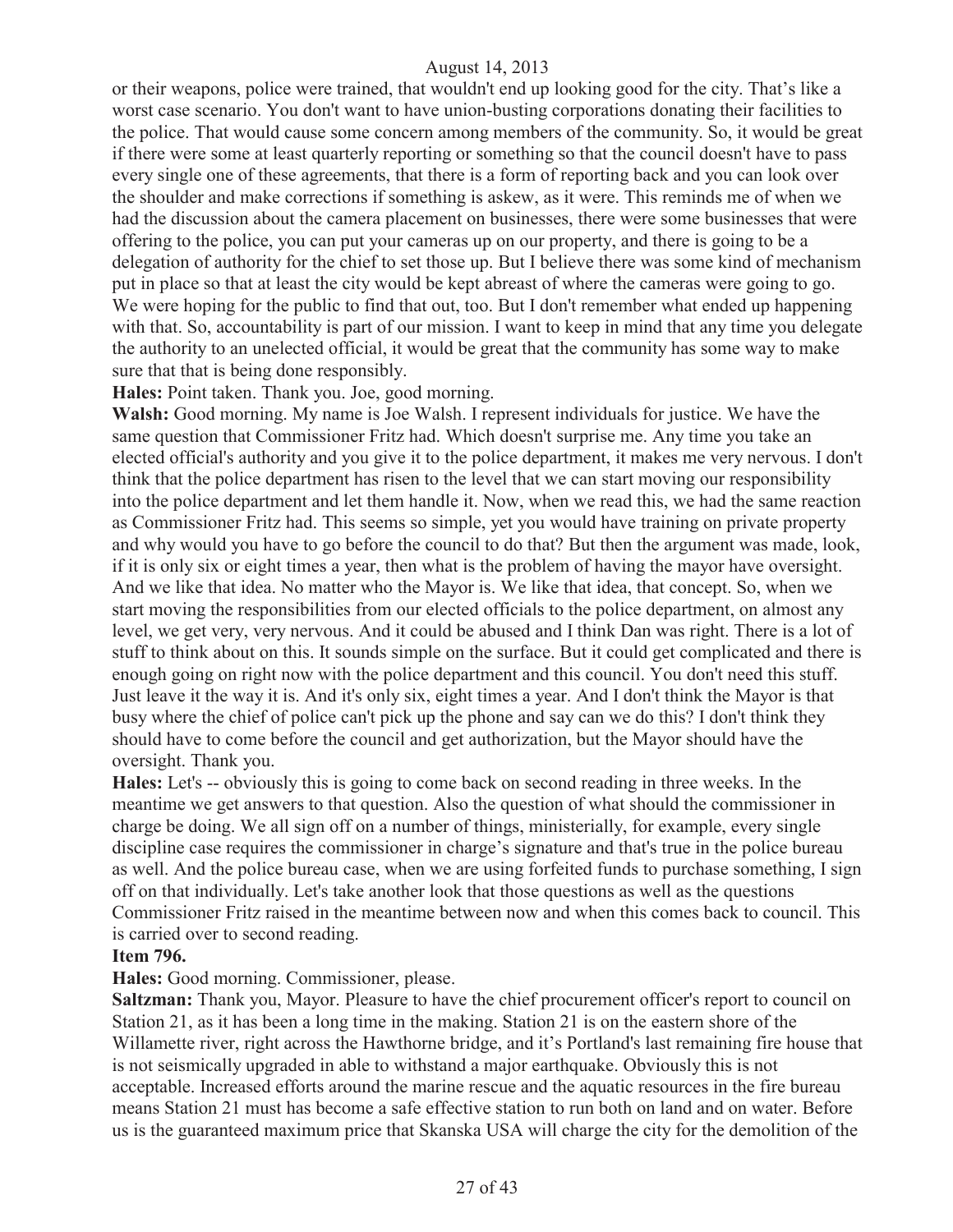or their weapons, police were trained, that wouldn't end up looking good for the city. That's like a worst case scenario. You don't want to have union-busting corporations donating their facilities to the police. That would cause some concern among members of the community. So, it would be great if there were some at least quarterly reporting or something so that the council doesn't have to pass every single one of these agreements, that there is a form of reporting back and you can look over the shoulder and make corrections if something is askew, as it were. This reminds me of when we had the discussion about the camera placement on businesses, there were some businesses that were offering to the police, you can put your cameras up on our property, and there is going to be a delegation of authority for the chief to set those up. But I believe there was some kind of mechanism put in place so that at least the city would be kept abreast of where the cameras were going to go. We were hoping for the public to find that out, too. But I don't remember what ended up happening with that. So, accountability is part of our mission. I want to keep in mind that any time you delegate the authority to an unelected official, it would be great that the community has some way to make sure that that is being done responsibly.

**Hales:** Point taken. Thank you. Joe, good morning.

**Walsh:** Good morning. My name is Joe Walsh. I represent individuals for justice. We have the same question that Commissioner Fritz had. Which doesn't surprise me. Any time you take an elected official's authority and you give it to the police department, it makes me very nervous. I don't think that the police department has risen to the level that we can start moving our responsibility into the police department and let them handle it. Now, when we read this, we had the same reaction as Commissioner Fritz had. This seems so simple, yet you would have training on private property and why would you have to go before the council to do that? But then the argument was made, look, if it is only six or eight times a year, then what is the problem of having the mayor have oversight. And we like that idea. No matter who the Mayor is. We like that idea, that concept. So, when we start moving the responsibilities from our elected officials to the police department, on almost any level, we get very, very nervous. And it could be abused and I think Dan was right. There is a lot of stuff to think about on this. It sounds simple on the surface. But it could get complicated and there is enough going on right now with the police department and this council. You don't need this stuff. Just leave it the way it is. And it's only six, eight times a year. And I don't think the Mayor is that busy where the chief of police can't pick up the phone and say can we do this? I don't think they should have to come before the council and get authorization, but the Mayor should have the oversight. Thank you.

**Hales:** Let's -- obviously this is going to come back on second reading in three weeks. In the meantime we get answers to that question. Also the question of what should the commissioner in charge be doing. We all sign off on a number of things, ministerially, for example, every single discipline case requires the commissioner in charge's signature and that's true in the police bureau as well. And the police bureau case, when we are using forfeited funds to purchase something, I sign off on that individually. Let's take another look that those questions as well as the questions Commissioner Fritz raised in the meantime between now and when this comes back to council. This is carried over to second reading.

**Item 796.**

**Hales:** Good morning. Commissioner, please.

**Saltzman:** Thank you, Mayor. Pleasure to have the chief procurement officer's report to council on Station 21, as it has been a long time in the making. Station 21 is on the eastern shore of the Willamette river, right across the Hawthorne bridge, and it's Portland's last remaining fire house that is not seismically upgraded in able to withstand a major earthquake. Obviously this is not acceptable. Increased efforts around the marine rescue and the aquatic resources in the fire bureau means Station 21 must has become a safe effective station to run both on land and on water. Before us is the guaranteed maximum price that Skanska USA will charge the city for the demolition of the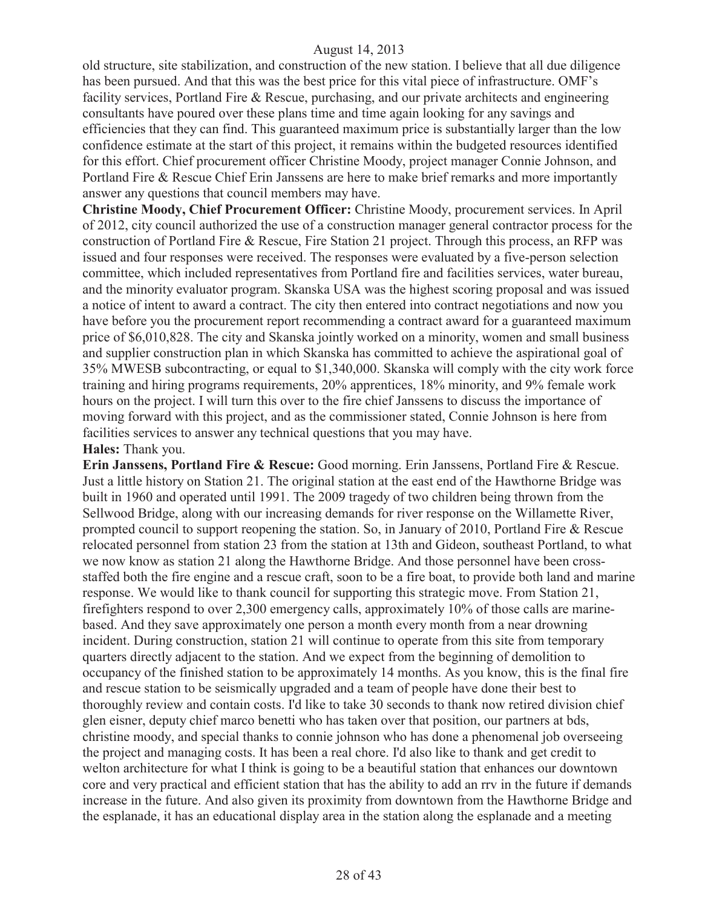old structure, site stabilization, and construction of the new station. I believe that all due diligence has been pursued. And that this was the best price for this vital piece of infrastructure. OMF's facility services, Portland Fire & Rescue, purchasing, and our private architects and engineering consultants have poured over these plans time and time again looking for any savings and efficiencies that they can find. This guaranteed maximum price is substantially larger than the low confidence estimate at the start of this project, it remains within the budgeted resources identified for this effort. Chief procurement officer Christine Moody, project manager Connie Johnson, and Portland Fire & Rescue Chief Erin Janssens are here to make brief remarks and more importantly answer any questions that council members may have.

**Christine Moody, Chief Procurement Officer:** Christine Moody, procurement services. In April of 2012, city council authorized the use of a construction manager general contractor process for the construction of Portland Fire & Rescue, Fire Station 21 project. Through this process, an RFP was issued and four responses were received. The responses were evaluated by a five-person selection committee, which included representatives from Portland fire and facilities services, water bureau, and the minority evaluator program. Skanska USA was the highest scoring proposal and was issued a notice of intent to award a contract. The city then entered into contract negotiations and now you have before you the procurement report recommending a contract award for a guaranteed maximum price of $6,010,828. The city and Skanska jointly worked on a minority, women and small business and supplier construction plan in which Skanska has committed to achieve the aspirational goal of 35% MWESB subcontracting, or equal to $1,340,000. Skanska will comply with the city work force training and hiring programs requirements, 20% apprentices, 18% minority, and 9% female work hours on the project. I will turn this over to the fire chief Janssens to discuss the importance of moving forward with this project, and as the commissioner stated, Connie Johnson is here from facilities services to answer any technical questions that you may have.

**Hales:** Thank you.

**Erin Janssens, Portland Fire & Rescue:** Good morning. Erin Janssens, Portland Fire & Rescue. Just a little history on Station 21. The original station at the east end of the Hawthorne Bridge was built in 1960 and operated until 1991. The 2009 tragedy of two children being thrown from the Sellwood Bridge, along with our increasing demands for river response on the Willamette River, prompted council to support reopening the station. So, in January of 2010, Portland Fire & Rescue relocated personnel from station 23 from the station at 13th and Gideon, southeast Portland, to what we now know as station 21 along the Hawthorne Bridge. And those personnel have been cross-staffed both the fire engine and a rescue craft, soon to be a fire boat, to provide both land and marine response. We would like to thank council for supporting this strategic move. From Station 21, firefighters respond to over 2,300 emergency calls, approximately 10% of those calls are marine-based. And they save approximately one person a month every month from a near drowning incident. During construction, station 21 will continue to operate from this site from temporary quarters directly adjacent to the station. And we expect from the beginning of demolition to occupancy of the finished station to be approximately 14 months. As you know, this is the final fire and rescue station to be seismically upgraded and a team of people have done their best to thoroughly review and contain costs. I'd like to take 30 seconds to thank now retired division chief glen eisner, deputy chief marco benetti who has taken over that position, our partners at bds, christine moody, and special thanks to connie johnson who has done a phenomenal job overseeing the project and managing costs. It has been a real chore. I'd also like to thank and get credit to welton architecture for what I think is going to be a beautiful station that enhances our downtown core and very practical and efficient station that has the ability to add an rrv in the future if demands increase in the future. And also given its proximity from downtown from the Hawthorne Bridge and the esplanade, it has an educational display area in the station along the esplanade and a meeting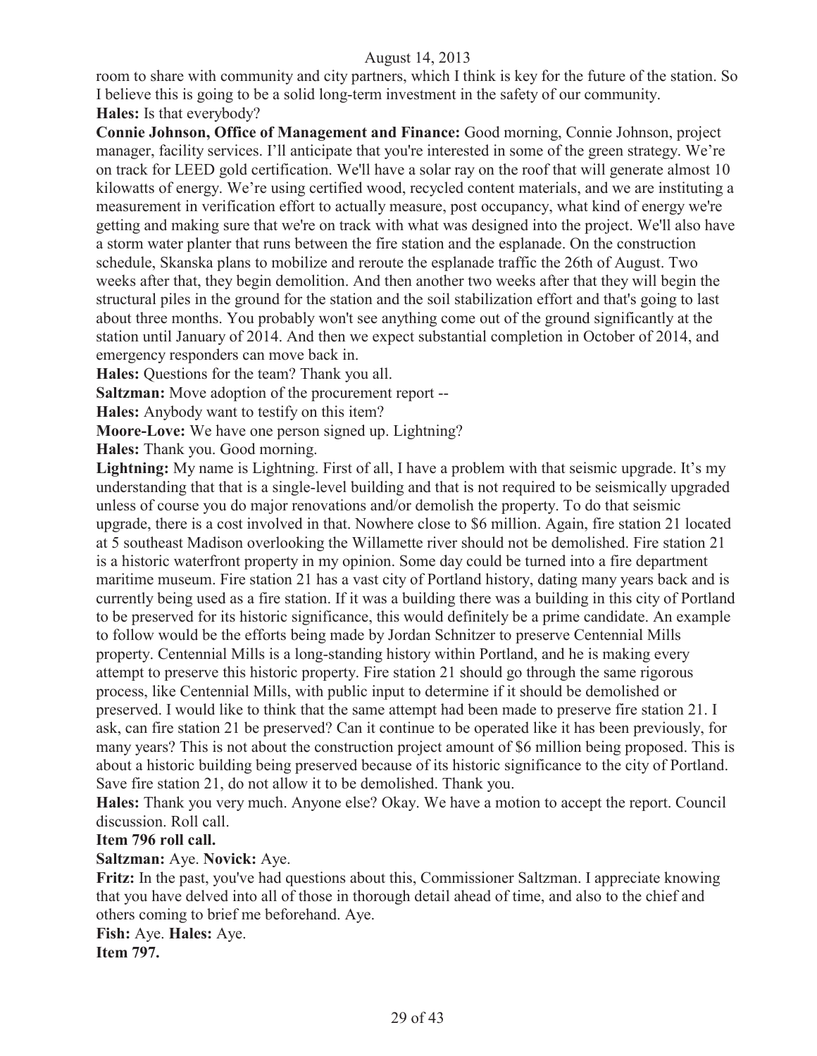room to share with community and city partners, which I think is key for the future of the station. So I believe this is going to be a solid long-term investment in the safety of our community.

**Hales:** Is that everybody?

**Connie Johnson, Office of Management and Finance:** Good morning, Connie Johnson, project manager, facility services. I'll anticipate that you're interested in some of the green strategy. We're on track for LEED gold certification. We'll have a solar ray on the roof that will generate almost 10 kilowatts of energy. We're using certified wood, recycled content materials, and we are instituting a measurement in verification effort to actually measure, post occupancy, what kind of energy we're getting and making sure that we're on track with what was designed into the project. We'll also have a storm water planter that runs between the fire station and the esplanade. On the construction schedule, Skanska plans to mobilize and reroute the esplanade traffic the 26th of August. Two weeks after that, they begin demolition. And then another two weeks after that they will begin the structural piles in the ground for the station and the soil stabilization effort and that's going to last about three months. You probably won't see anything come out of the ground significantly at the station until January of 2014. And then we expect substantial completion in October of 2014, and emergency responders can move back in.

**Hales:** Questions for the team? Thank you all.

**Saltzman:** Move adoption of the procurement report --

**Hales:** Anybody want to testify on this item?

**Moore-Love:** We have one person signed up. Lightning?

**Hales:** Thank you. Good morning.

**Lightning:** My name is Lightning. First of all, I have a problem with that seismic upgrade. It's my understanding that that is a single-level building and that is not required to be seismically upgraded unless of course you do major renovations and/or demolish the property. To do that seismic upgrade, there is a cost involved in that. Nowhere close to $6 million. Again, fire station 21 located at 5 southeast Madison overlooking the Willamette river should not be demolished. Fire station 21 is a historic waterfront property in my opinion. Some day could be turned into a fire department maritime museum. Fire station 21 has a vast city of Portland history, dating many years back and is currently being used as a fire station. If it was a building there was a building in this city of Portland to be preserved for its historic significance, this would definitely be a prime candidate. An example to follow would be the efforts being made by Jordan Schnitzer to preserve Centennial Mills property. Centennial Mills is a long-standing history within Portland, and he is making every attempt to preserve this historic property. Fire station 21 should go through the same rigorous process, like Centennial Mills, with public input to determine if it should be demolished or preserved. I would like to think that the same attempt had been made to preserve fire station 21. I ask, can fire station 21 be preserved? Can it continue to be operated like it has been previously, for many years? This is not about the construction project amount of $6 million being proposed. This is about a historic building being preserved because of its historic significance to the city of Portland. Save fire station 21, do not allow it to be demolished. Thank you.

**Hales:** Thank you very much. Anyone else? Okay. We have a motion to accept the report. Council discussion. Roll call.

**Item 796 roll call.**

**Saltzman:** Aye. **Novick:** Aye.

**Fritz:** In the past, you've had questions about this, Commissioner Saltzman. I appreciate knowing that you have delved into all of those in thorough detail ahead of time, and also to the chief and others coming to brief me beforehand. Aye.

**Fish:** Aye. **Hales:** Aye.

**Item 797.**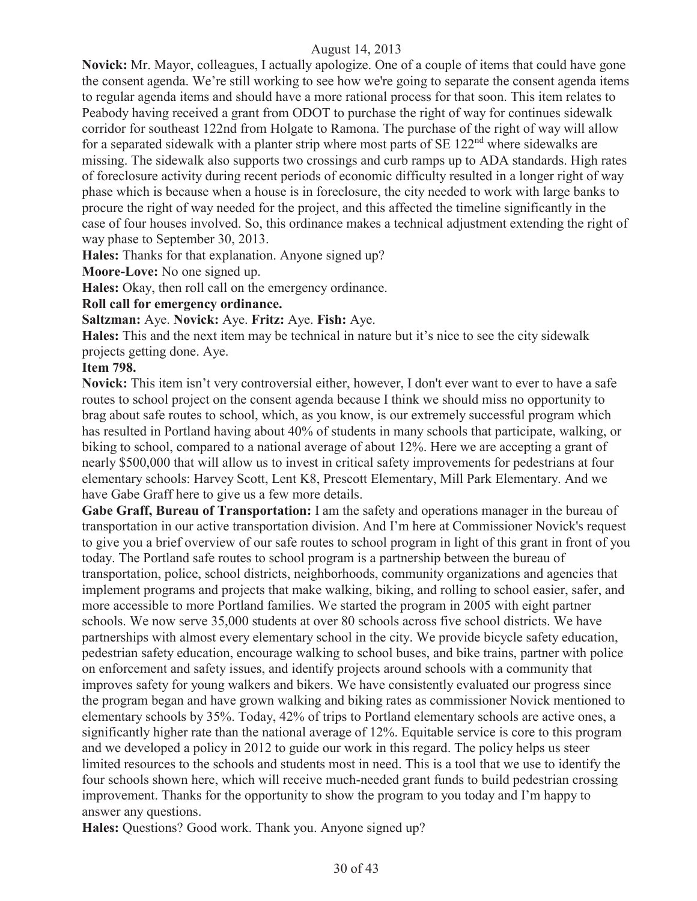**Novick:** Mr. Mayor, colleagues, I actually apologize. One of a couple of items that could have gone the consent agenda. We're still working to see how we're going to separate the consent agenda items to regular agenda items and should have a more rational process for that soon. This item relates to Peabody having received a grant from ODOT to purchase the right of way for continues sidewalk corridor for southeast 122nd from Holgate to Ramona. The purchase of the right of way will allow for a separated sidewalk with a planter strip where most parts of SE 122nd where sidewalks are missing. The sidewalk also supports two crossings and curb ramps up to ADA standards. High rates of foreclosure activity during recent periods of economic difficulty resulted in a longer right of way phase which is because when a house is in foreclosure, the city needed to work with large banks to procure the right of way needed for the project, and this affected the timeline significantly in the case of four houses involved. So, this ordinance makes a technical adjustment extending the right of way phase to September 30, 2013.

**Hales:** Thanks for that explanation. Anyone signed up?

**Moore-Love:** No one signed up.

**Hales:** Okay, then roll call on the emergency ordinance.

**Roll call for emergency ordinance.**

**Saltzman:** Aye. **Novick:** Aye. **Fritz:** Aye. **Fish:** Aye.

**Hales:** This and the next item may be technical in nature but it's nice to see the city sidewalk projects getting done. Aye.

**Item 798.**

**Novick:** This item isn't very controversial either, however, I don't ever want to ever to have a safe routes to school project on the consent agenda because I think we should miss no opportunity to brag about safe routes to school, which, as you know, is our extremely successful program which has resulted in Portland having about 40% of students in many schools that participate, walking, or biking to school, compared to a national average of about 12%. Here we are accepting a grant of nearly $500,000 that will allow us to invest in critical safety improvements for pedestrians at four elementary schools: Harvey Scott, Lent K8, Prescott Elementary, Mill Park Elementary. And we have Gabe Graff here to give us a few more details.

**Gabe Graff, Bureau of Transportation:** I am the safety and operations manager in the bureau of transportation in our active transportation division. And I'm here at Commissioner Novick's request to give you a brief overview of our safe routes to school program in light of this grant in front of you today. The Portland safe routes to school program is a partnership between the bureau of transportation, police, school districts, neighborhoods, community organizations and agencies that implement programs and projects that make walking, biking, and rolling to school easier, safer, and more accessible to more Portland families. We started the program in 2005 with eight partner schools. We now serve 35,000 students at over 80 schools across five school districts. We have partnerships with almost every elementary school in the city. We provide bicycle safety education, pedestrian safety education, encourage walking to school buses, and bike trains, partner with police on enforcement and safety issues, and identify projects around schools with a community that improves safety for young walkers and bikers. We have consistently evaluated our progress since the program began and have grown walking and biking rates as commissioner Novick mentioned to elementary schools by 35%. Today, 42% of trips to Portland elementary schools are active ones, a significantly higher rate than the national average of 12%. Equitable service is core to this program and we developed a policy in 2012 to guide our work in this regard. The policy helps us steer limited resources to the schools and students most in need. This is a tool that we use to identify the four schools shown here, which will receive much-needed grant funds to build pedestrian crossing improvement. Thanks for the opportunity to show the program to you today and I'm happy to answer any questions.

**Hales:** Questions? Good work. Thank you. Anyone signed up?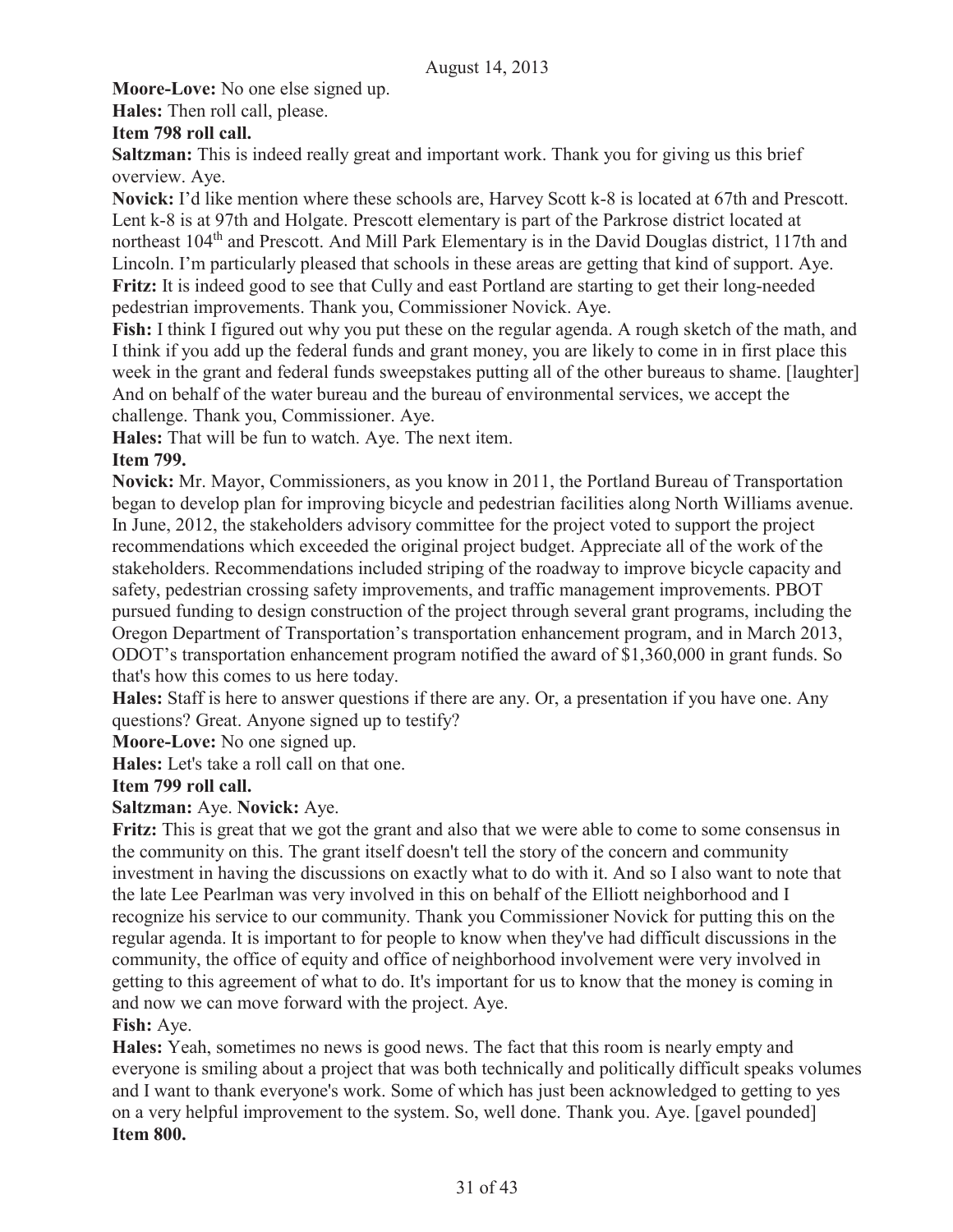**Moore-Love:** No one else signed up.

**Hales:** Then roll call, please.

**Item 798 roll call.**

**Saltzman:** This is indeed really great and important work. Thank you for giving us this brief overview. Aye.

**Novick:** I'd like mention where these schools are, Harvey Scott k-8 is located at 67th and Prescott. Lent k-8 is at 97th and Holgate. Prescott elementary is part of the Parkrose district located at northeast 104th and Prescott. And Mill Park Elementary is in the David Douglas district, 117th and Lincoln. I'm particularly pleased that schools in these areas are getting that kind of support. Aye.

**Fritz:** It is indeed good to see that Cully and east Portland are starting to get their long-needed pedestrian improvements. Thank you, Commissioner Novick. Aye.

**Fish:** I think I figured out why you put these on the regular agenda. A rough sketch of the math, and I think if you add up the federal funds and grant money, you are likely to come in in first place this week in the grant and federal funds sweepstakes putting all of the other bureaus to shame. [laughter] And on behalf of the water bureau and the bureau of environmental services, we accept the challenge. Thank you, Commissioner. Aye.

**Hales:** That will be fun to watch. Aye. The next item.

**Item 799.**

**Novick:** Mr. Mayor, Commissioners, as you know in 2011, the Portland Bureau of Transportation began to develop plan for improving bicycle and pedestrian facilities along North Williams avenue. In June, 2012, the stakeholders advisory committee for the project voted to support the project recommendations which exceeded the original project budget. Appreciate all of the work of the stakeholders. Recommendations included striping of the roadway to improve bicycle capacity and safety, pedestrian crossing safety improvements, and traffic management improvements. PBOT pursued funding to design construction of the project through several grant programs, including the Oregon Department of Transportation's transportation enhancement program, and in March 2013, ODOT's transportation enhancement program notified the award of $1,360,000 in grant funds. So that's how this comes to us here today.

**Hales:** Staff is here to answer questions if there are any. Or, a presentation if you have one. Any questions? Great. Anyone signed up to testify?

**Moore-Love:** No one signed up.

**Hales:** Let's take a roll call on that one.

**Item 799 roll call.**

**Saltzman:** Aye. **Novick:** Aye.

**Fritz:** This is great that we got the grant and also that we were able to come to some consensus in the community on this. The grant itself doesn't tell the story of the concern and community investment in having the discussions on exactly what to do with it. And so I also want to note that the late Lee Pearlman was very involved in this on behalf of the Elliott neighborhood and I recognize his service to our community. Thank you Commissioner Novick for putting this on the regular agenda. It is important to for people to know when they've had difficult discussions in the community, the office of equity and office of neighborhood involvement were very involved in getting to this agreement of what to do. It's important for us to know that the money is coming in and now we can move forward with the project. Aye.

**Fish:** Aye.

**Hales:** Yeah, sometimes no news is good news. The fact that this room is nearly empty and everyone is smiling about a project that was both technically and politically difficult speaks volumes and I want to thank everyone's work. Some of which has just been acknowledged to getting to yes on a very helpful improvement to the system. So, well done. Thank you. Aye. [gavel pounded]

**Item 800.**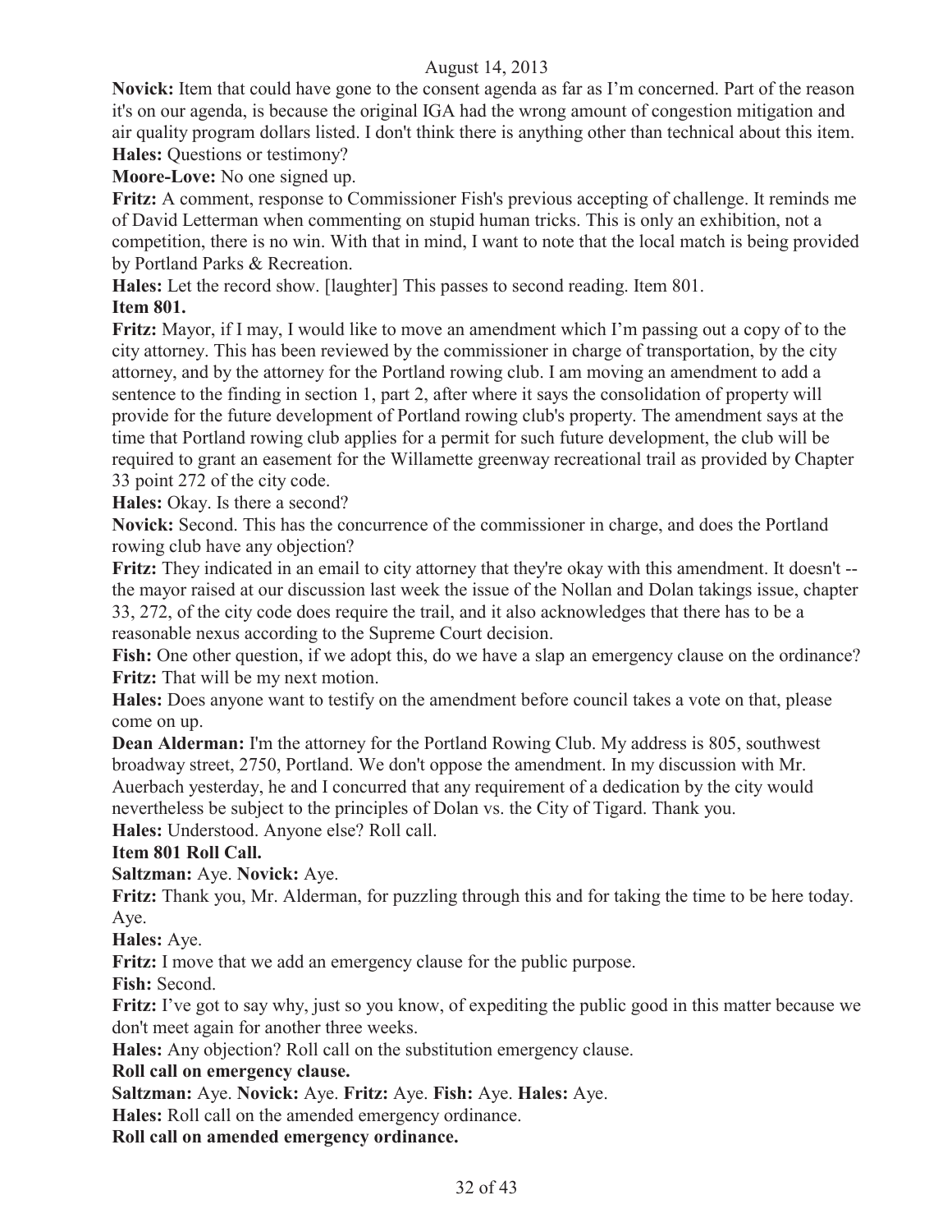August 14, 2013

**Novick:** Item that could have gone to the consent agenda as far as I'm concerned. Part of the reason it's on our agenda, is because the original IGA had the wrong amount of congestion mitigation and air quality program dollars listed. I don't think there is anything other than technical about this item.

**Hales:** Questions or testimony?

**Moore-Love:** No one signed up.

**Fritz:** A comment, response to Commissioner Fish's previous accepting of challenge. It reminds me of David Letterman when commenting on stupid human tricks. This is only an exhibition, not a competition, there is no win. With that in mind, I want to note that the local match is being provided by Portland Parks & Recreation.

**Hales:** Let the record show. [laughter] This passes to second reading. Item 801.

**Item 801.**

**Fritz:** Mayor, if I may, I would like to move an amendment which I'm passing out a copy of to the city attorney. This has been reviewed by the commissioner in charge of transportation, by the city attorney, and by the attorney for the Portland rowing club. I am moving an amendment to add a sentence to the finding in section 1, part 2, after where it says the consolidation of property will provide for the future development of Portland rowing club's property. The amendment says at the time that Portland rowing club applies for a permit for such future development, the club will be required to grant an easement for the Willamette greenway recreational trail as provided by Chapter 33 point 272 of the city code.

**Hales:** Okay. Is there a second?

**Novick:** Second. This has the concurrence of the commissioner in charge, and does the Portland rowing club have any objection?

**Fritz:** They indicated in an email to city attorney that they're okay with this amendment. It doesn't -- the mayor raised at our discussion last week the issue of the Nollan and Dolan takings issue, chapter 33, 272, of the city code does require the trail, and it also acknowledges that there has to be a reasonable nexus according to the Supreme Court decision.

**Fish:** One other question, if we adopt this, do we have a slap an emergency clause on the ordinance?

**Fritz:** That will be my next motion.

**Hales:** Does anyone want to testify on the amendment before council takes a vote on that, please come on up.

**Dean Alderman:** I'm the attorney for the Portland Rowing Club. My address is 805, southwest broadway street, 2750, Portland. We don't oppose the amendment. In my discussion with Mr. Auerbach yesterday, he and I concurred that any requirement of a dedication by the city would nevertheless be subject to the principles of Dolan vs. the City of Tigard. Thank you.

**Hales:** Understood. Anyone else? Roll call.

**Item 801 Roll Call.**

**Saltzman:** Aye. **Novick:** Aye.

**Fritz:** Thank you, Mr. Alderman, for puzzling through this and for taking the time to be here today. Aye.

**Hales:** Aye.

**Fritz:** I move that we add an emergency clause for the public purpose.

**Fish:** Second.

**Fritz:** I've got to say why, just so you know, of expediting the public good in this matter because we don't meet again for another three weeks.

**Hales:** Any objection? Roll call on the substitution emergency clause.

**Roll call on emergency clause.**

**Saltzman:** Aye. **Novick:** Aye. **Fritz:** Aye. **Fish:** Aye. **Hales:** Aye.

**Hales:** Roll call on the amended emergency ordinance.

**Roll call on amended emergency ordinance.**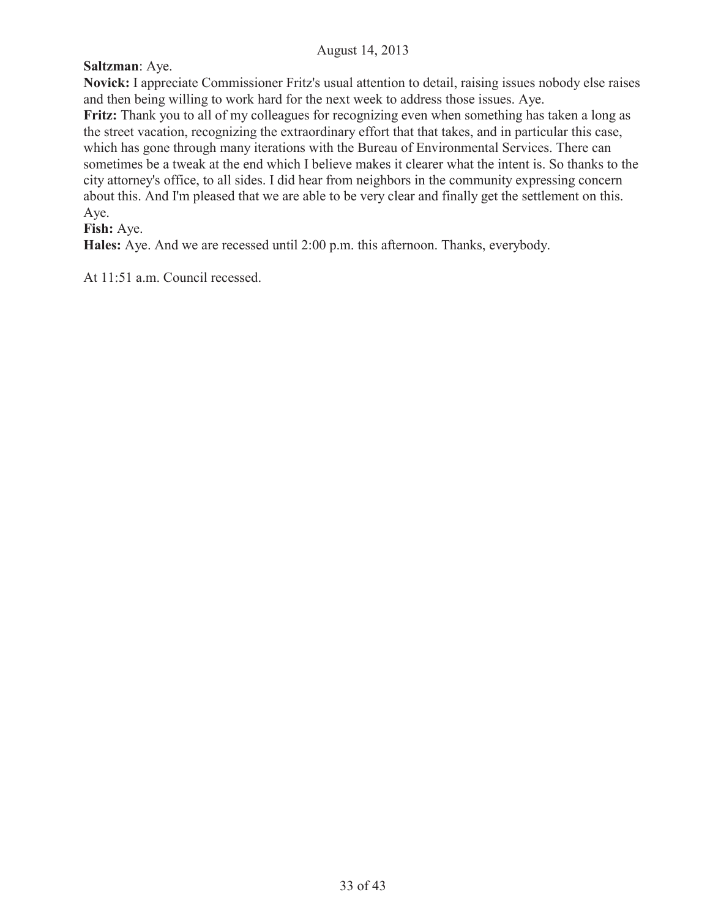**Saltzman**: Aye.

**Novick:** I appreciate Commissioner Fritz's usual attention to detail, raising issues nobody else raises and then being willing to work hard for the next week to address those issues. Aye.

**Fritz:** Thank you to all of my colleagues for recognizing even when something has taken a long as the street vacation, recognizing the extraordinary effort that that takes, and in particular this case, which has gone through many iterations with the Bureau of Environmental Services. There can sometimes be a tweak at the end which I believe makes it clearer what the intent is. So thanks to the city attorney's office, to all sides. I did hear from neighbors in the community expressing concern about this. And I'm pleased that we are able to be very clear and finally get the settlement on this. Aye.

**Fish:** Aye.

**Hales:** Aye. And we are recessed until 2:00 p.m. this afternoon. Thanks, everybody.

At 11:51 a.m. Council recessed.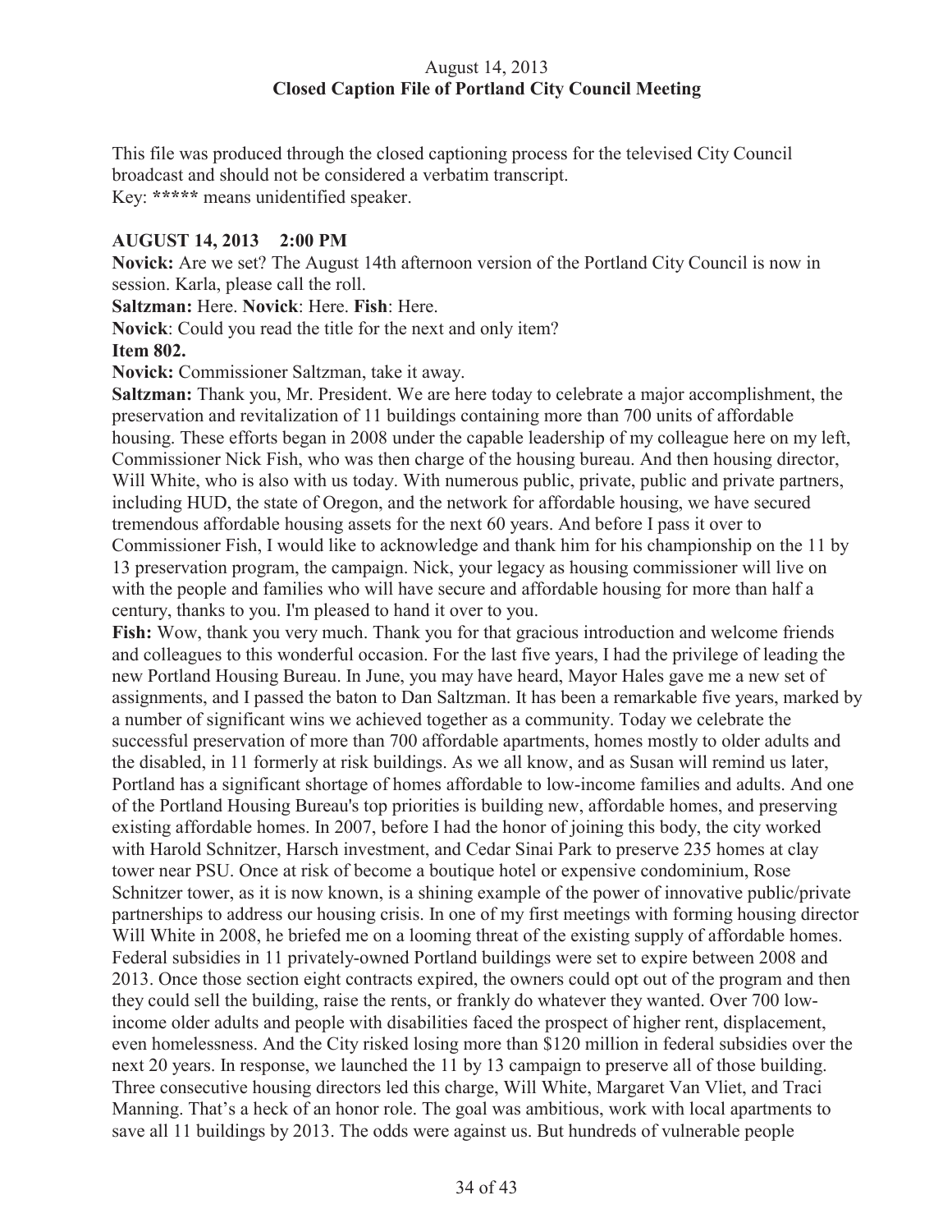August 14, 2013
**Closed Caption File of Portland City Council Meeting**

This file was produced through the closed captioning process for the televised City Council broadcast and should not be considered a verbatim transcript.
Key: **\*\*\*\*\*** means unidentified speaker.

**AUGUST 14, 2013 2:00 PM**

**Novick:** Are we set? The August 14th afternoon version of the Portland City Council is now in session. Karla, please call the roll.

**Saltzman:** Here. **Novick**: Here. **Fish**: Here.

**Novick**: Could you read the title for the next and only item?

**Item 802.**

**Novick:** Commissioner Saltzman, take it away.

**Saltzman:** Thank you, Mr. President. We are here today to celebrate a major accomplishment, the preservation and revitalization of 11 buildings containing more than 700 units of affordable housing. These efforts began in 2008 under the capable leadership of my colleague here on my left, Commissioner Nick Fish, who was then charge of the housing bureau. And then housing director, Will White, who is also with us today. With numerous public, private, public and private partners, including HUD, the state of Oregon, and the network for affordable housing, we have secured tremendous affordable housing assets for the next 60 years. And before I pass it over to Commissioner Fish, I would like to acknowledge and thank him for his championship on the 11 by 13 preservation program, the campaign. Nick, your legacy as housing commissioner will live on with the people and families who will have secure and affordable housing for more than half a century, thanks to you. I'm pleased to hand it over to you.

**Fish:** Wow, thank you very much. Thank you for that gracious introduction and welcome friends and colleagues to this wonderful occasion. For the last five years, I had the privilege of leading the new Portland Housing Bureau. In June, you may have heard, Mayor Hales gave me a new set of assignments, and I passed the baton to Dan Saltzman. It has been a remarkable five years, marked by a number of significant wins we achieved together as a community. Today we celebrate the successful preservation of more than 700 affordable apartments, homes mostly to older adults and the disabled, in 11 formerly at risk buildings. As we all know, and as Susan will remind us later, Portland has a significant shortage of homes affordable to low-income families and adults. And one of the Portland Housing Bureau's top priorities is building new, affordable homes, and preserving existing affordable homes. In 2007, before I had the honor of joining this body, the city worked with Harold Schnitzer, Harsch investment, and Cedar Sinai Park to preserve 235 homes at clay tower near PSU. Once at risk of become a boutique hotel or expensive condominium, Rose Schnitzer tower, as it is now known, is a shining example of the power of innovative public/private partnerships to address our housing crisis. In one of my first meetings with forming housing director Will White in 2008, he briefed me on a looming threat of the existing supply of affordable homes. Federal subsidies in 11 privately-owned Portland buildings were set to expire between 2008 and 2013. Once those section eight contracts expired, the owners could opt out of the program and then they could sell the building, raise the rents, or frankly do whatever they wanted. Over 700 low-income older adults and people with disabilities faced the prospect of higher rent, displacement, even homelessness. And the City risked losing more than $120 million in federal subsidies over the next 20 years. In response, we launched the 11 by 13 campaign to preserve all of those building. Three consecutive housing directors led this charge, Will White, Margaret Van Vliet, and Traci Manning. That's a heck of an honor role. The goal was ambitious, work with local apartments to save all 11 buildings by 2013. The odds were against us. But hundreds of vulnerable people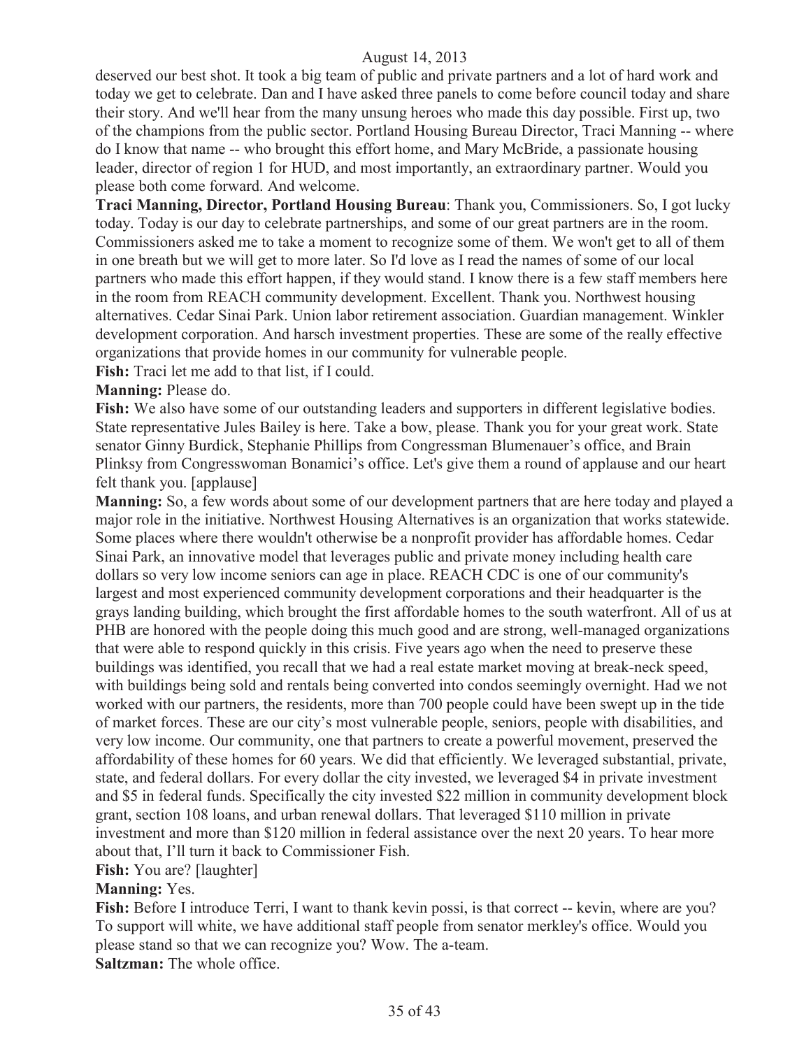deserved our best shot. It took a big team of public and private partners and a lot of hard work and today we get to celebrate. Dan and I have asked three panels to come before council today and share their story. And we'll hear from the many unsung heroes who made this day possible. First up, two of the champions from the public sector. Portland Housing Bureau Director, Traci Manning -- where do I know that name -- who brought this effort home, and Mary McBride, a passionate housing leader, director of region 1 for HUD, and most importantly, an extraordinary partner. Would you please both come forward. And welcome.

**Traci Manning, Director, Portland Housing Bureau**: Thank you, Commissioners. So, I got lucky today. Today is our day to celebrate partnerships, and some of our great partners are in the room. Commissioners asked me to take a moment to recognize some of them. We won't get to all of them in one breath but we will get to more later. So I'd love as I read the names of some of our local partners who made this effort happen, if they would stand. I know there is a few staff members here in the room from REACH community development. Excellent. Thank you. Northwest housing alternatives. Cedar Sinai Park. Union labor retirement association. Guardian management. Winkler development corporation. And harsch investment properties. These are some of the really effective organizations that provide homes in our community for vulnerable people.

**Fish:** Traci let me add to that list, if I could.

**Manning:** Please do.

**Fish:** We also have some of our outstanding leaders and supporters in different legislative bodies. State representative Jules Bailey is here. Take a bow, please. Thank you for your great work. State senator Ginny Burdick, Stephanie Phillips from Congressman Blumenauer's office, and Brain Plinksy from Congresswoman Bonamici's office. Let's give them a round of applause and our heart felt thank you. [applause]

**Manning:** So, a few words about some of our development partners that are here today and played a major role in the initiative. Northwest Housing Alternatives is an organization that works statewide. Some places where there wouldn't otherwise be a nonprofit provider has affordable homes. Cedar Sinai Park, an innovative model that leverages public and private money including health care dollars so very low income seniors can age in place. REACH CDC is one of our community's largest and most experienced community development corporations and their headquarter is the grays landing building, which brought the first affordable homes to the south waterfront. All of us at PHB are honored with the people doing this much good and are strong, well-managed organizations that were able to respond quickly in this crisis. Five years ago when the need to preserve these buildings was identified, you recall that we had a real estate market moving at break-neck speed, with buildings being sold and rentals being converted into condos seemingly overnight. Had we not worked with our partners, the residents, more than 700 people could have been swept up in the tide of market forces. These are our city's most vulnerable people, seniors, people with disabilities, and very low income. Our community, one that partners to create a powerful movement, preserved the affordability of these homes for 60 years. We did that efficiently. We leveraged substantial, private, state, and federal dollars. For every dollar the city invested, we leveraged $4 in private investment and $5 in federal funds. Specifically the city invested $22 million in community development block grant, section 108 loans, and urban renewal dollars. That leveraged $110 million in private investment and more than $120 million in federal assistance over the next 20 years. To hear more about that, I'll turn it back to Commissioner Fish.

**Fish:** You are? [laughter]

**Manning:** Yes.

**Fish:** Before I introduce Terri, I want to thank kevin possi, is that correct -- kevin, where are you? To support will white, we have additional staff people from senator merkley's office. Would you please stand so that we can recognize you? Wow. The a-team.

**Saltzman:** The whole office.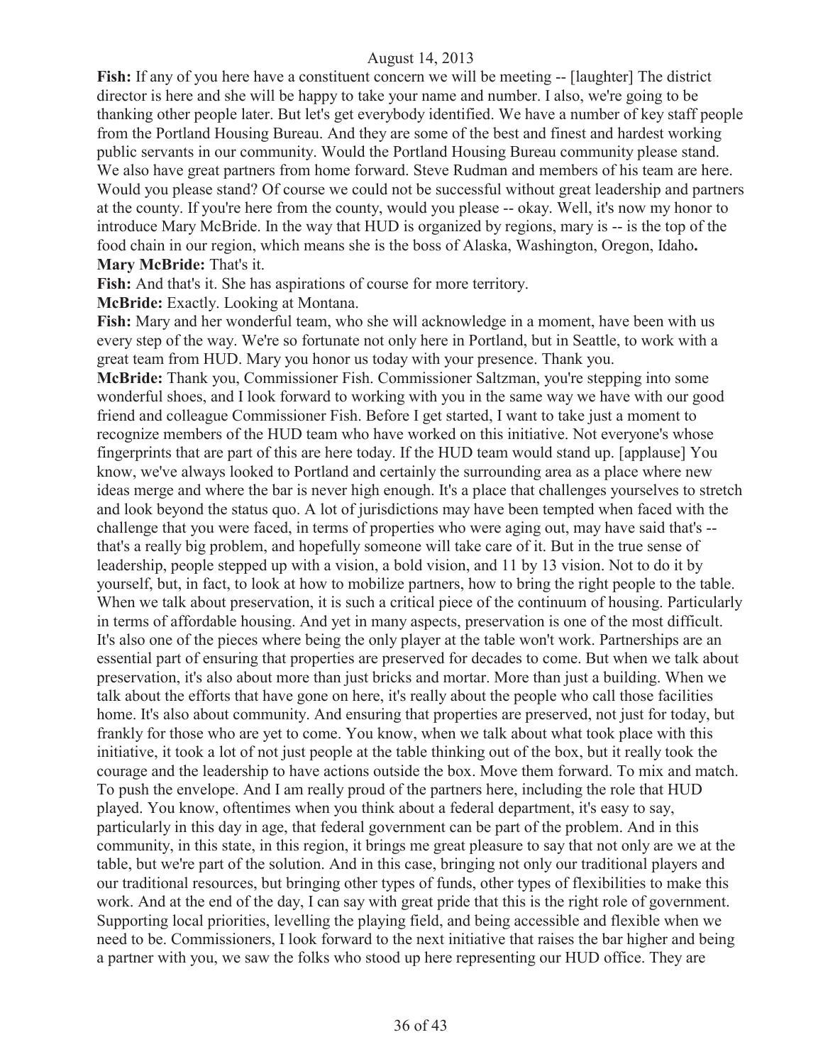**Fish:** If any of you here have a constituent concern we will be meeting -- [laughter] The district director is here and she will be happy to take your name and number. I also, we're going to be thanking other people later. But let's get everybody identified. We have a number of key staff people from the Portland Housing Bureau. And they are some of the best and finest and hardest working public servants in our community. Would the Portland Housing Bureau community please stand. We also have great partners from home forward. Steve Rudman and members of his team are here. Would you please stand? Of course we could not be successful without great leadership and partners at the county. If you're here from the county, would you please -- okay. Well, it's now my honor to introduce Mary McBride. In the way that HUD is organized by regions, mary is -- is the top of the food chain in our region, which means she is the boss of Alaska, Washington, Oregon, Idaho**.**

**Mary McBride:** That's it.

**Fish:** And that's it. She has aspirations of course for more territory.

**McBride:** Exactly. Looking at Montana.

**Fish:** Mary and her wonderful team, who she will acknowledge in a moment, have been with us every step of the way. We're so fortunate not only here in Portland, but in Seattle, to work with a great team from HUD. Mary you honor us today with your presence. Thank you.

**McBride:** Thank you, Commissioner Fish. Commissioner Saltzman, you're stepping into some wonderful shoes, and I look forward to working with you in the same way we have with our good friend and colleague Commissioner Fish. Before I get started, I want to take just a moment to recognize members of the HUD team who have worked on this initiative. Not everyone's whose fingerprints that are part of this are here today. If the HUD team would stand up. [applause] You know, we've always looked to Portland and certainly the surrounding area as a place where new ideas merge and where the bar is never high enough. It's a place that challenges yourselves to stretch and look beyond the status quo. A lot of jurisdictions may have been tempted when faced with the challenge that you were faced, in terms of properties who were aging out, may have said that's -- that's a really big problem, and hopefully someone will take care of it. But in the true sense of leadership, people stepped up with a vision, a bold vision, and 11 by 13 vision. Not to do it by yourself, but, in fact, to look at how to mobilize partners, how to bring the right people to the table. When we talk about preservation, it is such a critical piece of the continuum of housing. Particularly in terms of affordable housing. And yet in many aspects, preservation is one of the most difficult. It's also one of the pieces where being the only player at the table won't work. Partnerships are an essential part of ensuring that properties are preserved for decades to come. But when we talk about preservation, it's also about more than just bricks and mortar. More than just a building. When we talk about the efforts that have gone on here, it's really about the people who call those facilities home. It's also about community. And ensuring that properties are preserved, not just for today, but frankly for those who are yet to come. You know, when we talk about what took place with this initiative, it took a lot of not just people at the table thinking out of the box, but it really took the courage and the leadership to have actions outside the box. Move them forward. To mix and match. To push the envelope. And I am really proud of the partners here, including the role that HUD played. You know, oftentimes when you think about a federal department, it's easy to say, particularly in this day in age, that federal government can be part of the problem. And in this community, in this state, in this region, it brings me great pleasure to say that not only are we at the table, but we're part of the solution. And in this case, bringing not only our traditional players and our traditional resources, but bringing other types of funds, other types of flexibilities to make this work. And at the end of the day, I can say with great pride that this is the right role of government. Supporting local priorities, levelling the playing field, and being accessible and flexible when we need to be. Commissioners, I look forward to the next initiative that raises the bar higher and being a partner with you, we saw the folks who stood up here representing our HUD office. They are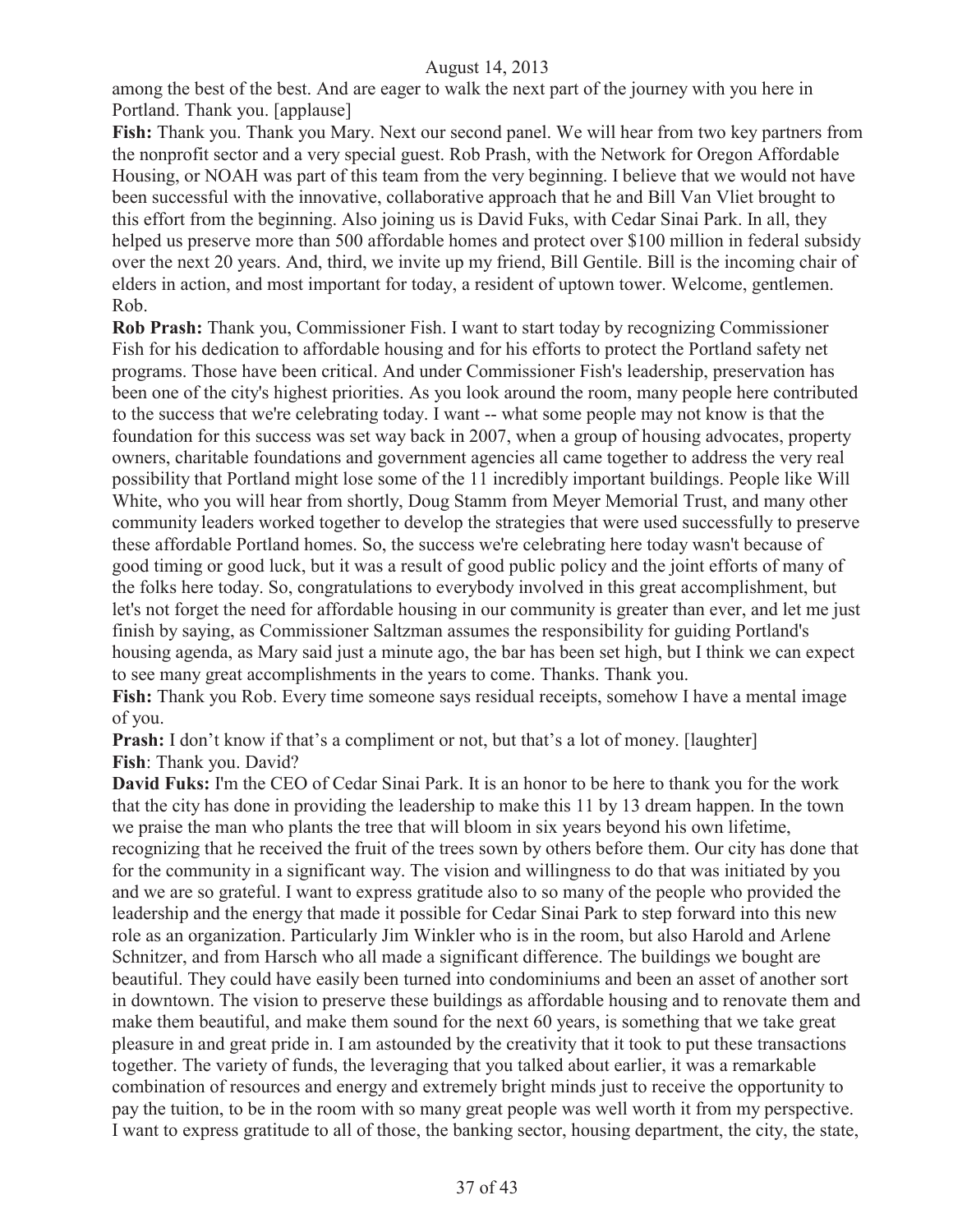among the best of the best. And are eager to walk the next part of the journey with you here in Portland. Thank you. [applause]

**Fish:** Thank you. Thank you Mary. Next our second panel. We will hear from two key partners from the nonprofit sector and a very special guest. Rob Prash, with the Network for Oregon Affordable Housing, or NOAH was part of this team from the very beginning. I believe that we would not have been successful with the innovative, collaborative approach that he and Bill Van Vliet brought to this effort from the beginning. Also joining us is David Fuks, with Cedar Sinai Park. In all, they helped us preserve more than 500 affordable homes and protect over $100 million in federal subsidy over the next 20 years. And, third, we invite up my friend, Bill Gentile. Bill is the incoming chair of elders in action, and most important for today, a resident of uptown tower. Welcome, gentlemen. Rob.

**Rob Prash:** Thank you, Commissioner Fish. I want to start today by recognizing Commissioner Fish for his dedication to affordable housing and for his efforts to protect the Portland safety net programs. Those have been critical. And under Commissioner Fish's leadership, preservation has been one of the city's highest priorities. As you look around the room, many people here contributed to the success that we're celebrating today. I want -- what some people may not know is that the foundation for this success was set way back in 2007, when a group of housing advocates, property owners, charitable foundations and government agencies all came together to address the very real possibility that Portland might lose some of the 11 incredibly important buildings. People like Will White, who you will hear from shortly, Doug Stamm from Meyer Memorial Trust, and many other community leaders worked together to develop the strategies that were used successfully to preserve these affordable Portland homes. So, the success we're celebrating here today wasn't because of good timing or good luck, but it was a result of good public policy and the joint efforts of many of the folks here today. So, congratulations to everybody involved in this great accomplishment, but let's not forget the need for affordable housing in our community is greater than ever, and let me just finish by saying, as Commissioner Saltzman assumes the responsibility for guiding Portland's housing agenda, as Mary said just a minute ago, the bar has been set high, but I think we can expect to see many great accomplishments in the years to come. Thanks. Thank you.

**Fish:** Thank you Rob. Every time someone says residual receipts, somehow I have a mental image of you.

**Prash:** I don't know if that's a compliment or not, but that's a lot of money. [laughter]

**Fish**: Thank you. David?

**David Fuks:** I'm the CEO of Cedar Sinai Park. It is an honor to be here to thank you for the work that the city has done in providing the leadership to make this 11 by 13 dream happen. In the town we praise the man who plants the tree that will bloom in six years beyond his own lifetime, recognizing that he received the fruit of the trees sown by others before them. Our city has done that for the community in a significant way. The vision and willingness to do that was initiated by you and we are so grateful. I want to express gratitude also to so many of the people who provided the leadership and the energy that made it possible for Cedar Sinai Park to step forward into this new role as an organization. Particularly Jim Winkler who is in the room, but also Harold and Arlene Schnitzer, and from Harsch who all made a significant difference. The buildings we bought are beautiful. They could have easily been turned into condominiums and been an asset of another sort in downtown. The vision to preserve these buildings as affordable housing and to renovate them and make them beautiful, and make them sound for the next 60 years, is something that we take great pleasure in and great pride in. I am astounded by the creativity that it took to put these transactions together. The variety of funds, the leveraging that you talked about earlier, it was a remarkable combination of resources and energy and extremely bright minds just to receive the opportunity to pay the tuition, to be in the room with so many great people was well worth it from my perspective. I want to express gratitude to all of those, the banking sector, housing department, the city, the state,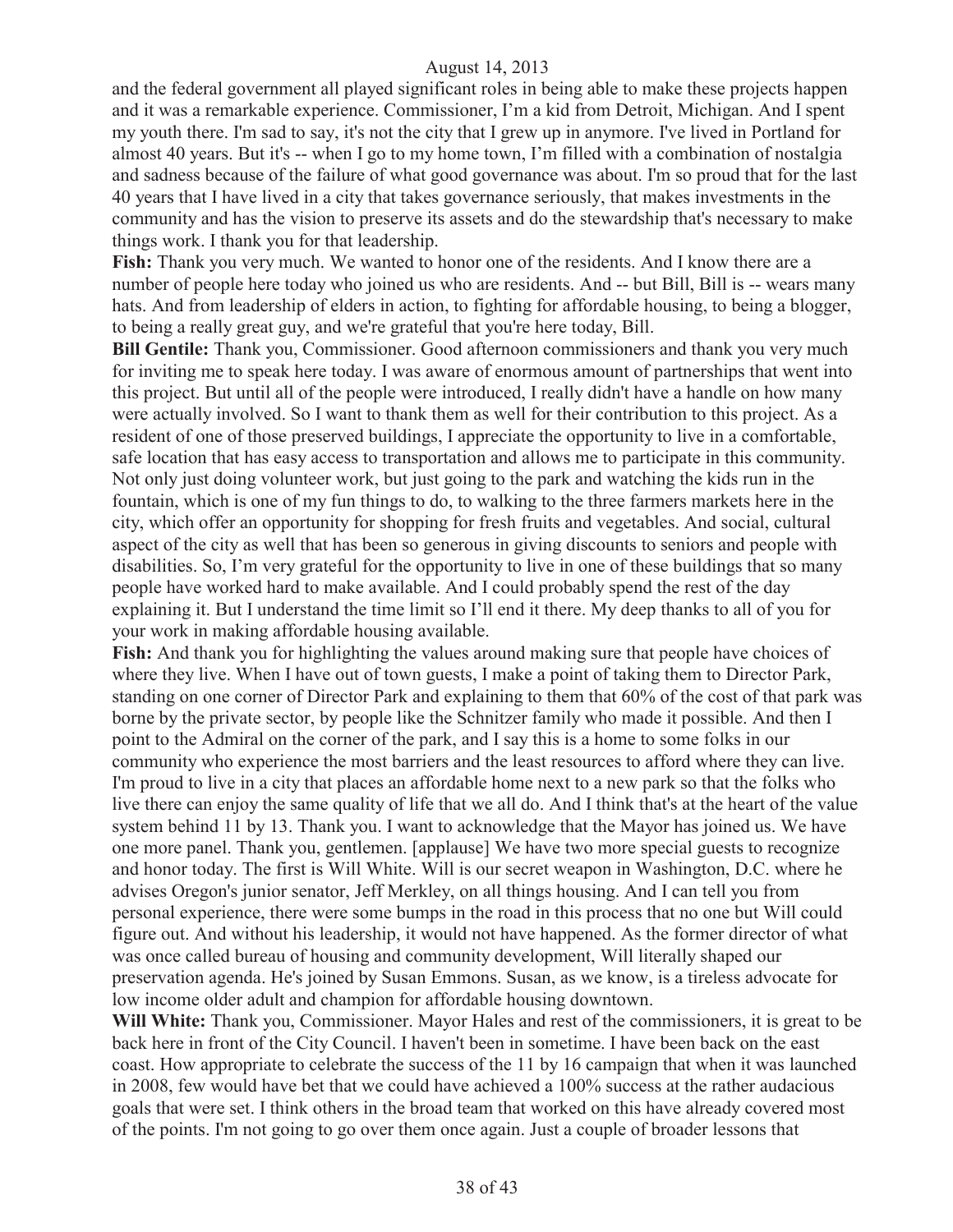and the federal government all played significant roles in being able to make these projects happen and it was a remarkable experience. Commissioner, I'm a kid from Detroit, Michigan. And I spent my youth there. I'm sad to say, it's not the city that I grew up in anymore. I've lived in Portland for almost 40 years. But it's -- when I go to my home town, I'm filled with a combination of nostalgia and sadness because of the failure of what good governance was about. I'm so proud that for the last 40 years that I have lived in a city that takes governance seriously, that makes investments in the community and has the vision to preserve its assets and do the stewardship that's necessary to make things work. I thank you for that leadership.

**Fish:** Thank you very much. We wanted to honor one of the residents. And I know there are a number of people here today who joined us who are residents. And -- but Bill, Bill is -- wears many hats. And from leadership of elders in action, to fighting for affordable housing, to being a blogger, to being a really great guy, and we're grateful that you're here today, Bill.

**Bill Gentile:** Thank you, Commissioner. Good afternoon commissioners and thank you very much for inviting me to speak here today. I was aware of enormous amount of partnerships that went into this project. But until all of the people were introduced, I really didn't have a handle on how many were actually involved. So I want to thank them as well for their contribution to this project. As a resident of one of those preserved buildings, I appreciate the opportunity to live in a comfortable, safe location that has easy access to transportation and allows me to participate in this community. Not only just doing volunteer work, but just going to the park and watching the kids run in the fountain, which is one of my fun things to do, to walking to the three farmers markets here in the city, which offer an opportunity for shopping for fresh fruits and vegetables. And social, cultural aspect of the city as well that has been so generous in giving discounts to seniors and people with disabilities. So, I'm very grateful for the opportunity to live in one of these buildings that so many people have worked hard to make available. And I could probably spend the rest of the day explaining it. But I understand the time limit so I'll end it there. My deep thanks to all of you for your work in making affordable housing available.

**Fish:** And thank you for highlighting the values around making sure that people have choices of where they live. When I have out of town guests, I make a point of taking them to Director Park, standing on one corner of Director Park and explaining to them that 60% of the cost of that park was borne by the private sector, by people like the Schnitzer family who made it possible. And then I point to the Admiral on the corner of the park, and I say this is a home to some folks in our community who experience the most barriers and the least resources to afford where they can live. I'm proud to live in a city that places an affordable home next to a new park so that the folks who live there can enjoy the same quality of life that we all do. And I think that's at the heart of the value system behind 11 by 13. Thank you. I want to acknowledge that the Mayor has joined us. We have one more panel. Thank you, gentlemen. [applause] We have two more special guests to recognize and honor today. The first is Will White. Will is our secret weapon in Washington, D.C. where he advises Oregon's junior senator, Jeff Merkley, on all things housing. And I can tell you from personal experience, there were some bumps in the road in this process that no one but Will could figure out. And without his leadership, it would not have happened. As the former director of what was once called bureau of housing and community development, Will literally shaped our preservation agenda. He's joined by Susan Emmons. Susan, as we know, is a tireless advocate for low income older adult and champion for affordable housing downtown.

**Will White:** Thank you, Commissioner. Mayor Hales and rest of the commissioners, it is great to be back here in front of the City Council. I haven't been in sometime. I have been back on the east coast. How appropriate to celebrate the success of the 11 by 16 campaign that when it was launched in 2008, few would have bet that we could have achieved a 100% success at the rather audacious goals that were set. I think others in the broad team that worked on this have already covered most of the points. I'm not going to go over them once again. Just a couple of broader lessons that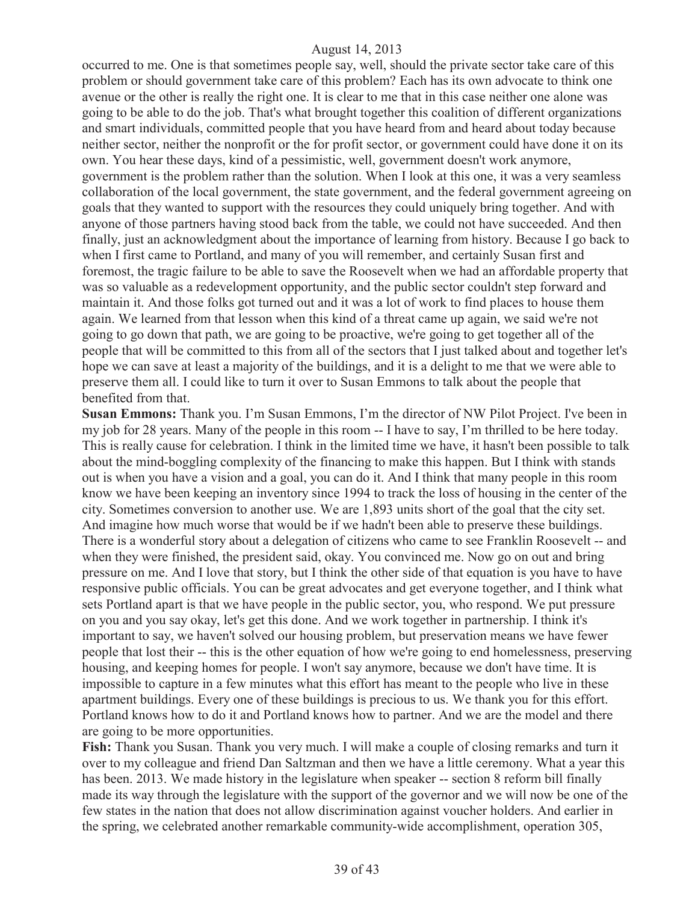occurred to me. One is that sometimes people say, well, should the private sector take care of this problem or should government take care of this problem? Each has its own advocate to think one avenue or the other is really the right one. It is clear to me that in this case neither one alone was going to be able to do the job. That's what brought together this coalition of different organizations and smart individuals, committed people that you have heard from and heard about today because neither sector, neither the nonprofit or the for profit sector, or government could have done it on its own. You hear these days, kind of a pessimistic, well, government doesn't work anymore, government is the problem rather than the solution. When I look at this one, it was a very seamless collaboration of the local government, the state government, and the federal government agreeing on goals that they wanted to support with the resources they could uniquely bring together. And with anyone of those partners having stood back from the table, we could not have succeeded. And then finally, just an acknowledgment about the importance of learning from history. Because I go back to when I first came to Portland, and many of you will remember, and certainly Susan first and foremost, the tragic failure to be able to save the Roosevelt when we had an affordable property that was so valuable as a redevelopment opportunity, and the public sector couldn't step forward and maintain it. And those folks got turned out and it was a lot of work to find places to house them again. We learned from that lesson when this kind of a threat came up again, we said we're not going to go down that path, we are going to be proactive, we're going to get together all of the people that will be committed to this from all of the sectors that I just talked about and together let's hope we can save at least a majority of the buildings, and it is a delight to me that we were able to preserve them all. I could like to turn it over to Susan Emmons to talk about the people that benefited from that.

**Susan Emmons:** Thank you. I'm Susan Emmons, I'm the director of NW Pilot Project. I've been in my job for 28 years. Many of the people in this room -- I have to say, I'm thrilled to be here today. This is really cause for celebration. I think in the limited time we have, it hasn't been possible to talk about the mind-boggling complexity of the financing to make this happen. But I think with stands out is when you have a vision and a goal, you can do it. And I think that many people in this room know we have been keeping an inventory since 1994 to track the loss of housing in the center of the city. Sometimes conversion to another use. We are 1,893 units short of the goal that the city set. And imagine how much worse that would be if we hadn't been able to preserve these buildings. There is a wonderful story about a delegation of citizens who came to see Franklin Roosevelt -- and when they were finished, the president said, okay. You convinced me. Now go on out and bring pressure on me. And I love that story, but I think the other side of that equation is you have to have responsive public officials. You can be great advocates and get everyone together, and I think what sets Portland apart is that we have people in the public sector, you, who respond. We put pressure on you and you say okay, let's get this done. And we work together in partnership. I think it's important to say, we haven't solved our housing problem, but preservation means we have fewer people that lost their -- this is the other equation of how we're going to end homelessness, preserving housing, and keeping homes for people. I won't say anymore, because we don't have time. It is impossible to capture in a few minutes what this effort has meant to the people who live in these apartment buildings. Every one of these buildings is precious to us. We thank you for this effort. Portland knows how to do it and Portland knows how to partner. And we are the model and there are going to be more opportunities.

**Fish:** Thank you Susan. Thank you very much. I will make a couple of closing remarks and turn it over to my colleague and friend Dan Saltzman and then we have a little ceremony. What a year this has been. 2013. We made history in the legislature when speaker -- section 8 reform bill finally made its way through the legislature with the support of the governor and we will now be one of the few states in the nation that does not allow discrimination against voucher holders. And earlier in the spring, we celebrated another remarkable community-wide accomplishment, operation 305,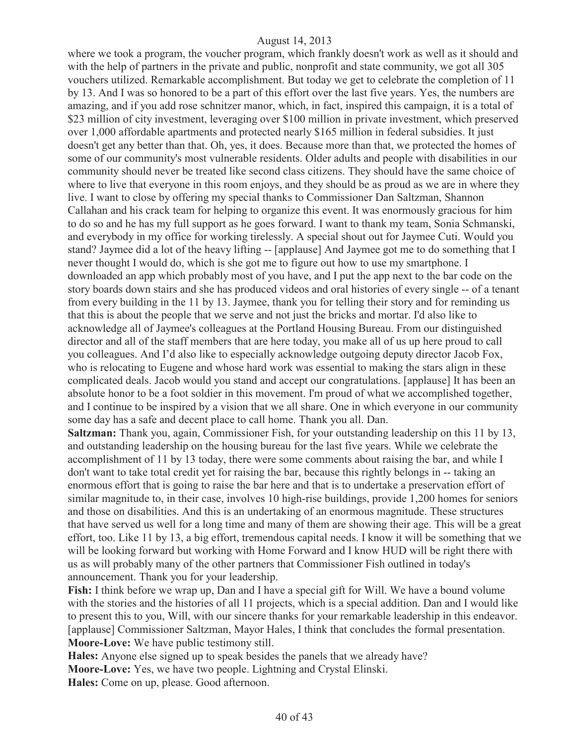where we took a program, the voucher program, which frankly doesn't work as well as it should and with the help of partners in the private and public, nonprofit and state community, we got all 305 vouchers utilized. Remarkable accomplishment. But today we get to celebrate the completion of 11 by 13. And I was so honored to be a part of this effort over the last five years. Yes, the numbers are amazing, and if you add rose schnitzer manor, which, in fact, inspired this campaign, it is a total of $23 million of city investment, leveraging over $100 million in private investment, which preserved over 1,000 affordable apartments and protected nearly $165 million in federal subsidies. It just doesn't get any better than that. Oh, yes, it does. Because more than that, we protected the homes of some of our community's most vulnerable residents. Older adults and people with disabilities in our community should never be treated like second class citizens. They should have the same choice of where to live that everyone in this room enjoys, and they should be as proud as we are in where they live. I want to close by offering my special thanks to Commissioner Dan Saltzman, Shannon Callahan and his crack team for helping to organize this event. It was enormously gracious for him to do so and he has my full support as he goes forward. I want to thank my team, Sonia Schmanski, and everybody in my office for working tirelessly. A special shout out for Jaymee Cuti. Would you stand? Jaymee did a lot of the heavy lifting -- [applause] And Jaymee got me to do something that I never thought I would do, which is she got me to figure out how to use my smartphone. I downloaded an app which probably most of you have, and I put the app next to the bar code on the story boards down stairs and she has produced videos and oral histories of every single -- of a tenant from every building in the 11 by 13. Jaymee, thank you for telling their story and for reminding us that this is about the people that we serve and not just the bricks and mortar. I'd also like to acknowledge all of Jaymee's colleagues at the Portland Housing Bureau. From our distinguished director and all of the staff members that are here today, you make all of us up here proud to call you colleagues. And I'd also like to especially acknowledge outgoing deputy director Jacob Fox, who is relocating to Eugene and whose hard work was essential to making the stars align in these complicated deals. Jacob would you stand and accept our congratulations. [applause] It has been an absolute honor to be a foot soldier in this movement. I'm proud of what we accomplished together, and I continue to be inspired by a vision that we all share. One in which everyone in our community some day has a safe and decent place to call home. Thank you all. Dan.

**Saltzman:** Thank you, again, Commissioner Fish, for your outstanding leadership on this 11 by 13, and outstanding leadership on the housing bureau for the last five years. While we celebrate the accomplishment of 11 by 13 today, there were some comments about raising the bar, and while I don't want to take total credit yet for raising the bar, because this rightly belongs in -- taking an enormous effort that is going to raise the bar here and that is to undertake a preservation effort of similar magnitude to, in their case, involves 10 high-rise buildings, provide 1,200 homes for seniors and those on disabilities. And this is an undertaking of an enormous magnitude. These structures that have served us well for a long time and many of them are showing their age. This will be a great effort, too. Like 11 by 13, a big effort, tremendous capital needs. I know it will be something that we will be looking forward but working with Home Forward and I know HUD will be right there with us as will probably many of the other partners that Commissioner Fish outlined in today's announcement. Thank you for your leadership.

**Fish:** I think before we wrap up, Dan and I have a special gift for Will. We have a bound volume with the stories and the histories of all 11 projects, which is a special addition. Dan and I would like to present this to you, Will, with our sincere thanks for your remarkable leadership in this endeavor. [applause] Commissioner Saltzman, Mayor Hales, I think that concludes the formal presentation.

**Moore-Love:** We have public testimony still.

**Hales:** Anyone else signed up to speak besides the panels that we already have?

**Moore-Love:** Yes, we have two people. Lightning and Crystal Elinski.

**Hales:** Come on up, please. Good afternoon.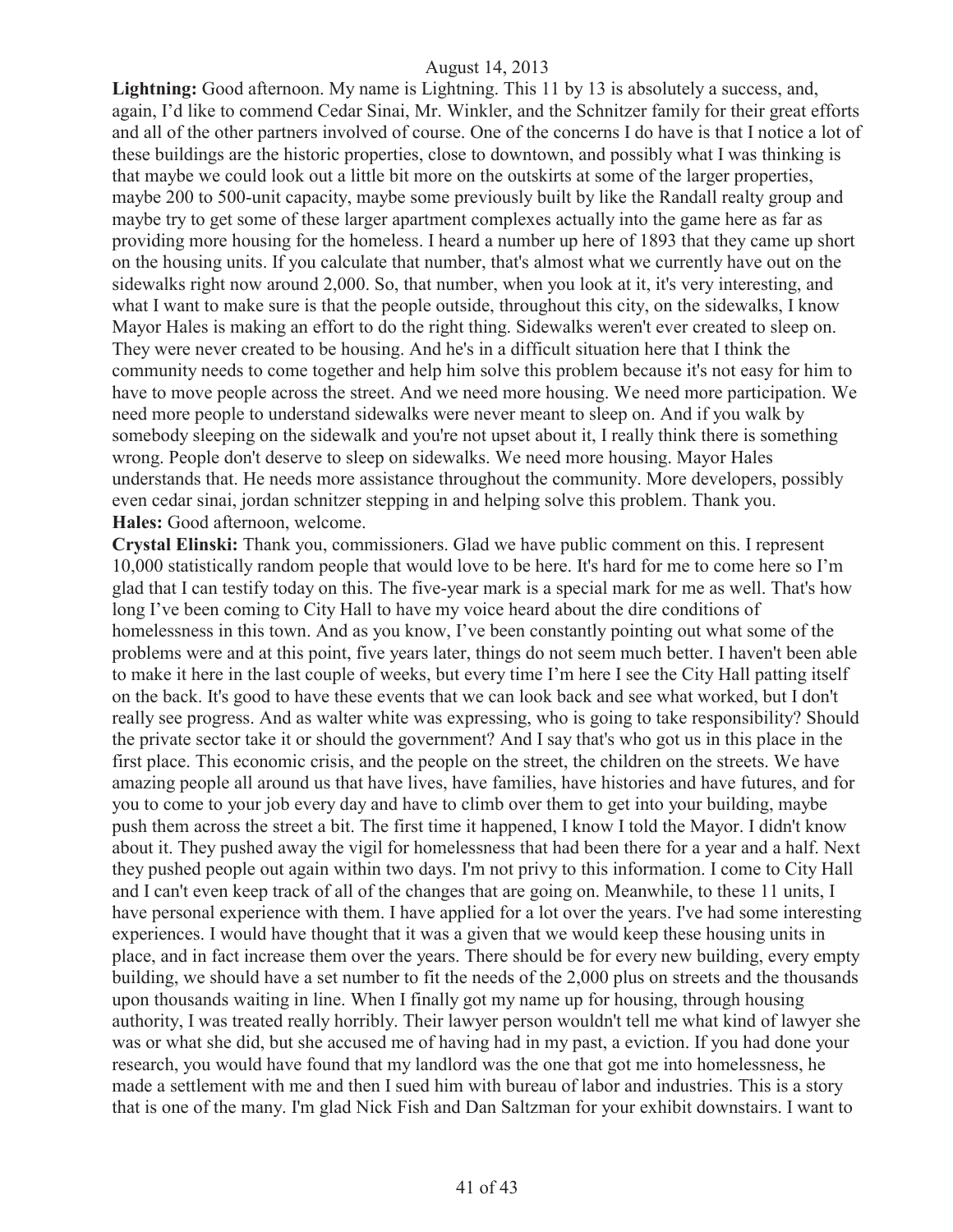**Lightning:** Good afternoon. My name is Lightning. This 11 by 13 is absolutely a success, and, again, I'd like to commend Cedar Sinai, Mr. Winkler, and the Schnitzer family for their great efforts and all of the other partners involved of course. One of the concerns I do have is that I notice a lot of these buildings are the historic properties, close to downtown, and possibly what I was thinking is that maybe we could look out a little bit more on the outskirts at some of the larger properties, maybe 200 to 500-unit capacity, maybe some previously built by like the Randall realty group and maybe try to get some of these larger apartment complexes actually into the game here as far as providing more housing for the homeless. I heard a number up here of 1893 that they came up short on the housing units. If you calculate that number, that's almost what we currently have out on the sidewalks right now around 2,000. So, that number, when you look at it, it's very interesting, and what I want to make sure is that the people outside, throughout this city, on the sidewalks, I know Mayor Hales is making an effort to do the right thing. Sidewalks weren't ever created to sleep on. They were never created to be housing. And he's in a difficult situation here that I think the community needs to come together and help him solve this problem because it's not easy for him to have to move people across the street. And we need more housing. We need more participation. We need more people to understand sidewalks were never meant to sleep on. And if you walk by somebody sleeping on the sidewalk and you're not upset about it, I really think there is something wrong. People don't deserve to sleep on sidewalks. We need more housing. Mayor Hales understands that. He needs more assistance throughout the community. More developers, possibly even cedar sinai, jordan schnitzer stepping in and helping solve this problem. Thank you.

**Hales:** Good afternoon, welcome.

**Crystal Elinski:** Thank you, commissioners. Glad we have public comment on this. I represent 10,000 statistically random people that would love to be here. It's hard for me to come here so I'm glad that I can testify today on this. The five-year mark is a special mark for me as well. That's how long I've been coming to City Hall to have my voice heard about the dire conditions of homelessness in this town. And as you know, I've been constantly pointing out what some of the problems were and at this point, five years later, things do not seem much better. I haven't been able to make it here in the last couple of weeks, but every time I'm here I see the City Hall patting itself on the back. It's good to have these events that we can look back and see what worked, but I don't really see progress. And as walter white was expressing, who is going to take responsibility? Should the private sector take it or should the government? And I say that's who got us in this place in the first place. This economic crisis, and the people on the street, the children on the streets. We have amazing people all around us that have lives, have families, have histories and have futures, and for you to come to your job every day and have to climb over them to get into your building, maybe push them across the street a bit. The first time it happened, I know I told the Mayor. I didn't know about it. They pushed away the vigil for homelessness that had been there for a year and a half. Next they pushed people out again within two days. I'm not privy to this information. I come to City Hall and I can't even keep track of all of the changes that are going on. Meanwhile, to these 11 units, I have personal experience with them. I have applied for a lot over the years. I've had some interesting experiences. I would have thought that it was a given that we would keep these housing units in place, and in fact increase them over the years. There should be for every new building, every empty building, we should have a set number to fit the needs of the 2,000 plus on streets and the thousands upon thousands waiting in line. When I finally got my name up for housing, through housing authority, I was treated really horribly. Their lawyer person wouldn't tell me what kind of lawyer she was or what she did, but she accused me of having had in my past, a eviction. If you had done your research, you would have found that my landlord was the one that got me into homelessness, he made a settlement with me and then I sued him with bureau of labor and industries. This is a story that is one of the many. I'm glad Nick Fish and Dan Saltzman for your exhibit downstairs. I want to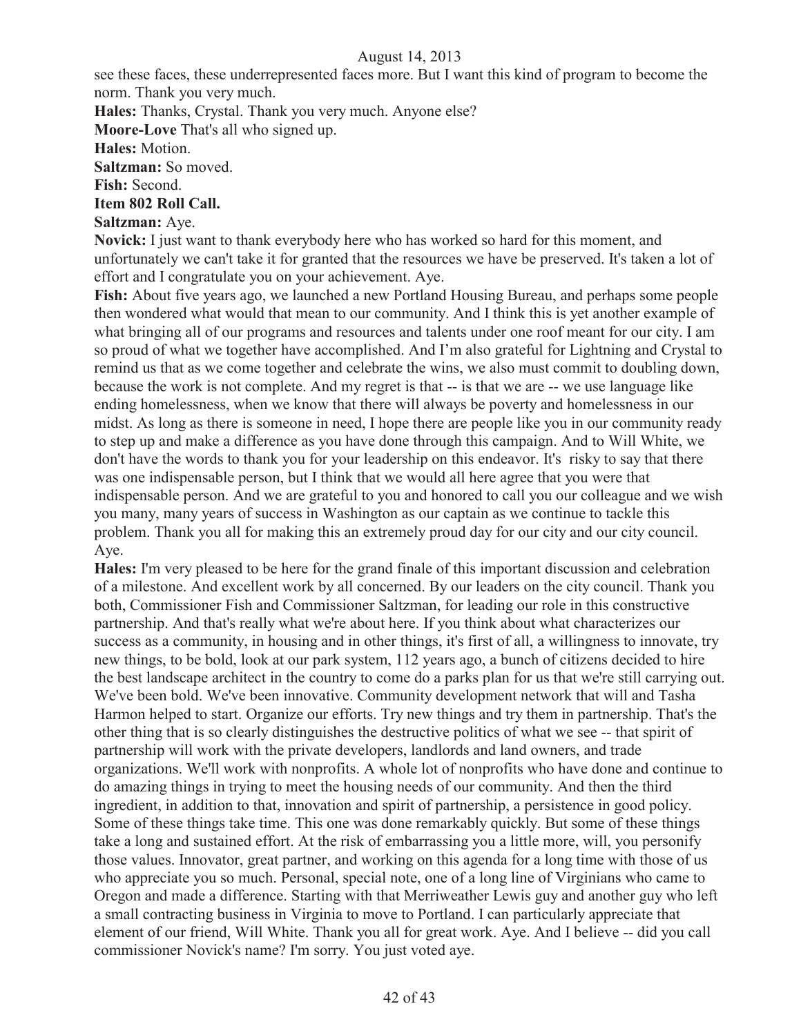see these faces, these underrepresented faces more. But I want this kind of program to become the norm. Thank you very much.

**Hales:** Thanks, Crystal. Thank you very much. Anyone else?

**Moore-Love** That's all who signed up.

**Hales:** Motion.

**Saltzman:** So moved.

**Fish:** Second.

**Item 802 Roll Call.**

**Saltzman:** Aye.

**Novick:** I just want to thank everybody here who has worked so hard for this moment, and unfortunately we can't take it for granted that the resources we have be preserved. It's taken a lot of effort and I congratulate you on your achievement. Aye.

**Fish:** About five years ago, we launched a new Portland Housing Bureau, and perhaps some people then wondered what would that mean to our community. And I think this is yet another example of what bringing all of our programs and resources and talents under one roof meant for our city. I am so proud of what we together have accomplished. And I'm also grateful for Lightning and Crystal to remind us that as we come together and celebrate the wins, we also must commit to doubling down, because the work is not complete. And my regret is that -- is that we are -- we use language like ending homelessness, when we know that there will always be poverty and homelessness in our midst. As long as there is someone in need, I hope there are people like you in our community ready to step up and make a difference as you have done through this campaign. And to Will White, we don't have the words to thank you for your leadership on this endeavor. It's risky to say that there was one indispensable person, but I think that we would all here agree that you were that indispensable person. And we are grateful to you and honored to call you our colleague and we wish you many, many years of success in Washington as our captain as we continue to tackle this problem. Thank you all for making this an extremely proud day for our city and our city council. Aye.

**Hales:** I'm very pleased to be here for the grand finale of this important discussion and celebration of a milestone. And excellent work by all concerned. By our leaders on the city council. Thank you both, Commissioner Fish and Commissioner Saltzman, for leading our role in this constructive partnership. And that's really what we're about here. If you think about what characterizes our success as a community, in housing and in other things, it's first of all, a willingness to innovate, try new things, to be bold, look at our park system, 112 years ago, a bunch of citizens decided to hire the best landscape architect in the country to come do a parks plan for us that we're still carrying out. We've been bold. We've been innovative. Community development network that will and Tasha Harmon helped to start. Organize our efforts. Try new things and try them in partnership. That's the other thing that is so clearly distinguishes the destructive politics of what we see -- that spirit of partnership will work with the private developers, landlords and land owners, and trade organizations. We'll work with nonprofits. A whole lot of nonprofits who have done and continue to do amazing things in trying to meet the housing needs of our community. And then the third ingredient, in addition to that, innovation and spirit of partnership, a persistence in good policy. Some of these things take time. This one was done remarkably quickly. But some of these things take a long and sustained effort. At the risk of embarrassing you a little more, will, you personify those values. Innovator, great partner, and working on this agenda for a long time with those of us who appreciate you so much. Personal, special note, one of a long line of Virginians who came to Oregon and made a difference. Starting with that Merriweather Lewis guy and another guy who left a small contracting business in Virginia to move to Portland. I can particularly appreciate that element of our friend, Will White. Thank you all for great work. Aye. And I believe -- did you call commissioner Novick's name? I'm sorry. You just voted aye.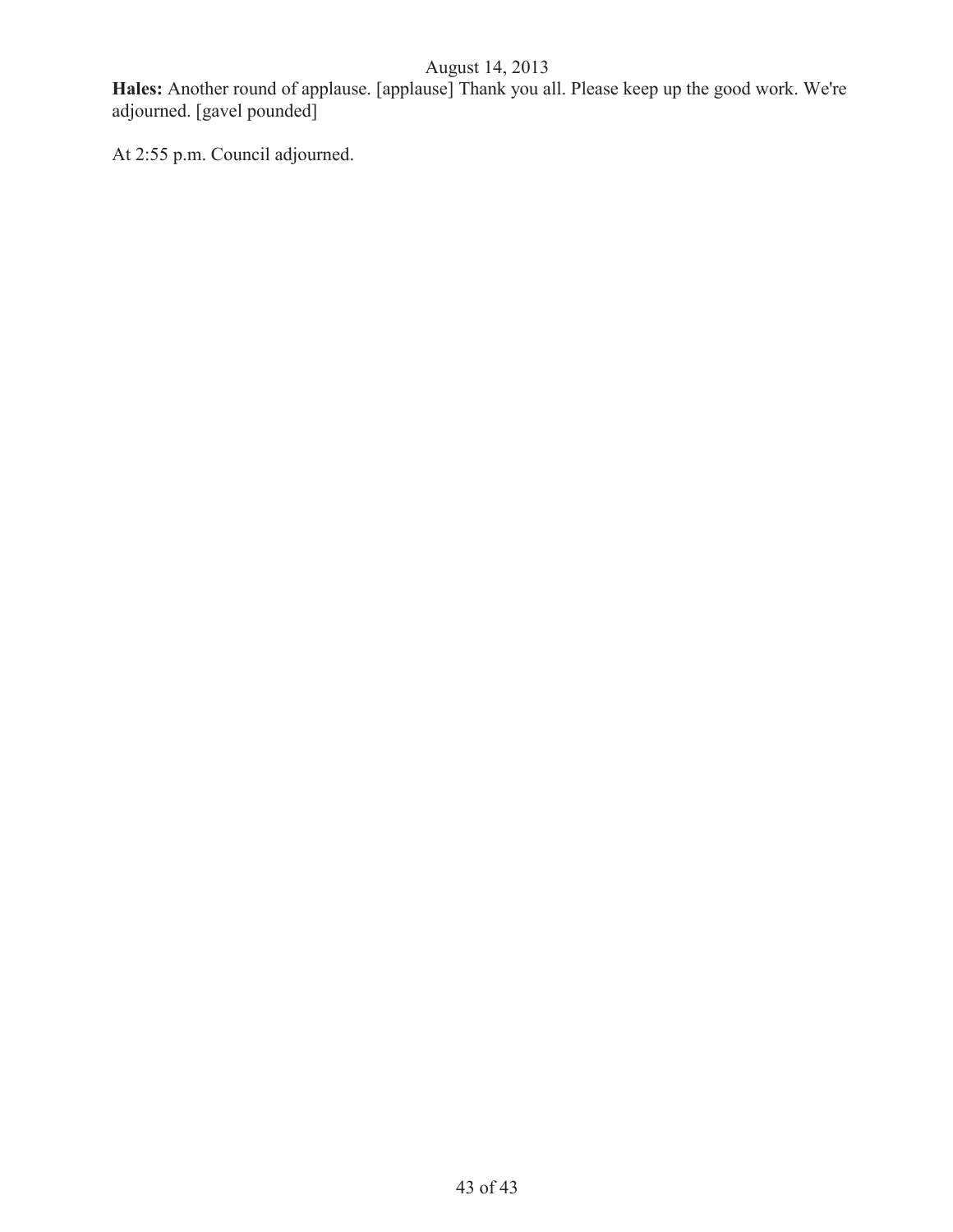**Hales:** Another round of applause. [applause] Thank you all. Please keep up the good work. We're adjourned. [gavel pounded]

At 2:55 p.m. Council adjourned.